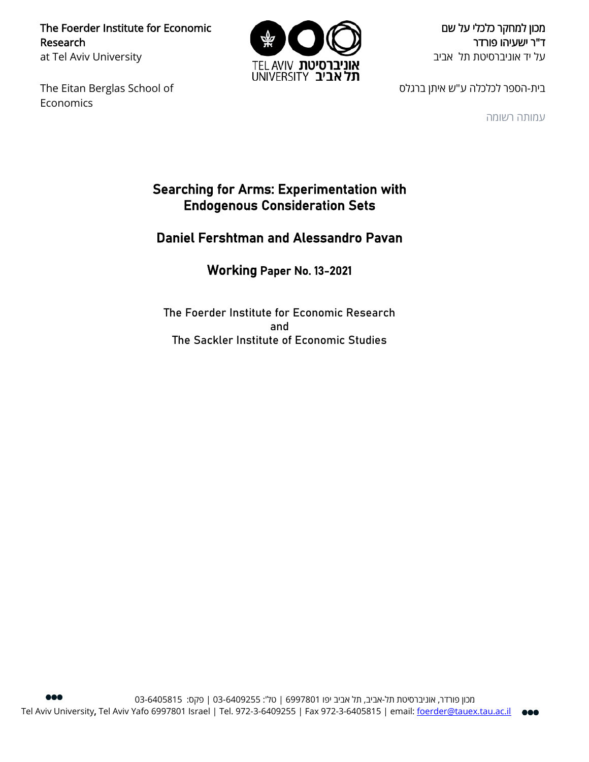The Foerder Institute for Economic Research
at Tel Aviv University

מכון למחקר כלכלי על שם
ד"ר ישעיהו פורדר
על יד אוניברסיטת תל אביב

The Eitan Berglas School of Economics

בית-הספר לכלכלה ע"ש איתן ברגלס

עמותה רשומה

# Searching for Arms: Experimentation with Endogenous Consideration Sets

## Daniel Fershtman and Alessandro Pavan

### Working Paper No. 13-2021

The Foerder Institute for Economic Research
and
The Sackler Institute of Economic Studies

מכון פורדר, אוניברסיטת תל-אביב, תל אביב יפו 6997801 | טל': 03-6409255 | פקס: 03-6405815
Tel Aviv University, Tel Aviv Yafo 6997801 Israel | Tel. 972-3-6409255 | Fax 972-3-6405815 | email: foerder@tauex.tau.ac.il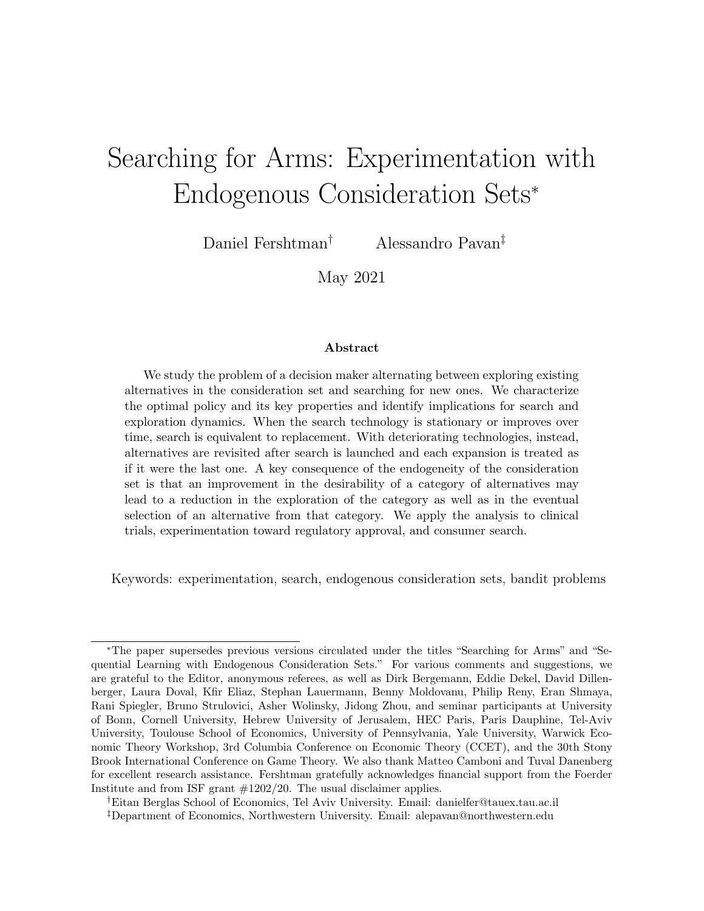# Searching for Arms: Experimentation with Endogenous Consideration Sets*

Daniel Fershtman[†] Alessandro Pavan[‡]

May 2021

### Abstract

We study the problem of a decision maker alternating between exploring existing alternatives in the consideration set and searching for new ones. We characterize the optimal policy and its key properties and identify implications for search and exploration dynamics. When the search technology is stationary or improves over time, search is equivalent to replacement. With deteriorating technologies, instead, alternatives are revisited after search is launched and each expansion is treated as if it were the last one. A key consequence of the endogeneity of the consideration set is that an improvement in the desirability of a category of alternatives may lead to a reduction in the exploration of the category as well as in the eventual selection of an alternative from that category. We apply the analysis to clinical trials, experimentation toward regulatory approval, and consumer search.

Keywords: experimentation, search, endogenous consideration sets, bandit problems

---

*The paper supersedes previous versions circulated under the titles "Searching for Arms" and "Sequential Learning with Endogenous Consideration Sets." For various comments and suggestions, we are grateful to the Editor, anonymous referees, as well as Dirk Bergemann, Eddie Dekel, David Dillenberger, Laura Doval, Kfir Eliaz, Stephan Lauermann, Benny Moldovanu, Philip Reny, Eran Shmaya, Rani Spiegler, Bruno Strulovici, Asher Wolinsky, Jidong Zhou, and seminar participants at University of Bonn, Cornell University, Hebrew University of Jerusalem, HEC Paris, Paris Dauphine, Tel-Aviv University, Toulouse School of Economics, University of Pennsylvania, Yale University, Warwick Economic Theory Workshop, 3rd Columbia Conference on Economic Theory (CCET), and the 30th Stony Brook International Conference on Game Theory. We also thank Matteo Camboni and Tuval Danenberg for excellent research assistance. Fershtman gratefully acknowledges financial support from the Foerder Institute and from ISF grant #1202/20. The usual disclaimer applies.

†Eitan Berglas School of Economics, Tel Aviv University. Email: danielfer@tauex.tau.ac.il

‡Department of Economics, Northwestern University. Email: alepavan@northwestern.edu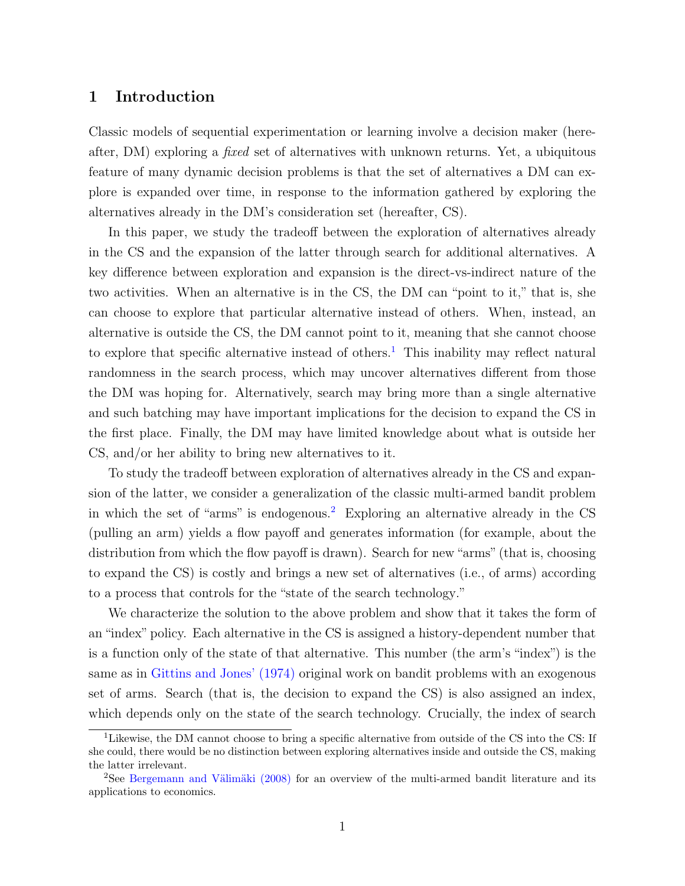# 1 Introduction

Classic models of sequential experimentation or learning involve a decision maker (hereafter, DM) exploring a *fixed* set of alternatives with unknown returns. Yet, a ubiquitous feature of many dynamic decision problems is that the set of alternatives a DM can explore is expanded over time, in response to the information gathered by exploring the alternatives already in the DM's consideration set (hereafter, CS).

In this paper, we study the tradeoff between the exploration of alternatives already in the CS and the expansion of the latter through search for additional alternatives. A key difference between exploration and expansion is the direct-vs-indirect nature of the two activities. When an alternative is in the CS, the DM can "point to it," that is, she can choose to explore that particular alternative instead of others. When, instead, an alternative is outside the CS, the DM cannot point to it, meaning that she cannot choose to explore that specific alternative instead of others.[1] This inability may reflect natural randomness in the search process, which may uncover alternatives different from those the DM was hoping for. Alternatively, search may bring more than a single alternative and such batching may have important implications for the decision to expand the CS in the first place. Finally, the DM may have limited knowledge about what is outside her CS, and/or her ability to bring new alternatives to it.

To study the tradeoff between exploration of alternatives already in the CS and expansion of the latter, we consider a generalization of the classic multi-armed bandit problem in which the set of "arms" is endogenous.[2] Exploring an alternative already in the CS (pulling an arm) yields a flow payoff and generates information (for example, about the distribution from which the flow payoff is drawn). Search for new "arms" (that is, choosing to expand the CS) is costly and brings a new set of alternatives (i.e., of arms) according to a process that controls for the "state of the search technology."

We characterize the solution to the above problem and show that it takes the form of an "index" policy. Each alternative in the CS is assigned a history-dependent number that is a function only of the state of that alternative. This number (the arm's "index") is the same as in Gittins and Jones' (1974) original work on bandit problems with an exogenous set of arms. Search (that is, the decision to expand the CS) is also assigned an index, which depends only on the state of the search technology. Crucially, the index of search

[1] Likewise, the DM cannot choose to bring a specific alternative from outside of the CS into the CS: If she could, there would be no distinction between exploring alternatives inside and outside the CS, making the latter irrelevant.

[2] See Bergemann and Välimäki (2008) for an overview of the multi-armed bandit literature and its applications to economics.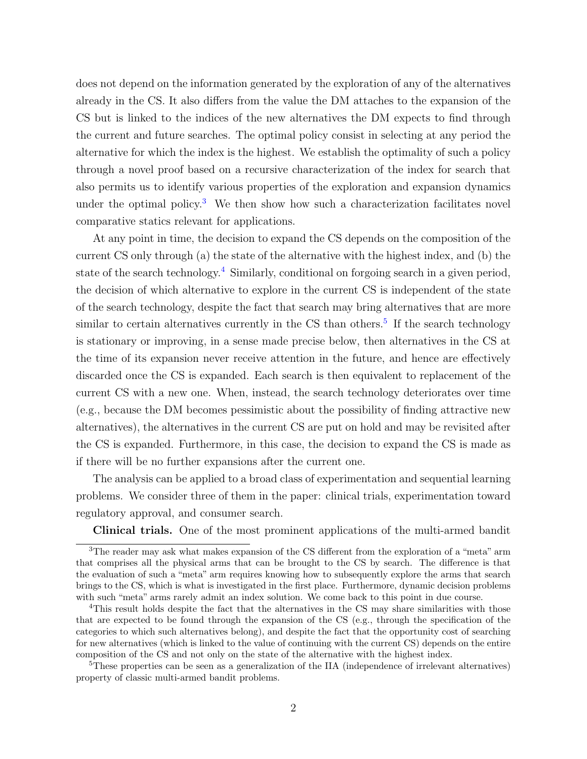does not depend on the information generated by the exploration of any of the alternatives already in the CS. It also differs from the value the DM attaches to the expansion of the CS but is linked to the indices of the new alternatives the DM expects to find through the current and future searches. The optimal policy consist in selecting at any period the alternative for which the index is the highest. We establish the optimality of such a policy through a novel proof based on a recursive characterization of the index for search that also permits us to identify various properties of the exploration and expansion dynamics under the optimal policy.[3] We then show how such a characterization facilitates novel comparative statics relevant for applications.

At any point in time, the decision to expand the CS depends on the composition of the current CS only through (a) the state of the alternative with the highest index, and (b) the state of the search technology.[4] Similarly, conditional on forgoing search in a given period, the decision of which alternative to explore in the current CS is independent of the state of the search technology, despite the fact that search may bring alternatives that are more similar to certain alternatives currently in the CS than others.[5] If the search technology is stationary or improving, in a sense made precise below, then alternatives in the CS at the time of its expansion never receive attention in the future, and hence are effectively discarded once the CS is expanded. Each search is then equivalent to replacement of the current CS with a new one. When, instead, the search technology deteriorates over time (e.g., because the DM becomes pessimistic about the possibility of finding attractive new alternatives), the alternatives in the current CS are put on hold and may be revisited after the CS is expanded. Furthermore, in this case, the decision to expand the CS is made as if there will be no further expansions after the current one.

The analysis can be applied to a broad class of experimentation and sequential learning problems. We consider three of them in the paper: clinical trials, experimentation toward regulatory approval, and consumer search.

**Clinical trials.** One of the most prominent applications of the multi-armed bandit

[3]The reader may ask what makes expansion of the CS different from the exploration of a "meta" arm that comprises all the physical arms that can be brought to the CS by search. The difference is that the evaluation of such a "meta" arm requires knowing how to subsequently explore the arms that search brings to the CS, which is what is investigated in the first place. Furthermore, dynamic decision problems with such "meta" arms rarely admit an index solution. We come back to this point in due course.

[4]This result holds despite the fact that the alternatives in the CS may share similarities with those that are expected to be found through the expansion of the CS (e.g., through the specification of the categories to which such alternatives belong), and despite the fact that the opportunity cost of searching for new alternatives (which is linked to the value of continuing with the current CS) depends on the entire composition of the CS and not only on the state of the alternative with the highest index.

[5]These properties can be seen as a generalization of the IIA (independence of irrelevant alternatives) property of classic multi-armed bandit problems.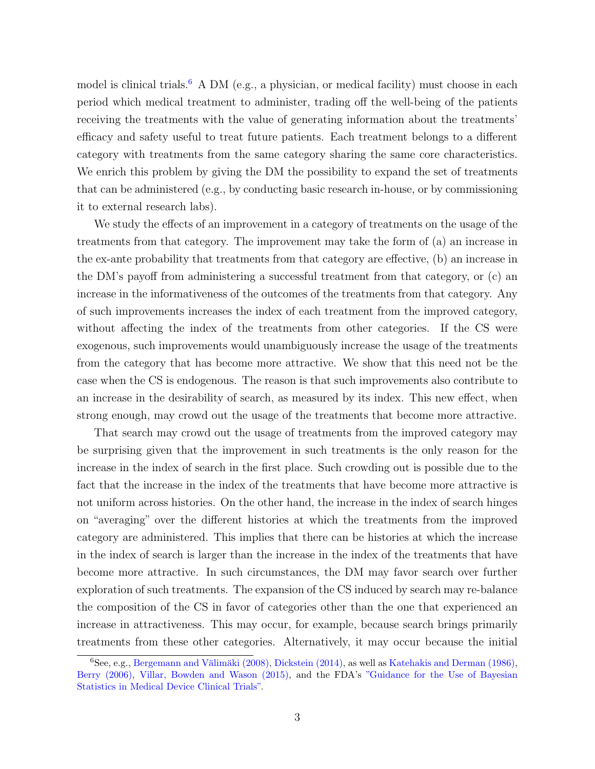model is clinical trials.[6] A DM (e.g., a physician, or medical facility) must choose in each period which medical treatment to administer, trading off the well-being of the patients receiving the treatments with the value of generating information about the treatments' efficacy and safety useful to treat future patients. Each treatment belongs to a different category with treatments from the same category sharing the same core characteristics. We enrich this problem by giving the DM the possibility to expand the set of treatments that can be administered (e.g., by conducting basic research in-house, or by commissioning it to external research labs).

We study the effects of an improvement in a category of treatments on the usage of the treatments from that category. The improvement may take the form of (a) an increase in the ex-ante probability that treatments from that category are effective, (b) an increase in the DM's payoff from administering a successful treatment from that category, or (c) an increase in the informativeness of the outcomes of the treatments from that category. Any of such improvements increases the index of each treatment from the improved category, without affecting the index of the treatments from other categories. If the CS were exogenous, such improvements would unambiguously increase the usage of the treatments from the category that has become more attractive. We show that this need not be the case when the CS is endogenous. The reason is that such improvements also contribute to an increase in the desirability of search, as measured by its index. This new effect, when strong enough, may crowd out the usage of the treatments that become more attractive.

That search may crowd out the usage of treatments from the improved category may be surprising given that the improvement in such treatments is the only reason for the increase in the index of search in the first place. Such crowding out is possible due to the fact that the increase in the index of the treatments that have become more attractive is not uniform across histories. On the other hand, the increase in the index of search hinges on "averaging" over the different histories at which the treatments from the improved category are administered. This implies that there can be histories at which the increase in the index of search is larger than the increase in the index of the treatments that have become more attractive. In such circumstances, the DM may favor search over further exploration of such treatments. The expansion of the CS induced by search may re-balance the composition of the CS in favor of categories other than the one that experienced an increase in attractiveness. This may occur, for example, because search brings primarily treatments from these other categories. Alternatively, it may occur because the initial

[6]See, e.g., Bergemann and Välimäki (2008), Dickstein (2014), as well as Katehakis and Derman (1986), Berry (2006), Villar, Bowden and Wason (2015), and the FDA's "Guidance for the Use of Bayesian Statistics in Medical Device Clinical Trials".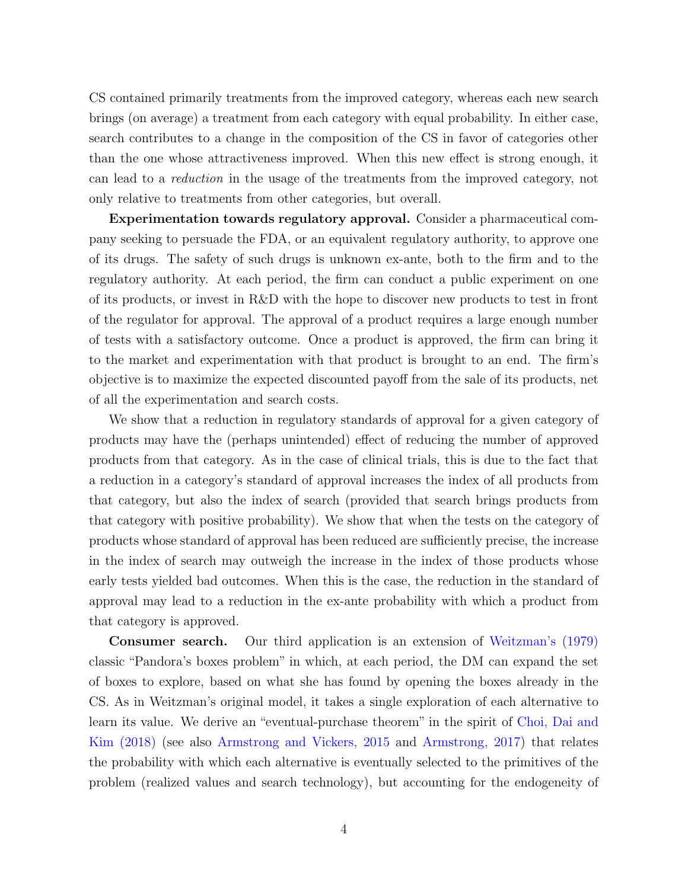CS contained primarily treatments from the improved category, whereas each new search brings (on average) a treatment from each category with equal probability. In either case, search contributes to a change in the composition of the CS in favor of categories other than the one whose attractiveness improved. When this new effect is strong enough, it can lead to a *reduction* in the usage of the treatments from the improved category, not only relative to treatments from other categories, but overall.

**Experimentation towards regulatory approval.** Consider a pharmaceutical company seeking to persuade the FDA, or an equivalent regulatory authority, to approve one of its drugs. The safety of such drugs is unknown ex-ante, both to the firm and to the regulatory authority. At each period, the firm can conduct a public experiment on one of its products, or invest in R&D with the hope to discover new products to test in front of the regulator for approval. The approval of a product requires a large enough number of tests with a satisfactory outcome. Once a product is approved, the firm can bring it to the market and experimentation with that product is brought to an end. The firm's objective is to maximize the expected discounted payoff from the sale of its products, net of all the experimentation and search costs.

We show that a reduction in regulatory standards of approval for a given category of products may have the (perhaps unintended) effect of reducing the number of approved products from that category. As in the case of clinical trials, this is due to the fact that a reduction in a category's standard of approval increases the index of all products from that category, but also the index of search (provided that search brings products from that category with positive probability). We show that when the tests on the category of products whose standard of approval has been reduced are sufficiently precise, the increase in the index of search may outweigh the increase in the index of those products whose early tests yielded bad outcomes. When this is the case, the reduction in the standard of approval may lead to a reduction in the ex-ante probability with which a product from that category is approved.

**Consumer search.** Our third application is an extension of Weitzman's (1979) classic "Pandora's boxes problem" in which, at each period, the DM can expand the set of boxes to explore, based on what she has found by opening the boxes already in the CS. As in Weitzman's original model, it takes a single exploration of each alternative to learn its value. We derive an "eventual-purchase theorem" in the spirit of Choi, Dai and Kim (2018) (see also Armstrong and Vickers, 2015 and Armstrong, 2017) that relates the probability with which each alternative is eventually selected to the primitives of the problem (realized values and search technology), but accounting for the endogeneity of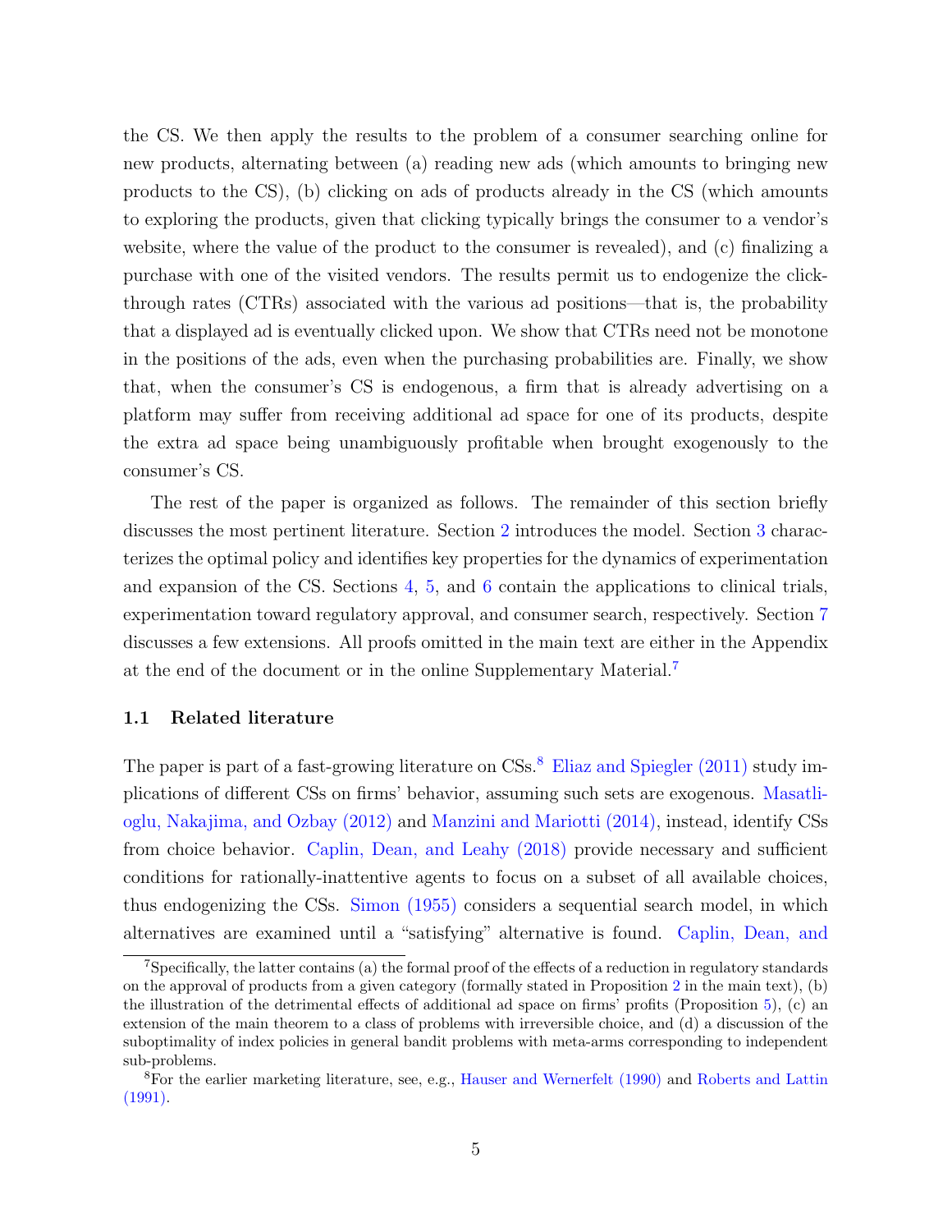the CS. We then apply the results to the problem of a consumer searching online for new products, alternating between (a) reading new ads (which amounts to bringing new products to the CS), (b) clicking on ads of products already in the CS (which amounts to exploring the products, given that clicking typically brings the consumer to a vendor's website, where the value of the product to the consumer is revealed), and (c) finalizing a purchase with one of the visited vendors. The results permit us to endogenize the click-through rates (CTRs) associated with the various ad positions—that is, the probability that a displayed ad is eventually clicked upon. We show that CTRs need not be monotone in the positions of the ads, even when the purchasing probabilities are. Finally, we show that, when the consumer's CS is endogenous, a firm that is already advertising on a platform may suffer from receiving additional ad space for one of its products, despite the extra ad space being unambiguously profitable when brought exogenously to the consumer's CS.

The rest of the paper is organized as follows. The remainder of this section briefly discusses the most pertinent literature. Section 2 introduces the model. Section 3 characterizes the optimal policy and identifies key properties for the dynamics of experimentation and expansion of the CS. Sections 4, 5, and 6 contain the applications to clinical trials, experimentation toward regulatory approval, and consumer search, respectively. Section 7 discusses a few extensions. All proofs omitted in the main text are either in the Appendix at the end of the document or in the online Supplementary Material.[7]

### 1.1 Related literature

The paper is part of a fast-growing literature on CSs.[8] Eliaz and Spiegler (2011) study implications of different CSs on firms' behavior, assuming such sets are exogenous. Masatlioglu, Nakajima, and Ozbay (2012) and Manzini and Mariotti (2014), instead, identify CSs from choice behavior. Caplin, Dean, and Leahy (2018) provide necessary and sufficient conditions for rationally-inattentive agents to focus on a subset of all available choices, thus endogenizing the CSs. Simon (1955) considers a sequential search model, in which alternatives are examined until a "satisfying" alternative is found. Caplin, Dean, and

[7] Specifically, the latter contains (a) the formal proof of the effects of a reduction in regulatory standards on the approval of products from a given category (formally stated in Proposition 2 in the main text), (b) the illustration of the detrimental effects of additional ad space on firms' profits (Proposition 5), (c) an extension of the main theorem to a class of problems with irreversible choice, and (d) a discussion of the suboptimality of index policies in general bandit problems with meta-arms corresponding to independent sub-problems.

[8] For the earlier marketing literature, see, e.g., Hauser and Wernerfelt (1990) and Roberts and Lattin (1991).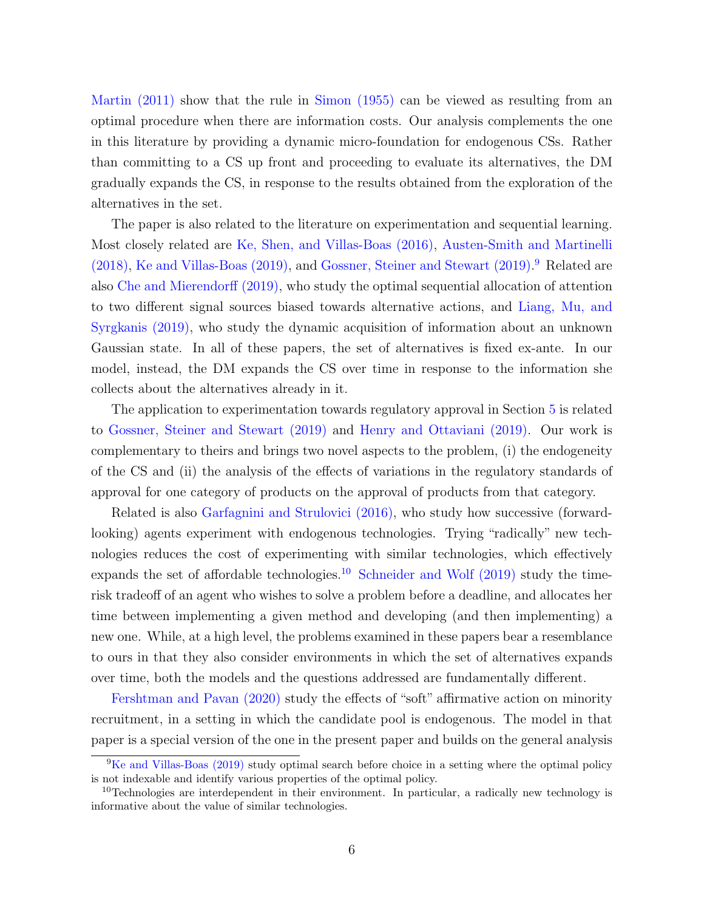Martin (2011) show that the rule in Simon (1955) can be viewed as resulting from an optimal procedure when there are information costs. Our analysis complements the one in this literature by providing a dynamic micro-foundation for endogenous CSs. Rather than committing to a CS up front and proceeding to evaluate its alternatives, the DM gradually expands the CS, in response to the results obtained from the exploration of the alternatives in the set.

The paper is also related to the literature on experimentation and sequential learning. Most closely related are Ke, Shen, and Villas-Boas (2016), Austen-Smith and Martinelli (2018), Ke and Villas-Boas (2019), and Gossner, Steiner and Stewart (2019).[9] Related are also Che and Mierendorff (2019), who study the optimal sequential allocation of attention to two different signal sources biased towards alternative actions, and Liang, Mu, and Syrgkanis (2019), who study the dynamic acquisition of information about an unknown Gaussian state. In all of these papers, the set of alternatives is fixed ex-ante. In our model, instead, the DM expands the CS over time in response to the information she collects about the alternatives already in it.

The application to experimentation towards regulatory approval in Section 5 is related to Gossner, Steiner and Stewart (2019) and Henry and Ottaviani (2019). Our work is complementary to theirs and brings two novel aspects to the problem, (i) the endogeneity of the CS and (ii) the analysis of the effects of variations in the regulatory standards of approval for one category of products on the approval of products from that category.

Related is also Garfagnini and Strulovici (2016), who study how successive (forward-looking) agents experiment with endogenous technologies. Trying "radically" new technologies reduces the cost of experimenting with similar technologies, which effectively expands the set of affordable technologies.[10] Schneider and Wolf (2019) study the time-risk tradeoff of an agent who wishes to solve a problem before a deadline, and allocates her time between implementing a given method and developing (and then implementing) a new one. While, at a high level, the problems examined in these papers bear a resemblance to ours in that they also consider environments in which the set of alternatives expands over time, both the models and the questions addressed are fundamentally different.

Fershtman and Pavan (2020) study the effects of "soft" affirmative action on minority recruitment, in a setting in which the candidate pool is endogenous. The model in that paper is a special version of the one in the present paper and builds on the general analysis

[9] Ke and Villas-Boas (2019) study optimal search before choice in a setting where the optimal policy is not indexable and identify various properties of the optimal policy.

[10] Technologies are interdependent in their environment. In particular, a radically new technology is informative about the value of similar technologies.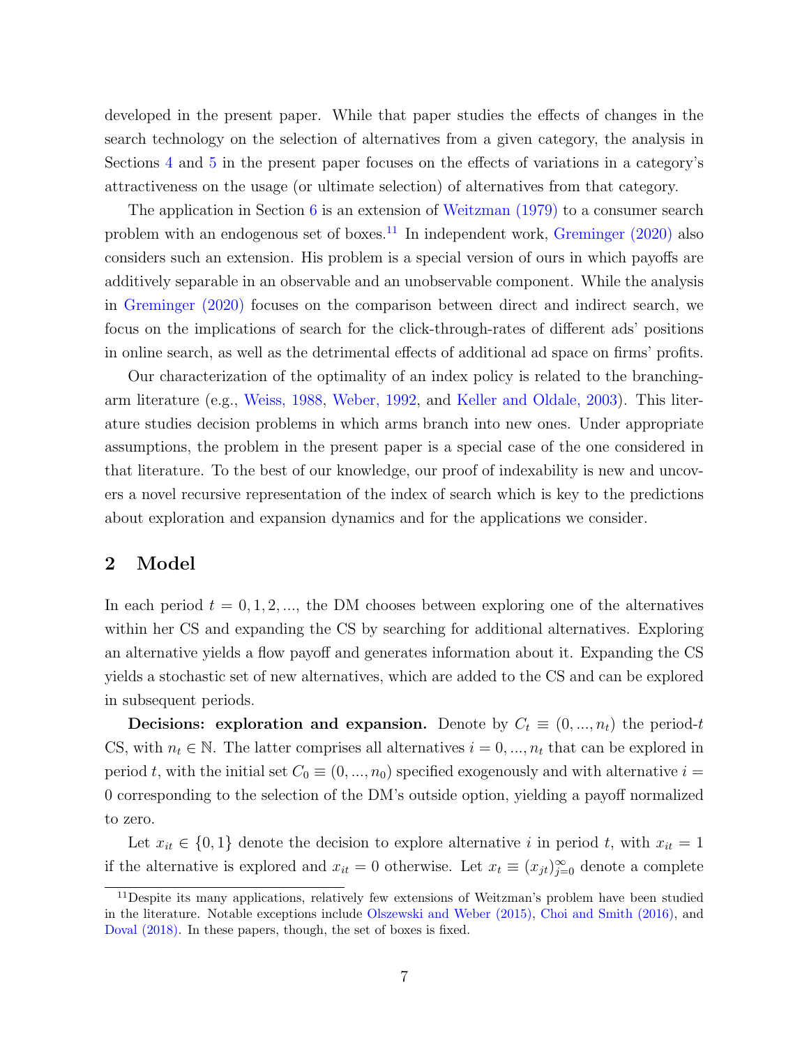developed in the present paper. While that paper studies the effects of changes in the search technology on the selection of alternatives from a given category, the analysis in Sections 4 and 5 in the present paper focuses on the effects of variations in a category's attractiveness on the usage (or ultimate selection) of alternatives from that category.

The application in Section 6 is an extension of Weitzman (1979) to a consumer search problem with an endogenous set of boxes.[11] In independent work, Greminger (2020) also considers such an extension. His problem is a special version of ours in which payoffs are additively separable in an observable and an unobservable component. While the analysis in Greminger (2020) focuses on the comparison between direct and indirect search, we focus on the implications of search for the click-through-rates of different ads' positions in online search, as well as the detrimental effects of additional ad space on firms' profits.

Our characterization of the optimality of an index policy is related to the branching-arm literature (e.g., Weiss, 1988, Weber, 1992, and Keller and Oldale, 2003). This literature studies decision problems in which arms branch into new ones. Under appropriate assumptions, the problem in the present paper is a special case of the one considered in that literature. To the best of our knowledge, our proof of indexability is new and uncovers a novel recursive representation of the index of search which is key to the predictions about exploration and expansion dynamics and for the applications we consider.

## 2 Model

In each period $t = 0, 1, 2, ...$, the DM chooses between exploring one of the alternatives within her CS and expanding the CS by searching for additional alternatives. Exploring an alternative yields a flow payoff and generates information about it. Expanding the CS yields a stochastic set of new alternatives, which are added to the CS and can be explored in subsequent periods.

**Decisions: exploration and expansion.** Denote by $C_t \equiv (0, ..., n_t)$ the period-$t$ CS, with $n_t \in \mathbb{N}$. The latter comprises all alternatives $i = 0, ..., n_t$ that can be explored in period $t$, with the initial set $C_0 \equiv (0, ..., n_0)$ specified exogenously and with alternative $i = 0$ corresponding to the selection of the DM's outside option, yielding a payoff normalized to zero.

Let $x_{it} \in \{0, 1\}$ denote the decision to explore alternative $i$ in period $t$, with $x_{it} = 1$ if the alternative is explored and $x_{it} = 0$ otherwise. Let $x_t \equiv (x_{jt})_{j=0}^{\infty}$ denote a complete

[11] Despite its many applications, relatively few extensions of Weitzman's problem have been studied in the literature. Notable exceptions include Olszewski and Weber (2015), Choi and Smith (2016), and Doval (2018). In these papers, though, the set of boxes is fixed.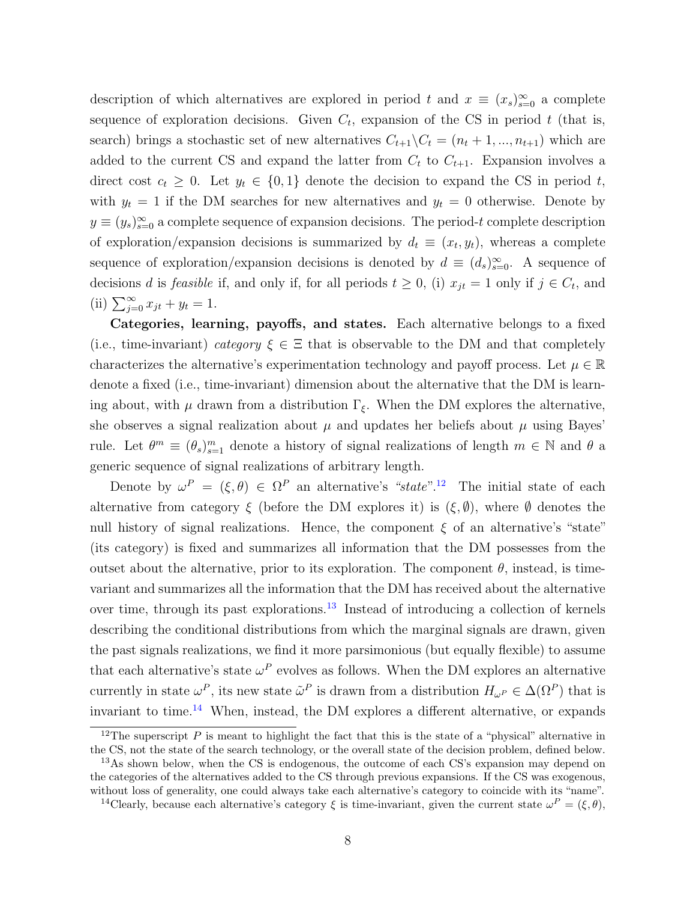description of which alternatives are explored in period $t$ and $x \equiv (x_s)_{s=0}^{\infty}$ a complete sequence of exploration decisions. Given $C_t$, expansion of the CS in period $t$ (that is, search) brings a stochastic set of new alternatives $C_{t+1} \backslash C_t = (n_t + 1, ..., n_{t+1})$ which are added to the current CS and expand the latter from $C_t$ to $C_{t+1}$. Expansion involves a direct cost $c_t \geq 0$. Let $y_t \in \{0, 1\}$ denote the decision to expand the CS in period $t$, with $y_t = 1$ if the DM searches for new alternatives and $y_t = 0$ otherwise. Denote by $y \equiv (y_s)_{s=0}^{\infty}$ a complete sequence of expansion decisions. The period-$t$ complete description of exploration/expansion decisions is summarized by $d_t \equiv (x_t, y_t)$, whereas a complete sequence of exploration/expansion decisions is denoted by $d \equiv (d_s)_{s=0}^{\infty}$. A sequence of decisions $d$ is *feasible* if, and only if, for all periods $t \geq 0$, (i) $x_{jt} = 1$ only if $j \in C_t$, and (ii) $\sum_{j=0}^{\infty} x_{jt} + y_t = 1$.

**Categories, learning, payoffs, and states.** Each alternative belongs to a fixed (i.e., time-invariant) *category* $\xi \in \Xi$ that is observable to the DM and that completely characterizes the alternative's experimentation technology and payoff process. Let $\mu \in \mathbb{R}$ denote a fixed (i.e., time-invariant) dimension about the alternative that the DM is learning about, with $\mu$ drawn from a distribution $\Gamma_\xi$. When the DM explores the alternative, she observes a signal realization about $\mu$ and updates her beliefs about $\mu$ using Bayes' rule. Let $\theta^m \equiv (\theta_s)_{s=1}^{m}$ denote a history of signal realizations of length $m \in \mathbb{N}$ and $\theta$ a generic sequence of signal realizations of arbitrary length.

Denote by $\omega^P = (\xi, \theta) \in \Omega^P$ an alternative's *"state"*.[12] The initial state of each alternative from category $\xi$ (before the DM explores it) is $(\xi, \emptyset)$, where $\emptyset$ denotes the null history of signal realizations. Hence, the component $\xi$ of an alternative's "state" (its category) is fixed and summarizes all information that the DM possesses from the outset about the alternative, prior to its exploration. The component $\theta$, instead, is time-variant and summarizes all the information that the DM has received about the alternative over time, through its past explorations.[13] Instead of introducing a collection of kernels describing the conditional distributions from which the marginal signals are drawn, given the past signals realizations, we find it more parsimonious (but equally flexible) to assume that each alternative's state $\omega^P$ evolves as follows. When the DM explores an alternative currently in state $\omega^P$, its new state $\tilde{\omega}^P$ is drawn from a distribution $H_{\omega^P} \in \Delta(\Omega^P)$ that is invariant to time.[14] When, instead, the DM explores a different alternative, or expands

[12] The superscript $P$ is meant to highlight the fact that this is the state of a "physical" alternative in the CS, not the state of the search technology, or the overall state of the decision problem, defined below.

[13] As shown below, when the CS is endogenous, the outcome of each CS's expansion may depend on the categories of the alternatives added to the CS through previous expansions. If the CS was exogenous, without loss of generality, one could always take each alternative's category to coincide with its "name".

[14] Clearly, because each alternative's category $\xi$ is time-invariant, given the current state $\omega^P = (\xi, \theta)$,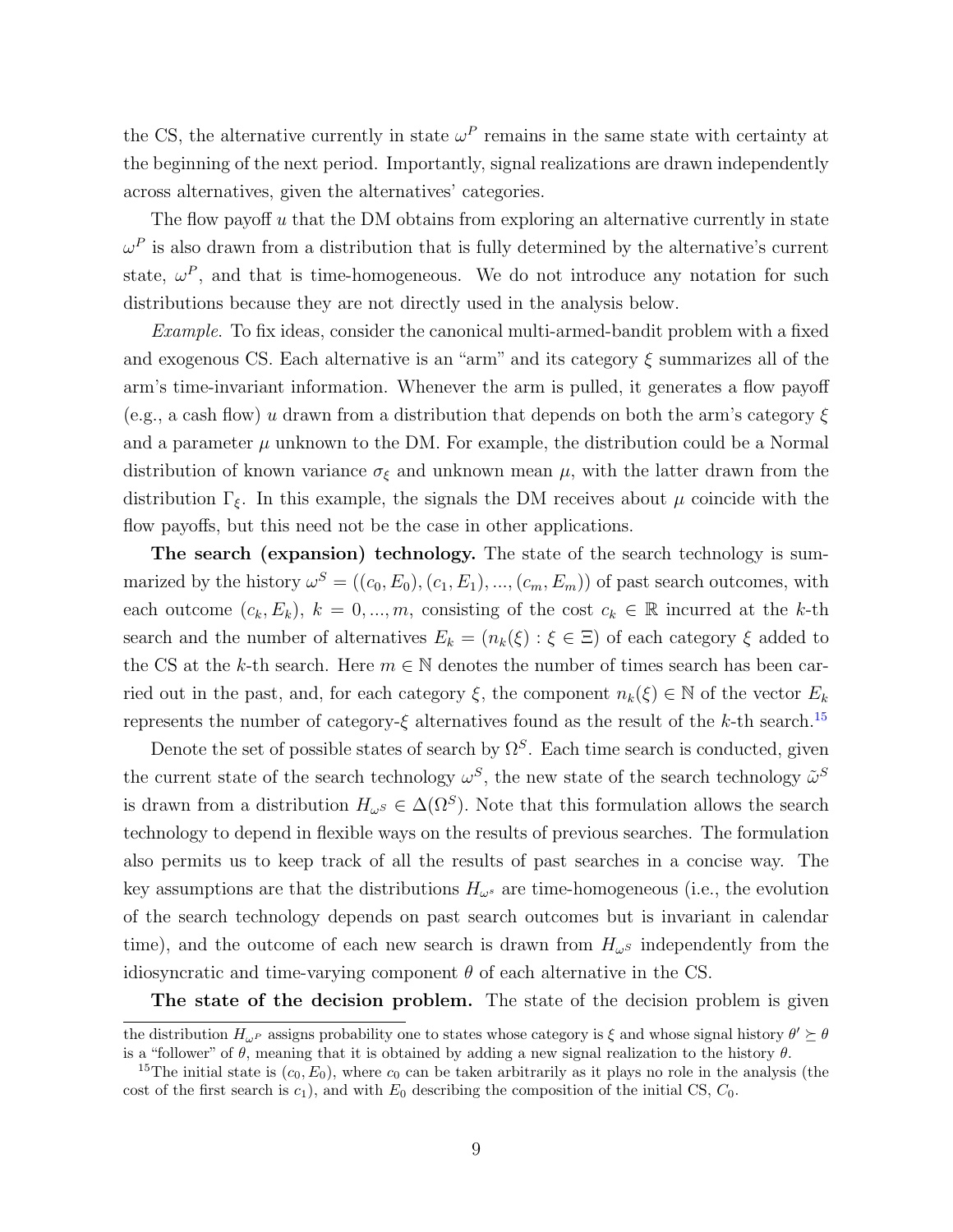the CS, the alternative currently in state $\omega^P$ remains in the same state with certainty at the beginning of the next period. Importantly, signal realizations are drawn independently across alternatives, given the alternatives' categories.

The flow payoff $u$ that the DM obtains from exploring an alternative currently in state $\omega^P$ is also drawn from a distribution that is fully determined by the alternative's current state, $\omega^P$, and that is time-homogeneous. We do not introduce any notation for such distributions because they are not directly used in the analysis below.

*Example*. To fix ideas, consider the canonical multi-armed-bandit problem with a fixed and exogenous CS. Each alternative is an "arm" and its category $\xi$ summarizes all of the arm's time-invariant information. Whenever the arm is pulled, it generates a flow payoff (e.g., a cash flow) $u$ drawn from a distribution that depends on both the arm's category $\xi$ and a parameter $\mu$ unknown to the DM. For example, the distribution could be a Normal distribution of known variance $\sigma_\xi$ and unknown mean $\mu$, with the latter drawn from the distribution $\Gamma_\xi$. In this example, the signals the DM receives about $\mu$ coincide with the flow payoffs, but this need not be the case in other applications.

**The search (expansion) technology.** The state of the search technology is summarized by the history $\omega^S = ((c_0, E_0), (c_1, E_1), ..., (c_m, E_m))$ of past search outcomes, with each outcome $(c_k, E_k)$, $k = 0, ..., m$, consisting of the cost $c_k \in \mathbb{R}$ incurred at the $k$-th search and the number of alternatives $E_k = (n_k(\xi) : \xi \in \Xi)$ of each category $\xi$ added to the CS at the $k$-th search. Here $m \in \mathbb{N}$ denotes the number of times search has been carried out in the past, and, for each category $\xi$, the component $n_k(\xi) \in \mathbb{N}$ of the vector $E_k$ represents the number of category-$\xi$ alternatives found as the result of the $k$-th search.[15]

Denote the set of possible states of search by $\Omega^S$. Each time search is conducted, given the current state of the search technology $\omega^S$, the new state of the search technology $\tilde{\omega}^S$ is drawn from a distribution $H_{\omega^S} \in \Delta(\Omega^S)$. Note that this formulation allows the search technology to depend in flexible ways on the results of previous searches. The formulation also permits us to keep track of all the results of past searches in a concise way. The key assumptions are that the distributions $H_{\omega^s}$ are time-homogeneous (i.e., the evolution of the search technology depends on past search outcomes but is invariant in calendar time), and the outcome of each new search is drawn from $H_{\omega^S}$ independently from the idiosyncratic and time-varying component $\theta$ of each alternative in the CS.

**The state of the decision problem.** The state of the decision problem is given

---

the distribution $H_{\omega^P}$ assigns probability one to states whose category is $\xi$ and whose signal history $\theta' \succeq \theta$ is a "follower" of $\theta$, meaning that it is obtained by adding a new signal realization to the history $\theta$.

[15] The initial state is $(c_0, E_0)$, where $c_0$ can be taken arbitrarily as it plays no role in the analysis (the cost of the first search is $c_1$), and with $E_0$ describing the composition of the initial CS, $C_0$.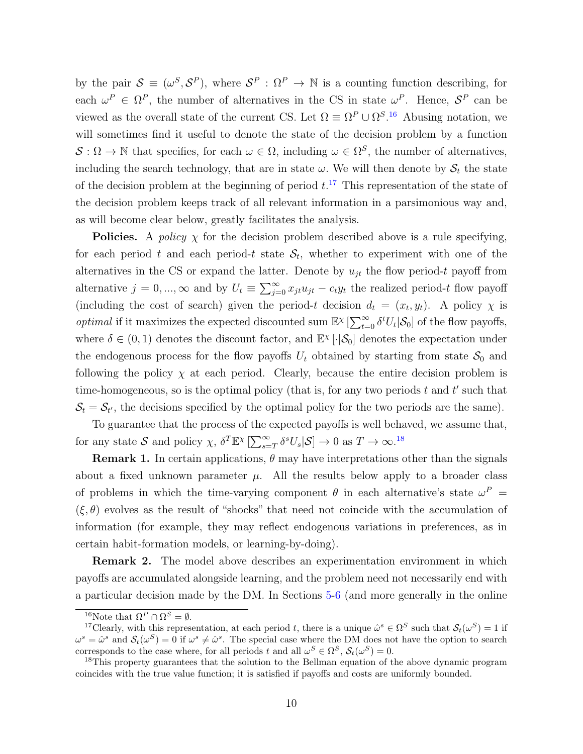by the pair $\mathcal{S} \equiv (\omega^S, \mathcal{S}^P)$, where $\mathcal{S}^P : \Omega^P \to \mathbb{N}$ is a counting function describing, for each $\omega^P \in \Omega^P$, the number of alternatives in the CS in state $\omega^P$. Hence, $\mathcal{S}^P$ can be viewed as the overall state of the current CS. Let $\Omega \equiv \Omega^P \cup \Omega^S$.[16] Abusing notation, we will sometimes find it useful to denote the state of the decision problem by a function $\mathcal{S} : \Omega \to \mathbb{N}$ that specifies, for each $\omega \in \Omega$, including $\omega \in \Omega^S$, the number of alternatives, including the search technology, that are in state $\omega$. We will then denote by $\mathcal{S}_t$ the state of the decision problem at the beginning of period $t$.[17] This representation of the state of the decision problem keeps track of all relevant information in a parsimonious way and, as will become clear below, greatly facilitates the analysis.

**Policies.** A *policy* $\chi$ for the decision problem described above is a rule specifying, for each period $t$ and each period-$t$ state $\mathcal{S}_t$, whether to experiment with one of the alternatives in the CS or expand the latter. Denote by $u_{jt}$ the flow period-$t$ payoff from alternative $j = 0, ..., \infty$ and by $U_t \equiv \sum_{j=0}^{\infty} x_{jt}u_{jt} - c_t y_t$ the realized period-$t$ flow payoff (including the cost of search) given the period-$t$ decision $d_t = (x_t, y_t)$. A policy $\chi$ is *optimal* if it maximizes the expected discounted sum $\mathbb{E}^{\chi}\left[\sum_{t=0}^{\infty} \delta^t U_t | \mathcal{S}_0\right]$ of the flow payoffs, where $\delta \in (0, 1)$ denotes the discount factor, and $\mathbb{E}^{\chi}\left[\cdot|\mathcal{S}_0\right]$ denotes the expectation under the endogenous process for the flow payoffs $U_t$ obtained by starting from state $\mathcal{S}_0$ and following the policy $\chi$ at each period. Clearly, because the entire decision problem is time-homogeneous, so is the optimal policy (that is, for any two periods $t$ and $t'$ such that $\mathcal{S}_t = \mathcal{S}_{t'}$, the decisions specified by the optimal policy for the two periods are the same).

To guarantee that the process of the expected payoffs is well behaved, we assume that, for any state $\mathcal{S}$ and policy $\chi$, $\delta^T \mathbb{E}^{\chi}\left[\sum_{s=T}^{\infty} \delta^s U_s | \mathcal{S}\right] \to 0$ as $T \to \infty$.[18]

**Remark 1.** In certain applications, $\theta$ may have interpretations other than the signals about a fixed unknown parameter $\mu$. All the results below apply to a broader class of problems in which the time-varying component $\theta$ in each alternative's state $\omega^P = (\xi, \theta)$ evolves as the result of "shocks" that need not coincide with the accumulation of information (for example, they may reflect endogenous variations in preferences, as in certain habit-formation models, or learning-by-doing).

**Remark 2.** The model above describes an experimentation environment in which payoffs are accumulated alongside learning, and the problem need not necessarily end with a particular decision made by the DM. In Sections 5-6 (and more generally in the online

---

[16] Note that $\Omega^P \cap \Omega^S = \emptyset$.

[17] Clearly, with this representation, at each period $t$, there is a unique $\hat{\omega}^s \in \Omega^S$ such that $\mathcal{S}_t(\omega^S) = 1$ if $\omega^s = \hat{\omega}^s$ and $\mathcal{S}_t(\omega^S) = 0$ if $\omega^s \neq \hat{\omega}^s$. The special case where the DM does not have the option to search corresponds to the case where, for all periods $t$ and all $\omega^S \in \Omega^S$, $\mathcal{S}_t(\omega^S) = 0$.

[18] This property guarantees that the solution to the Bellman equation of the above dynamic program coincides with the true value function; it is satisfied if payoffs and costs are uniformly bounded.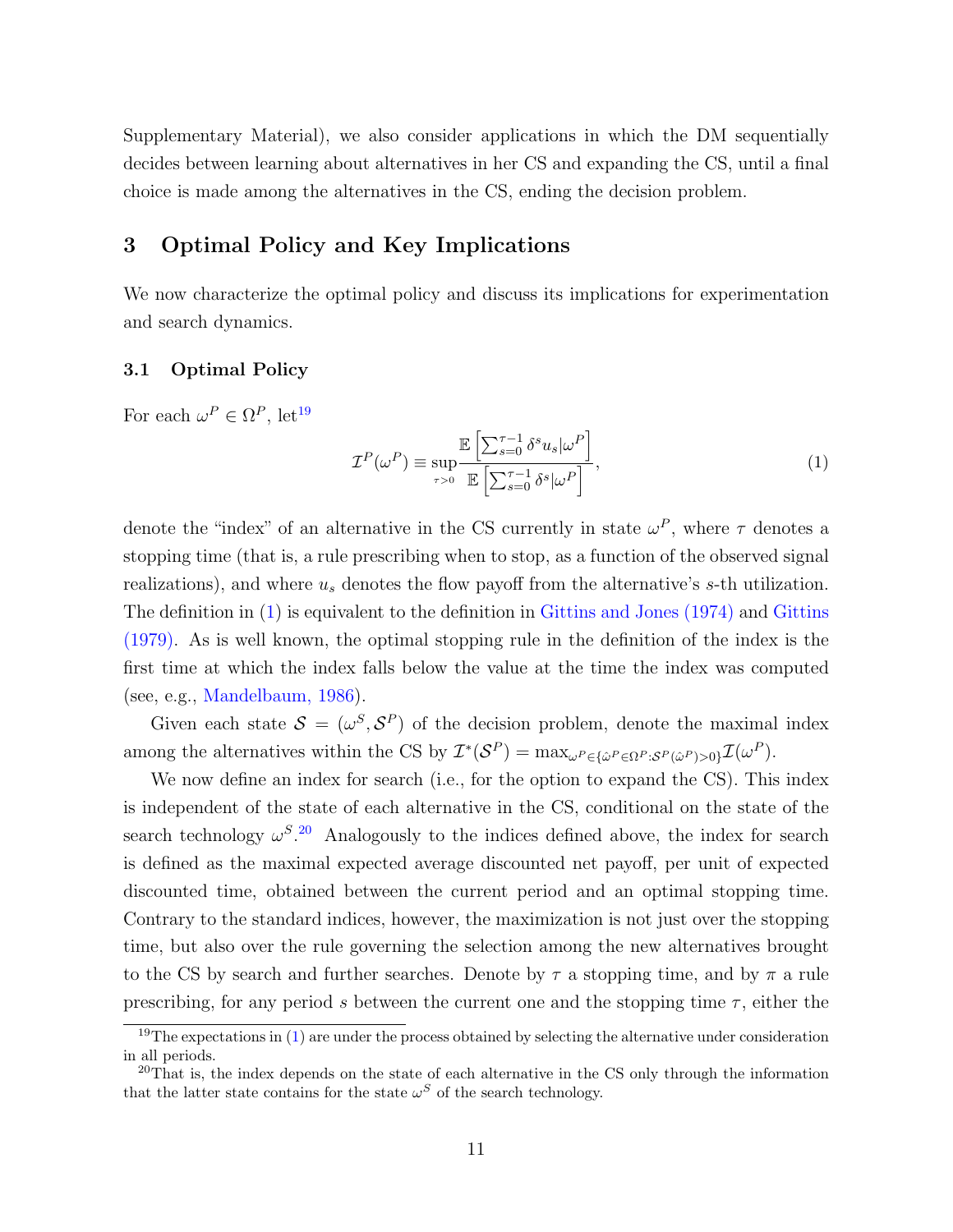Supplementary Material), we also consider applications in which the DM sequentially decides between learning about alternatives in her CS and expanding the CS, until a final choice is made among the alternatives in the CS, ending the decision problem.

## 3 Optimal Policy and Key Implications

We now characterize the optimal policy and discuss its implications for experimentation and search dynamics.

### 3.1 Optimal Policy

For each $\omega^P \in \Omega^P$, let[19]

$$\mathcal{I}^P(\omega^P) \equiv \sup_{\tau>0} \frac{\mathbb{E}\left[\sum_{s=0}^{\tau-1} \delta^s u_s | \omega^P\right]}{\mathbb{E}\left[\sum_{s=0}^{\tau-1} \delta^s | \omega^P\right]}, \tag{1}$$

denote the "index" of an alternative in the CS currently in state $\omega^P$, where $\tau$ denotes a stopping time (that is, a rule prescribing when to stop, as a function of the observed signal realizations), and where $u_s$ denotes the flow payoff from the alternative's $s$-th utilization. The definition in (1) is equivalent to the definition in Gittins and Jones (1974) and Gittins (1979). As is well known, the optimal stopping rule in the definition of the index is the first time at which the index falls below the value at the time the index was computed (see, e.g., Mandelbaum, 1986).

Given each state $\mathcal{S} = (\omega^S, \mathcal{S}^P)$ of the decision problem, denote the maximal index among the alternatives within the CS by $\mathcal{I}^*(\mathcal{S}^P) = \max_{\omega^P \in \{\hat{\omega}^P \in \Omega^P : \mathcal{S}^P(\hat{\omega}^P)>0\}} \mathcal{I}(\omega^P)$.

We now define an index for search (i.e., for the option to expand the CS). This index is independent of the state of each alternative in the CS, conditional on the state of the search technology $\omega^S$.[20] Analogously to the indices defined above, the index for search is defined as the maximal expected average discounted net payoff, per unit of expected discounted time, obtained between the current period and an optimal stopping time. Contrary to the standard indices, however, the maximization is not just over the stopping time, but also over the rule governing the selection among the new alternatives brought to the CS by search and further searches. Denote by $\tau$ a stopping time, and by $\pi$ a rule prescribing, for any period $s$ between the current one and the stopping time $\tau$, either the

[19] The expectations in (1) are under the process obtained by selecting the alternative under consideration in all periods.

[20] That is, the index depends on the state of each alternative in the CS only through the information that the latter state contains for the state $\omega^S$ of the search technology.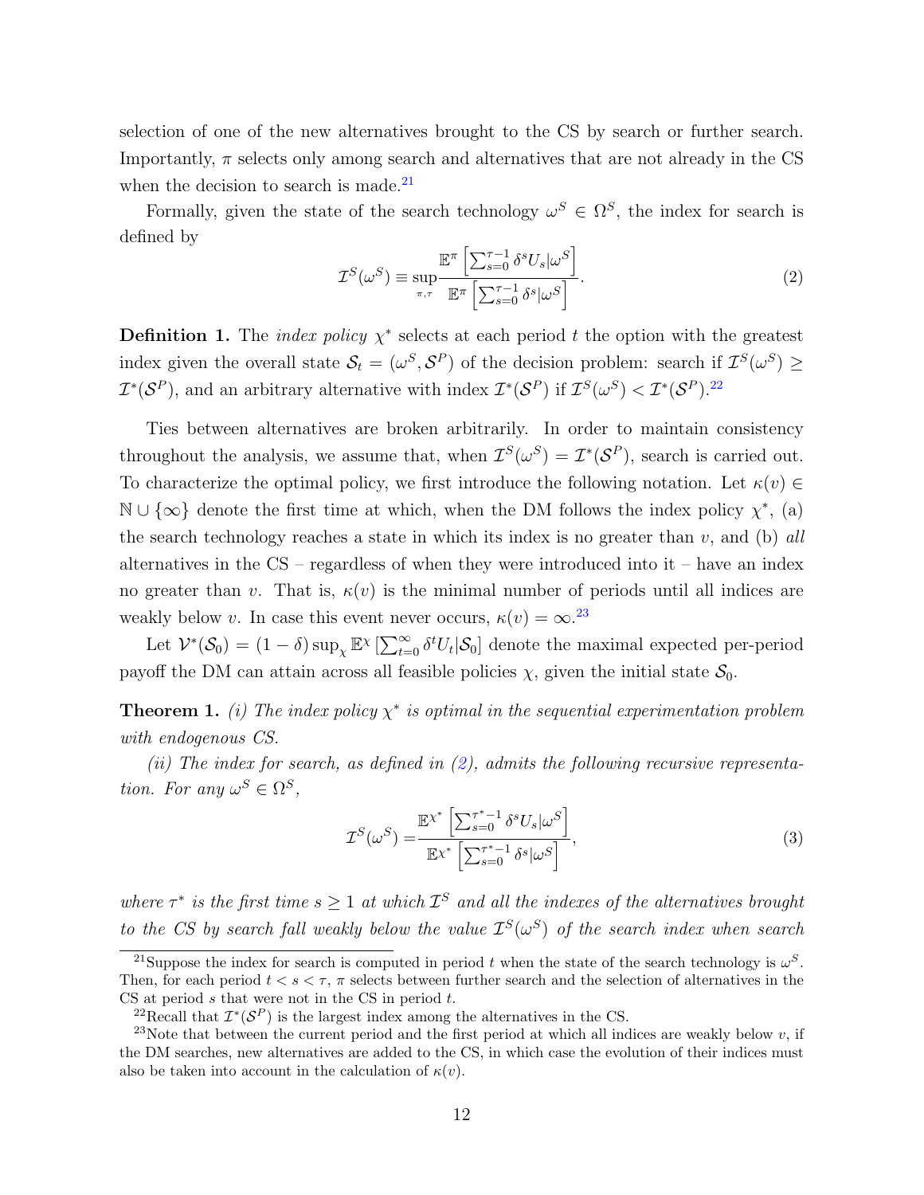selection of one of the new alternatives brought to the CS by search or further search. Importantly, $\pi$ selects only among search and alternatives that are not already in the CS when the decision to search is made.[21]

Formally, given the state of the search technology $\omega^S \in \Omega^S$, the index for search is defined by

$$\mathcal{I}^S(\omega^S) \equiv \sup_{\pi,\tau} \frac{\mathbb{E}^\pi\left[\sum_{s=0}^{\tau-1} \delta^s U_s | \omega^S\right]}{\mathbb{E}^\pi\left[\sum_{s=0}^{\tau-1} \delta^s | \omega^S\right]}. \tag{2}$$

**Definition 1.** The *index policy* $\chi^*$ selects at each period $t$ the option with the greatest index given the overall state $\mathcal{S}_t = (\omega^S, \mathcal{S}^P)$ of the decision problem: search if $\mathcal{I}^S(\omega^S) \geq \mathcal{I}^*(\mathcal{S}^P)$, and an arbitrary alternative with index $\mathcal{I}^*(\mathcal{S}^P)$ if $\mathcal{I}^S(\omega^S) < \mathcal{I}^*(\mathcal{S}^P)$.[22]

Ties between alternatives are broken arbitrarily. In order to maintain consistency throughout the analysis, we assume that, when $\mathcal{I}^S(\omega^S) = \mathcal{I}^*(\mathcal{S}^P)$, search is carried out. To characterize the optimal policy, we first introduce the following notation. Let $\kappa(v) \in \mathbb{N} \cup \{\infty\}$ denote the first time at which, when the DM follows the index policy $\chi^*$, (a) the search technology reaches a state in which its index is no greater than $v$, and (b) *all* alternatives in the CS – regardless of when they were introduced into it – have an index no greater than $v$. That is, $\kappa(v)$ is the minimal number of periods until all indices are weakly below $v$. In case this event never occurs, $\kappa(v) = \infty$.[23]

Let $\mathcal{V}^*(\mathcal{S}_0) = (1-\delta)\sup_\chi \mathbb{E}^\chi\left[\sum_{t=0}^\infty \delta^t U_t | \mathcal{S}_0\right]$ denote the maximal expected per-period payoff the DM can attain across all feasible policies $\chi$, given the initial state $\mathcal{S}_0$.

**Theorem 1.** *(i) The index policy $\chi^*$ is optimal in the sequential experimentation problem with endogenous CS.*

*(ii) The index for search, as defined in (2), admits the following recursive representation. For any $\omega^S \in \Omega^S$,*

$$\mathcal{I}^S(\omega^S) = \frac{\mathbb{E}^{\chi^*}\left[\sum_{s=0}^{\tau^*-1} \delta^s U_s | \omega^S\right]}{\mathbb{E}^{\chi^*}\left[\sum_{s=0}^{\tau^*-1} \delta^s | \omega^S\right]}, \tag{3}$$

*where $\tau^*$ is the first time $s \geq 1$ at which $\mathcal{I}^S$ and all the indexes of the alternatives brought to the CS by search fall weakly below the value $\mathcal{I}^S(\omega^S)$ of the search index when search*

---

[21] Suppose the index for search is computed in period $t$ when the state of the search technology is $\omega^S$. Then, for each period $t < s < \tau$, $\pi$ selects between further search and the selection of alternatives in the CS at period $s$ that were not in the CS in period $t$.

[22] Recall that $\mathcal{I}^*(\mathcal{S}^P)$ is the largest index among the alternatives in the CS.

[23] Note that between the current period and the first period at which all indices are weakly below $v$, if the DM searches, new alternatives are added to the CS, in which case the evolution of their indices must also be taken into account in the calculation of $\kappa(v)$.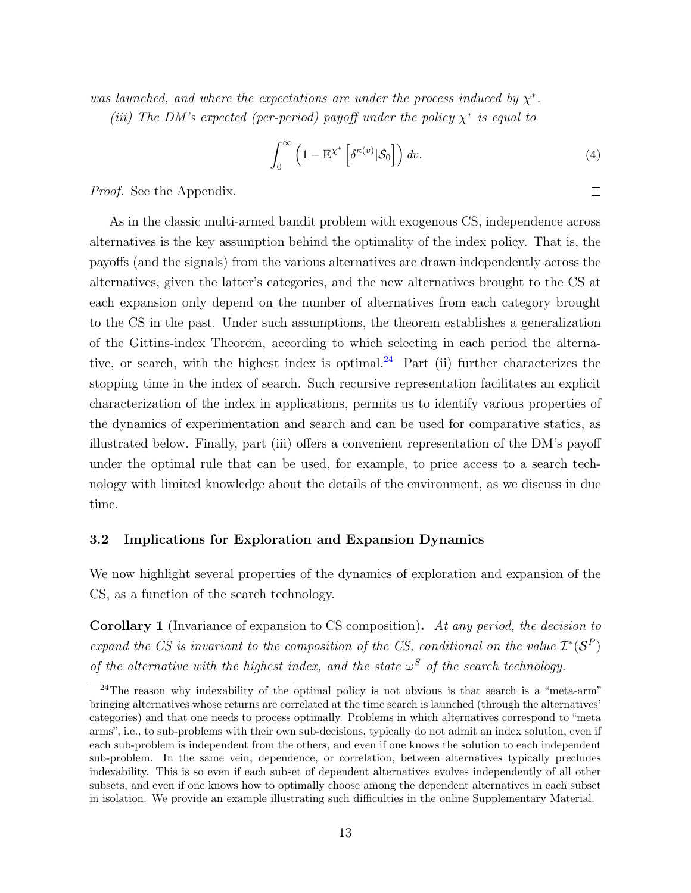*was launched, and where the expectations are under the process induced by $\chi^*$.*

*(iii) The DM's expected (per-period) payoff under the policy $\chi^*$ is equal to*

$$\int_0^\infty \left(1 - \mathbb{E}^{\chi^*}\left[\delta^{\kappa(v)}|\mathcal{S}_0\right]\right) dv. \tag{4}$$

*Proof.* See the Appendix. □

As in the classic multi-armed bandit problem with exogenous CS, independence across alternatives is the key assumption behind the optimality of the index policy. That is, the payoffs (and the signals) from the various alternatives are drawn independently across the alternatives, given the latter's categories, and the new alternatives brought to the CS at each expansion only depend on the number of alternatives from each category brought to the CS in the past. Under such assumptions, the theorem establishes a generalization of the Gittins-index Theorem, according to which selecting in each period the alternative, or search, with the highest index is optimal.[24] Part (ii) further characterizes the stopping time in the index of search. Such recursive representation facilitates an explicit characterization of the index in applications, permits us to identify various properties of the dynamics of experimentation and search and can be used for comparative statics, as illustrated below. Finally, part (iii) offers a convenient representation of the DM's payoff under the optimal rule that can be used, for example, to price access to a search technology with limited knowledge about the details of the environment, as we discuss in due time.

### 3.2 Implications for Exploration and Expansion Dynamics

We now highlight several properties of the dynamics of exploration and expansion of the CS, as a function of the search technology.

**Corollary 1** (Invariance of expansion to CS composition)**.** *At any period, the decision to expand the CS is invariant to the composition of the CS, conditional on the value $\mathcal{I}^*(\mathcal{S}^P)$ of the alternative with the highest index, and the state $\omega^S$ of the search technology.*

[24] The reason why indexability of the optimal policy is not obvious is that search is a "meta-arm" bringing alternatives whose returns are correlated at the time search is launched (through the alternatives' categories) and that one needs to process optimally. Problems in which alternatives correspond to "meta arms", i.e., to sub-problems with their own sub-decisions, typically do not admit an index solution, even if each sub-problem is independent from the others, and even if one knows the solution to each independent sub-problem. In the same vein, dependence, or correlation, between alternatives typically precludes indexability. This is so even if each subset of dependent alternatives evolves independently of all other subsets, and even if one knows how to optimally choose among the dependent alternatives in each subset in isolation. We provide an example illustrating such difficulties in the online Supplementary Material.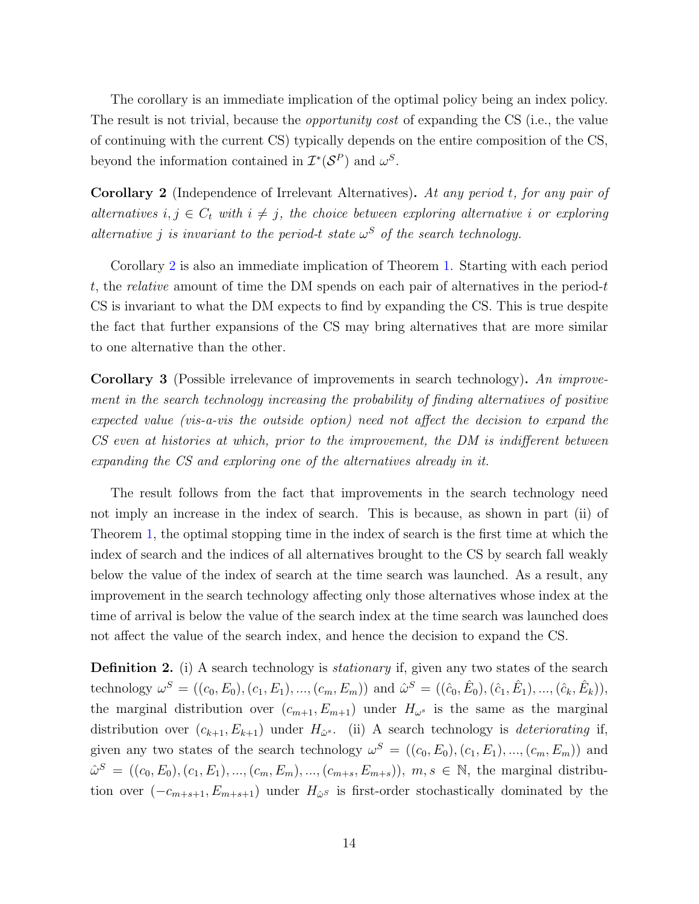The corollary is an immediate implication of the optimal policy being an index policy. The result is not trivial, because the *opportunity cost* of expanding the CS (i.e., the value of continuing with the current CS) typically depends on the entire composition of the CS, beyond the information contained in $\mathcal{I}^*(\mathcal{S}^P)$ and $\omega^S$.

**Corollary 2** (Independence of Irrelevant Alternatives)**.** *At any period $t$, for any pair of alternatives $i, j \in C_t$ with $i \neq j$, the choice between exploring alternative $i$ or exploring alternative $j$ is invariant to the period-$t$ state $\omega^S$ of the search technology.*

Corollary 2 is also an immediate implication of Theorem 1. Starting with each period $t$, the *relative* amount of time the DM spends on each pair of alternatives in the period-$t$ CS is invariant to what the DM expects to find by expanding the CS. This is true despite the fact that further expansions of the CS may bring alternatives that are more similar to one alternative than the other.

**Corollary 3** (Possible irrelevance of improvements in search technology)**.** *An improvement in the search technology increasing the probability of finding alternatives of positive expected value (vis-a-vis the outside option) need not affect the decision to expand the CS even at histories at which, prior to the improvement, the DM is indifferent between expanding the CS and exploring one of the alternatives already in it.*

The result follows from the fact that improvements in the search technology need not imply an increase in the index of search. This is because, as shown in part (ii) of Theorem 1, the optimal stopping time in the index of search is the first time at which the index of search and the indices of all alternatives brought to the CS by search fall weakly below the value of the index of search at the time search was launched. As a result, any improvement in the search technology affecting only those alternatives whose index at the time of arrival is below the value of the search index at the time search was launched does not affect the value of the search index, and hence the decision to expand the CS.

**Definition 2.** (i) A search technology is *stationary* if, given any two states of the search technology $\omega^S = ((c_0, E_0), (c_1, E_1), ..., (c_m, E_m))$ and $\hat{\omega}^S = ((\hat{c}_0, \hat{E}_0), (\hat{c}_1, \hat{E}_1), ..., (\hat{c}_k, \hat{E}_k))$, the marginal distribution over $(c_{m+1}, E_{m+1})$ under $H_{\omega^s}$ is the same as the marginal distribution over $(c_{k+1}, E_{k+1})$ under $H_{\hat{\omega}^s}$. (ii) A search technology is *deteriorating* if, given any two states of the search technology $\omega^S = ((c_0, E_0), (c_1, E_1), ..., (c_m, E_m))$ and $\hat{\omega}^S = ((c_0, E_0), (c_1, E_1), ..., (c_m, E_m), ..., (c_{m+s}, E_{m+s}))$, $m, s \in \mathbb{N}$, the marginal distribution over $(-c_{m+s+1}, E_{m+s+1})$ under $H_{\hat{\omega}^S}$ is first-order stochastically dominated by the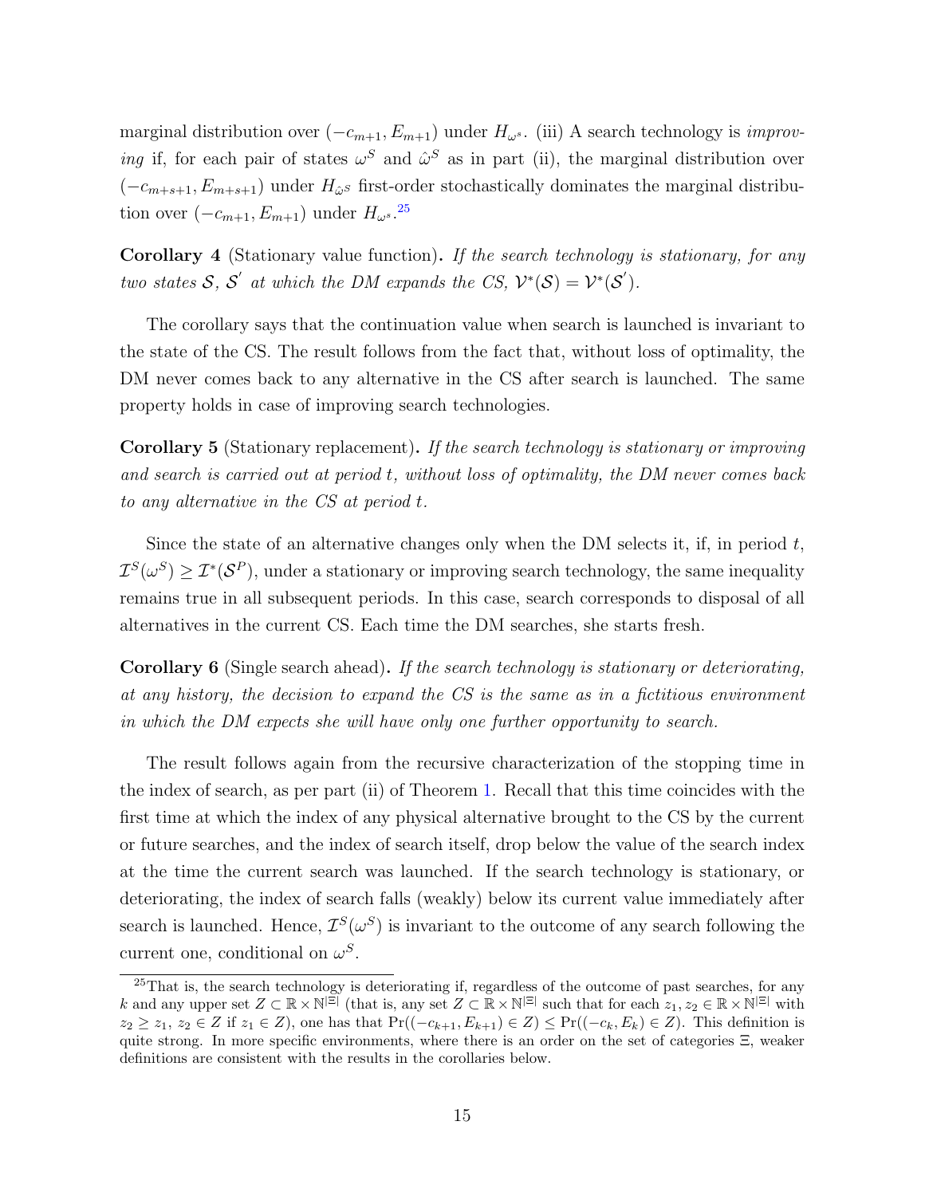marginal distribution over $(-c_{m+1}, E_{m+1})$ under $H_{\omega^s}$. (iii) A search technology is *improving* if, for each pair of states $\omega^S$ and $\hat{\omega}^S$ as in part (ii), the marginal distribution over $(-c_{m+s+1}, E_{m+s+1})$ under $H_{\hat{\omega}^S}$ first-order stochastically dominates the marginal distribution over $(-c_{m+1}, E_{m+1})$ under $H_{\omega^s}$.[25]

**Corollary 4** (Stationary value function)**.** *If the search technology is stationary, for any two states $\mathcal{S}$, $\mathcal{S}'$ at which the DM expands the CS, $\mathcal{V}^*(\mathcal{S}) = \mathcal{V}^*(\mathcal{S}')$.*

The corollary says that the continuation value when search is launched is invariant to the state of the CS. The result follows from the fact that, without loss of optimality, the DM never comes back to any alternative in the CS after search is launched. The same property holds in case of improving search technologies.

**Corollary 5** (Stationary replacement)**.** *If the search technology is stationary or improving and search is carried out at period t, without loss of optimality, the DM never comes back to any alternative in the CS at period t.*

Since the state of an alternative changes only when the DM selects it, if, in period $t$, $\mathcal{I}^S(\omega^S) \geq \mathcal{I}^*(\mathcal{S}^P)$, under a stationary or improving search technology, the same inequality remains true in all subsequent periods. In this case, search corresponds to disposal of all alternatives in the current CS. Each time the DM searches, she starts fresh.

**Corollary 6** (Single search ahead)**.** *If the search technology is stationary or deteriorating, at any history, the decision to expand the CS is the same as in a fictitious environment in which the DM expects she will have only one further opportunity to search.*

The result follows again from the recursive characterization of the stopping time in the index of search, as per part (ii) of Theorem 1. Recall that this time coincides with the first time at which the index of any physical alternative brought to the CS by the current or future searches, and the index of search itself, drop below the value of the search index at the time the current search was launched. If the search technology is stationary, or deteriorating, the index of search falls (weakly) below its current value immediately after search is launched. Hence, $\mathcal{I}^S(\omega^S)$ is invariant to the outcome of any search following the current one, conditional on $\omega^S$.

[25] That is, the search technology is deteriorating if, regardless of the outcome of past searches, for any $k$ and any upper set $Z \subset \mathbb{R} \times \mathbb{N}^{|\Xi|}$ (that is, any set $Z \subset \mathbb{R} \times \mathbb{N}^{|\Xi|}$ such that for each $z_1, z_2 \in \mathbb{R} \times \mathbb{N}^{|\Xi|}$ with $z_2 \geq z_1$, $z_2 \in Z$ if $z_1 \in Z$), one has that $\Pr((-c_{k+1}, E_{k+1}) \in Z) \leq \Pr((-c_k, E_k) \in Z)$. This definition is quite strong. In more specific environments, where there is an order on the set of categories $\Xi$, weaker definitions are consistent with the results in the corollaries below.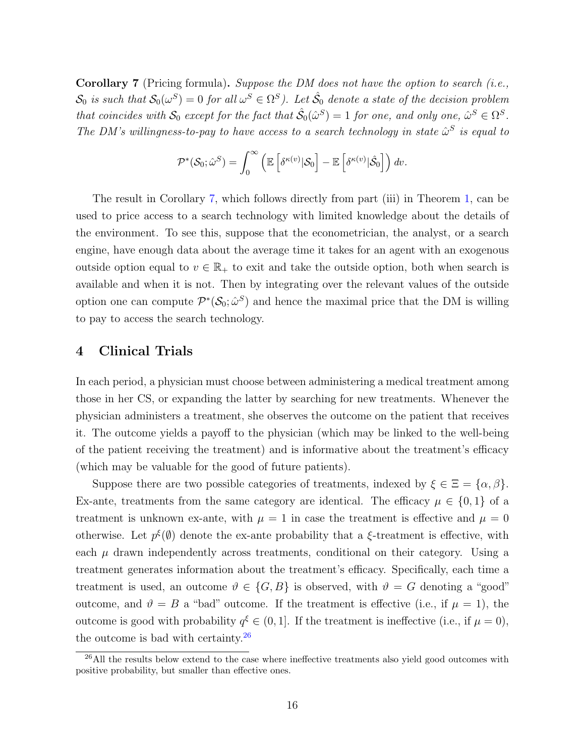**Corollary 7** (Pricing formula)**.** *Suppose the DM does not have the option to search (i.e., $\mathcal{S}_0$ is such that $\mathcal{S}_0(\omega^S) = 0$ for all $\omega^S \in \Omega^S$). Let $\hat{\mathcal{S}}_0$ denote a state of the decision problem that coincides with $\mathcal{S}_0$ except for the fact that $\hat{\mathcal{S}}_0(\hat{\omega}^S) = 1$ for one, and only one, $\hat{\omega}^S \in \Omega^S$. The DM's willingness-to-pay to have access to a search technology in state $\hat{\omega}^S$ is equal to*

$$\mathcal{P}^*(\mathcal{S}_0; \hat{\omega}^S) = \int_0^\infty \left( \mathbb{E}\left[\delta^{\kappa(v)} | \mathcal{S}_0\right] - \mathbb{E}\left[\delta^{\kappa(v)} | \hat{\mathcal{S}}_0\right] \right) dv.$$

The result in Corollary 7, which follows directly from part (iii) in Theorem 1, can be used to price access to a search technology with limited knowledge about the details of the environment. To see this, suppose that the econometrician, the analyst, or a search engine, have enough data about the average time it takes for an agent with an exogenous outside option equal to $v \in \mathbb{R}_+$ to exit and take the outside option, both when search is available and when it is not. Then by integrating over the relevant values of the outside option one can compute $\mathcal{P}^*(\mathcal{S}_0; \hat{\omega}^S)$ and hence the maximal price that the DM is willing to pay to access the search technology.

# 4 Clinical Trials

In each period, a physician must choose between administering a medical treatment among those in her CS, or expanding the latter by searching for new treatments. Whenever the physician administers a treatment, she observes the outcome on the patient that receives it. The outcome yields a payoff to the physician (which may be linked to the well-being of the patient receiving the treatment) and is informative about the treatment's efficacy (which may be valuable for the good of future patients).

Suppose there are two possible categories of treatments, indexed by $\xi \in \Xi = \{\alpha, \beta\}$. Ex-ante, treatments from the same category are identical. The efficacy $\mu \in \{0, 1\}$ of a treatment is unknown ex-ante, with $\mu = 1$ in case the treatment is effective and $\mu = 0$ otherwise. Let $p^\xi(\emptyset)$ denote the ex-ante probability that a $\xi$-treatment is effective, with each $\mu$ drawn independently across treatments, conditional on their category. Using a treatment generates information about the treatment's efficacy. Specifically, each time a treatment is used, an outcome $\vartheta \in \{G, B\}$ is observed, with $\vartheta = G$ denoting a "good" outcome, and $\vartheta = B$ a "bad" outcome. If the treatment is effective (i.e., if $\mu = 1$), the outcome is good with probability $q^\xi \in (0, 1]$. If the treatment is ineffective (i.e., if $\mu = 0$), the outcome is bad with certainty.[26]

[26] All the results below extend to the case where ineffective treatments also yield good outcomes with positive probability, but smaller than effective ones.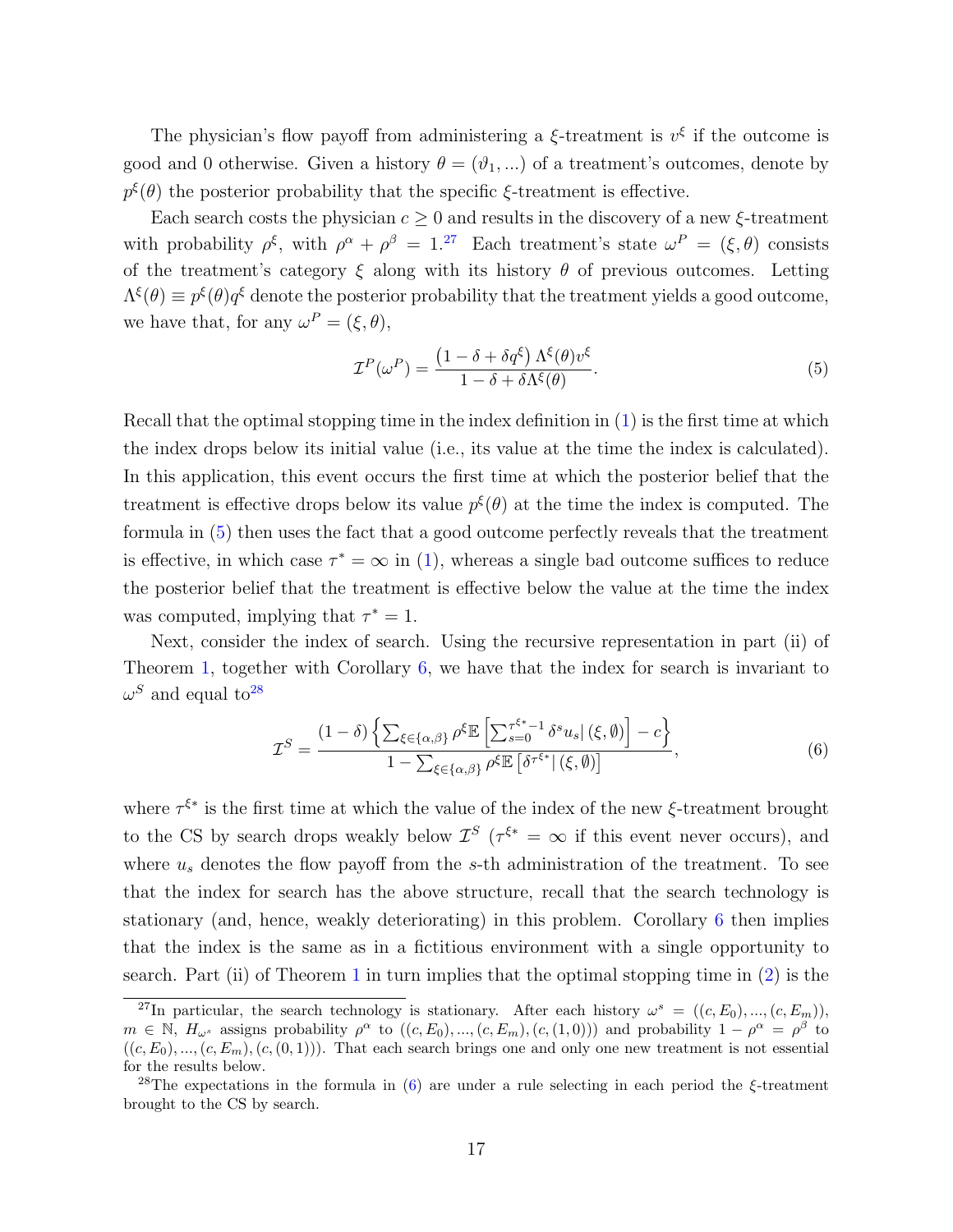The physician's flow payoff from administering a $\xi$-treatment is $v^\xi$ if the outcome is good and 0 otherwise. Given a history $\theta = (\vartheta_1, ...)$ of a treatment's outcomes, denote by $p^\xi(\theta)$ the posterior probability that the specific $\xi$-treatment is effective.

Each search costs the physician $c \geq 0$ and results in the discovery of a new $\xi$-treatment with probability $\rho^\xi$, with $\rho^\alpha + \rho^\beta = 1$.[27] Each treatment's state $\omega^P = (\xi, \theta)$ consists of the treatment's category $\xi$ along with its history $\theta$ of previous outcomes. Letting $\Lambda^\xi(\theta) \equiv p^\xi(\theta) q^\xi$ denote the posterior probability that the treatment yields a good outcome, we have that, for any $\omega^P = (\xi, \theta)$,

$$\mathcal{I}^P(\omega^P) = \frac{\left(1 - \delta + \delta q^\xi\right) \Lambda^\xi(\theta) v^\xi}{1 - \delta + \delta \Lambda^\xi(\theta)}. \tag{5}$$

Recall that the optimal stopping time in the index definition in (1) is the first time at which the index drops below its initial value (i.e., its value at the time the index is calculated). In this application, this event occurs the first time at which the posterior belief that the treatment is effective drops below its value $p^\xi(\theta)$ at the time the index is computed. The formula in (5) then uses the fact that a good outcome perfectly reveals that the treatment is effective, in which case $\tau^* = \infty$ in (1), whereas a single bad outcome suffices to reduce the posterior belief that the treatment is effective below the value at the time the index was computed, implying that $\tau^* = 1$.

Next, consider the index of search. Using the recursive representation in part (ii) of Theorem 1, together with Corollary 6, we have that the index for search is invariant to $\omega^S$ and equal to[28]

$$\mathcal{I}^S = \frac{(1-\delta)\left\{\sum_{\xi \in \{\alpha, \beta\}} \rho^\xi \mathbb{E}\left[\sum_{s=0}^{\tau^{\xi*}-1} \delta^s u_s \middle| (\xi, \emptyset)\right] - c\right\}}{1 - \sum_{\xi \in \{\alpha, \beta\}} \rho^\xi \mathbb{E}\left[\delta^{\tau^{\xi*}} \middle| (\xi, \emptyset)\right]}, \tag{6}$$

where $\tau^{\xi*}$ is the first time at which the value of the index of the new $\xi$-treatment brought to the CS by search drops weakly below $\mathcal{I}^S$ ($\tau^{\xi*} = \infty$ if this event never occurs), and where $u_s$ denotes the flow payoff from the $s$-th administration of the treatment. To see that the index for search has the above structure, recall that the search technology is stationary (and, hence, weakly deteriorating) in this problem. Corollary 6 then implies that the index is the same as in a fictitious environment with a single opportunity to search. Part (ii) of Theorem 1 in turn implies that the optimal stopping time in (2) is the

[27] In particular, the search technology is stationary. After each history $\omega^s = ((c, E_0), ..., (c, E_m))$, $m \in \mathbb{N}$, $H_{\omega^s}$ assigns probability $\rho^\alpha$ to $((c, E_0), ..., (c, E_m), (c, (1, 0)))$ and probability $1 - \rho^\alpha = \rho^\beta$ to $((c, E_0), ..., (c, E_m), (c, (0, 1)))$. That each search brings one and only one new treatment is not essential for the results below.

[28] The expectations in the formula in (6) are under a rule selecting in each period the $\xi$-treatment brought to the CS by search.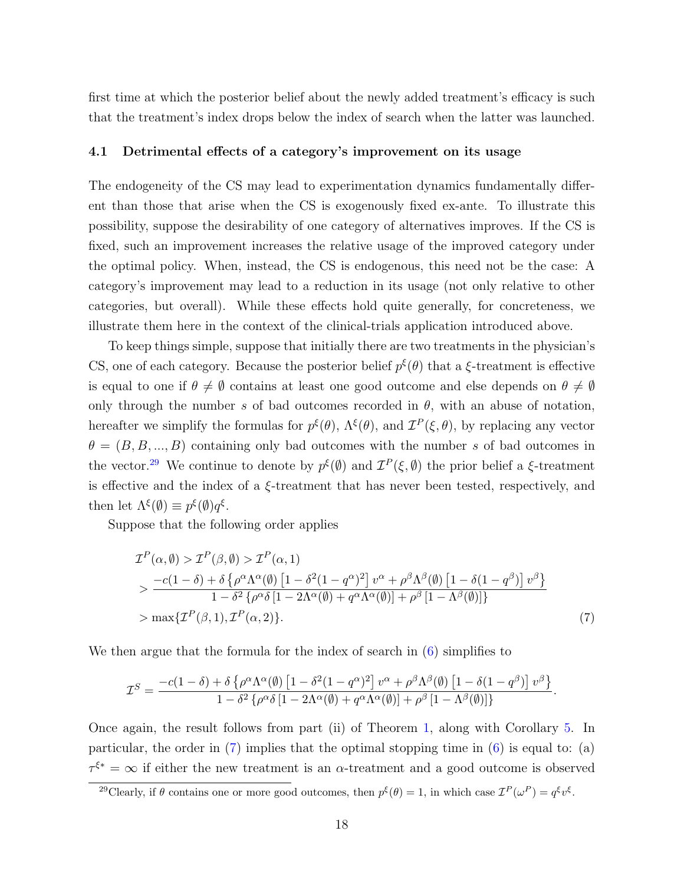first time at which the posterior belief about the newly added treatment's efficacy is such that the treatment's index drops below the index of search when the latter was launched.

### 4.1 Detrimental effects of a category's improvement on its usage

The endogeneity of the CS may lead to experimentation dynamics fundamentally different than those that arise when the CS is exogenously fixed ex-ante. To illustrate this possibility, suppose the desirability of one category of alternatives improves. If the CS is fixed, such an improvement increases the relative usage of the improved category under the optimal policy. When, instead, the CS is endogenous, this need not be the case: A category's improvement may lead to a reduction in its usage (not only relative to other categories, but overall). While these effects hold quite generally, for concreteness, we illustrate them here in the context of the clinical-trials application introduced above.

To keep things simple, suppose that initially there are two treatments in the physician's CS, one of each category. Because the posterior belief $p^{\xi}(\theta)$ that a $\xi$-treatment is effective is equal to one if $\theta \neq \emptyset$ contains at least one good outcome and else depends on $\theta \neq \emptyset$ only through the number $s$ of bad outcomes recorded in $\theta$, with an abuse of notation, hereafter we simplify the formulas for $p^{\xi}(\theta)$, $\Lambda^{\xi}(\theta)$, and $\mathcal{I}^P(\xi, \theta)$, by replacing any vector $\theta = (B, B, ..., B)$ containing only bad outcomes with the number $s$ of bad outcomes in the vector.[29] We continue to denote by $p^{\xi}(\emptyset)$ and $\mathcal{I}^P(\xi, \emptyset)$ the prior belief a $\xi$-treatment is effective and the index of a $\xi$-treatment that has never been tested, respectively, and then let $\Lambda^{\xi}(\emptyset) \equiv p^{\xi}(\emptyset) q^{\xi}$.

Suppose that the following order applies

$$
\begin{aligned}
&\mathcal{I}^P(\alpha, \emptyset) > \mathcal{I}^P(\beta, \emptyset) > \mathcal{I}^P(\alpha, 1) \\
&> \frac{-c(1-\delta) + \delta \left\{ \rho^{\alpha} \Lambda^{\alpha}(\emptyset) \left[1 - \delta^2 (1 - q^{\alpha})^2\right] v^{\alpha} + \rho^{\beta} \Lambda^{\beta}(\emptyset) \left[1 - \delta (1 - q^{\beta})\right] v^{\beta} \right\}}{1 - \delta^2 \left\{ \rho^{\alpha} \delta \left[1 - 2\Lambda^{\alpha}(\emptyset) + q^{\alpha} \Lambda^{\alpha}(\emptyset)\right] + \rho^{\beta} \left[1 - \Lambda^{\beta}(\emptyset)\right] \right\}} \\
&> \max\{\mathcal{I}^P(\beta, 1), \mathcal{I}^P(\alpha, 2)\}.
\end{aligned} \tag{7}
$$

We then argue that the formula for the index of search in (6) simplifies to

$$
\mathcal{I}^S = \frac{-c(1-\delta) + \delta \left\{ \rho^{\alpha} \Lambda^{\alpha}(\emptyset) \left[1 - \delta^2 (1 - q^{\alpha})^2\right] v^{\alpha} + \rho^{\beta} \Lambda^{\beta}(\emptyset) \left[1 - \delta (1 - q^{\beta})\right] v^{\beta} \right\}}{1 - \delta^2 \left\{ \rho^{\alpha} \delta \left[1 - 2\Lambda^{\alpha}(\emptyset) + q^{\alpha} \Lambda^{\alpha}(\emptyset)\right] + \rho^{\beta} \left[1 - \Lambda^{\beta}(\emptyset)\right] \right\}}.
$$

Once again, the result follows from part (ii) of Theorem 1, along with Corollary 5. In particular, the order in (7) implies that the optimal stopping time in (6) is equal to: (a) $\tau^{\xi *} = \infty$ if either the new treatment is an $\alpha$-treatment and a good outcome is observed

[29] Clearly, if $\theta$ contains one or more good outcomes, then $p^{\xi}(\theta) = 1$, in which case $\mathcal{I}^P(\omega^P) = q^{\xi} v^{\xi}$.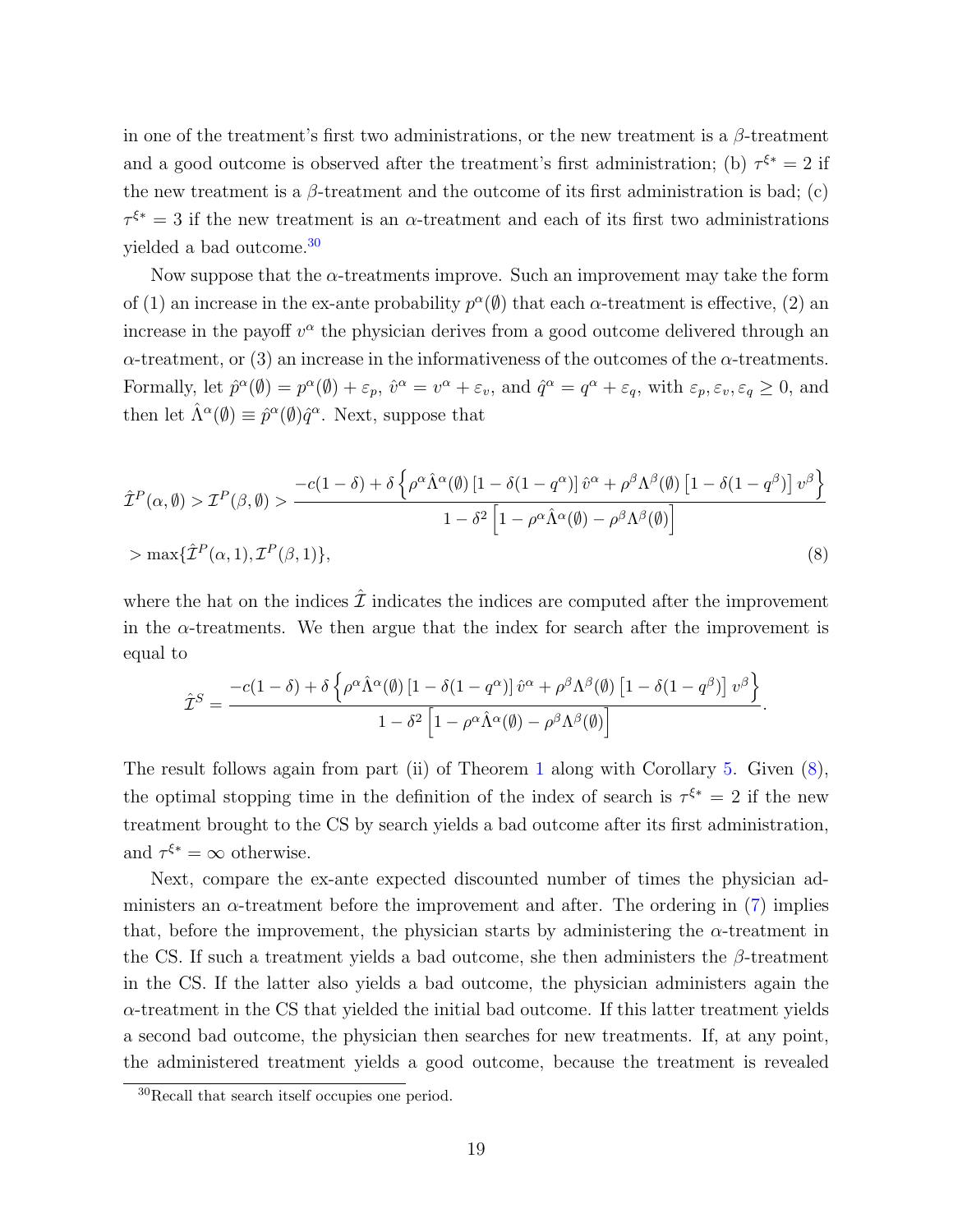in one of the treatment's first two administrations, or the new treatment is a $\beta$-treatment and a good outcome is observed after the treatment's first administration; (b) $\tau^{\xi *} = 2$ if the new treatment is a $\beta$-treatment and the outcome of its first administration is bad; (c) $\tau^{\xi *} = 3$ if the new treatment is an $\alpha$-treatment and each of its first two administrations yielded a bad outcome.[30]

Now suppose that the $\alpha$-treatments improve. Such an improvement may take the form of (1) an increase in the ex-ante probability $p^{\alpha}(\emptyset)$ that each $\alpha$-treatment is effective, (2) an increase in the payoff $v^{\alpha}$ the physician derives from a good outcome delivered through an $\alpha$-treatment, or (3) an increase in the informativeness of the outcomes of the $\alpha$-treatments. Formally, let $\hat{p}^{\alpha}(\emptyset) = p^{\alpha}(\emptyset) + \varepsilon_p$, $\hat{v}^{\alpha} = v^{\alpha} + \varepsilon_v$, and $\hat{q}^{\alpha} = q^{\alpha} + \varepsilon_q$, with $\varepsilon_p, \varepsilon_v, \varepsilon_q \geq 0$, and then let $\hat{\Lambda}^{\alpha}(\emptyset) \equiv \hat{p}^{\alpha}(\emptyset)\hat{q}^{\alpha}$. Next, suppose that

$$
\begin{aligned}
&\hat{\mathcal{I}}^P(\alpha, \emptyset) > \mathcal{I}^P(\beta, \emptyset) > \frac{-c(1-\delta) + \delta \left\{ \rho^{\alpha} \hat{\Lambda}^{\alpha}(\emptyset) \left[1 - \delta(1 - q^{\alpha})\right] \hat{v}^{\alpha} + \rho^{\beta} \Lambda^{\beta}(\emptyset) \left[1 - \delta(1 - q^{\beta})\right] v^{\beta} \right\}}{1 - \delta^2 \left[1 - \rho^{\alpha} \hat{\Lambda}^{\alpha}(\emptyset) - \rho^{\beta} \Lambda^{\beta}(\emptyset)\right]} \\
&> \max\{\hat{\mathcal{I}}^P(\alpha, 1), \mathcal{I}^P(\beta, 1)\},
\end{aligned} \tag{8}
$$

where the hat on the indices $\hat{\mathcal{I}}$ indicates the indices are computed after the improvement in the $\alpha$-treatments. We then argue that the index for search after the improvement is equal to

$$
\hat{\mathcal{I}}^S = \frac{-c(1-\delta) + \delta \left\{ \rho^{\alpha} \hat{\Lambda}^{\alpha}(\emptyset) \left[1 - \delta(1 - q^{\alpha})\right] \hat{v}^{\alpha} + \rho^{\beta} \Lambda^{\beta}(\emptyset) \left[1 - \delta(1 - q^{\beta})\right] v^{\beta} \right\}}{1 - \delta^2 \left[1 - \rho^{\alpha} \hat{\Lambda}^{\alpha}(\emptyset) - \rho^{\beta} \Lambda^{\beta}(\emptyset)\right]}.
$$

The result follows again from part (ii) of Theorem 1 along with Corollary 5. Given (8), the optimal stopping time in the definition of the index of search is $\tau^{\xi *} = 2$ if the new treatment brought to the CS by search yields a bad outcome after its first administration, and $\tau^{\xi *} = \infty$ otherwise.

Next, compare the ex-ante expected discounted number of times the physician administers an $\alpha$-treatment before the improvement and after. The ordering in (7) implies that, before the improvement, the physician starts by administering the $\alpha$-treatment in the CS. If such a treatment yields a bad outcome, she then administers the $\beta$-treatment in the CS. If the latter also yields a bad outcome, the physician administers again the $\alpha$-treatment in the CS that yielded the initial bad outcome. If this latter treatment yields a second bad outcome, the physician then searches for new treatments. If, at any point, the administered treatment yields a good outcome, because the treatment is revealed

[30] Recall that search itself occupies one period.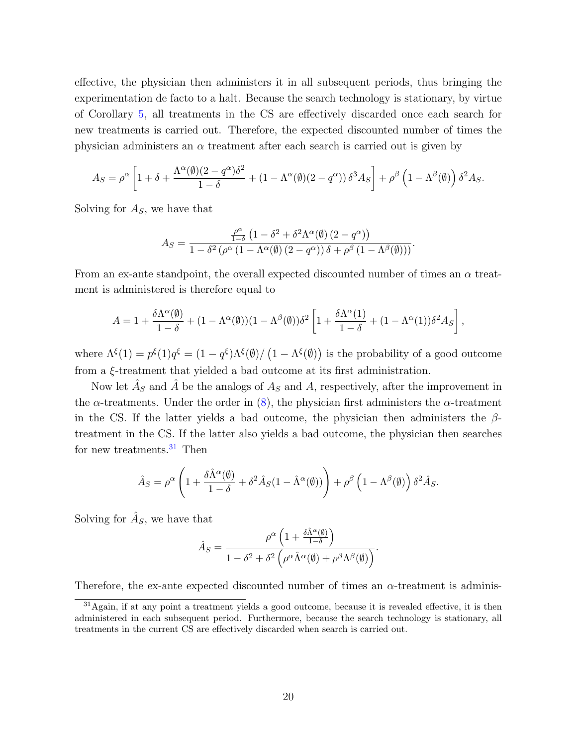effective, the physician then administers it in all subsequent periods, thus bringing the experimentation de facto to a halt. Because the search technology is stationary, by virtue of Corollary 5, all treatments in the CS are effectively discarded once each search for new treatments is carried out. Therefore, the expected discounted number of times the physician administers an $\alpha$ treatment after each search is carried out is given by

$$A_S = \rho^{\alpha}\left[1 + \delta + \frac{\Lambda^{\alpha}(\emptyset)(2-q^{\alpha})\delta^2}{1-\delta} + (1-\Lambda^{\alpha}(\emptyset)(2-q^{\alpha}))\,\delta^3 A_S\right] + \rho^{\beta}\left(1-\Lambda^{\beta}(\emptyset)\right)\delta^2 A_S.$$

Solving for $A_S$, we have that

$$A_S = \frac{\frac{\rho^{\alpha}}{1-\delta}\left(1-\delta^2+\delta^2\Lambda^{\alpha}(\emptyset)\left(2-q^{\alpha}\right)\right)}{1-\delta^2\left(\rho^{\alpha}\left(1-\Lambda^{\alpha}(\emptyset)\left(2-q^{\alpha}\right)\right)\delta+\rho^{\beta}\left(1-\Lambda^{\beta}(\emptyset)\right)\right)}.$$

From an ex-ante standpoint, the overall expected discounted number of times an $\alpha$ treatment is administered is therefore equal to

$$A = 1 + \frac{\delta\Lambda^{\alpha}(\emptyset)}{1-\delta} + (1-\Lambda^{\alpha}(\emptyset))(1-\Lambda^{\beta}(\emptyset))\delta^2\left[1 + \frac{\delta\Lambda^{\alpha}(1)}{1-\delta} + (1-\Lambda^{\alpha}(1))\delta^2 A_S\right],$$

where $\Lambda^{\xi}(1) = p^{\xi}(1)q^{\xi} = (1-q^{\xi})\Lambda^{\xi}(\emptyset)/\left(1-\Lambda^{\xi}(\emptyset)\right)$ is the probability of a good outcome from a $\xi$-treatment that yielded a bad outcome at its first administration.

Now let $\hat{A}_S$ and $\hat{A}$ be the analogs of $A_S$ and $A$, respectively, after the improvement in the $\alpha$-treatments. Under the order in (8), the physician first administers the $\alpha$-treatment in the CS. If the latter yields a bad outcome, the physician then administers the $\beta$-treatment in the CS. If the latter also yields a bad outcome, the physician then searches for new treatments.[31] Then

$$\hat{A}_S = \rho^{\alpha}\left(1 + \frac{\delta\hat{\Lambda}^{\alpha}(\emptyset)}{1-\delta} + \delta^2\hat{A}_S(1-\hat{\Lambda}^{\alpha}(\emptyset))\right) + \rho^{\beta}\left(1-\Lambda^{\beta}(\emptyset)\right)\delta^2\hat{A}_S.$$

Solving for $\hat{A}_S$, we have that

$$\hat{A}_S = \frac{\rho^{\alpha}\left(1+\frac{\delta\hat{\Lambda}^{\alpha}(\emptyset)}{1-\delta}\right)}{1-\delta^2+\delta^2\left(\rho^{\alpha}\hat{\Lambda}^{\alpha}(\emptyset)+\rho^{\beta}\Lambda^{\beta}(\emptyset)\right)}.$$

Therefore, the ex-ante expected discounted number of times an $\alpha$-treatment is adminis-

[31] Again, if at any point a treatment yields a good outcome, because it is revealed effective, it is then administered in each subsequent period. Furthermore, because the search technology is stationary, all treatments in the current CS are effectively discarded when search is carried out.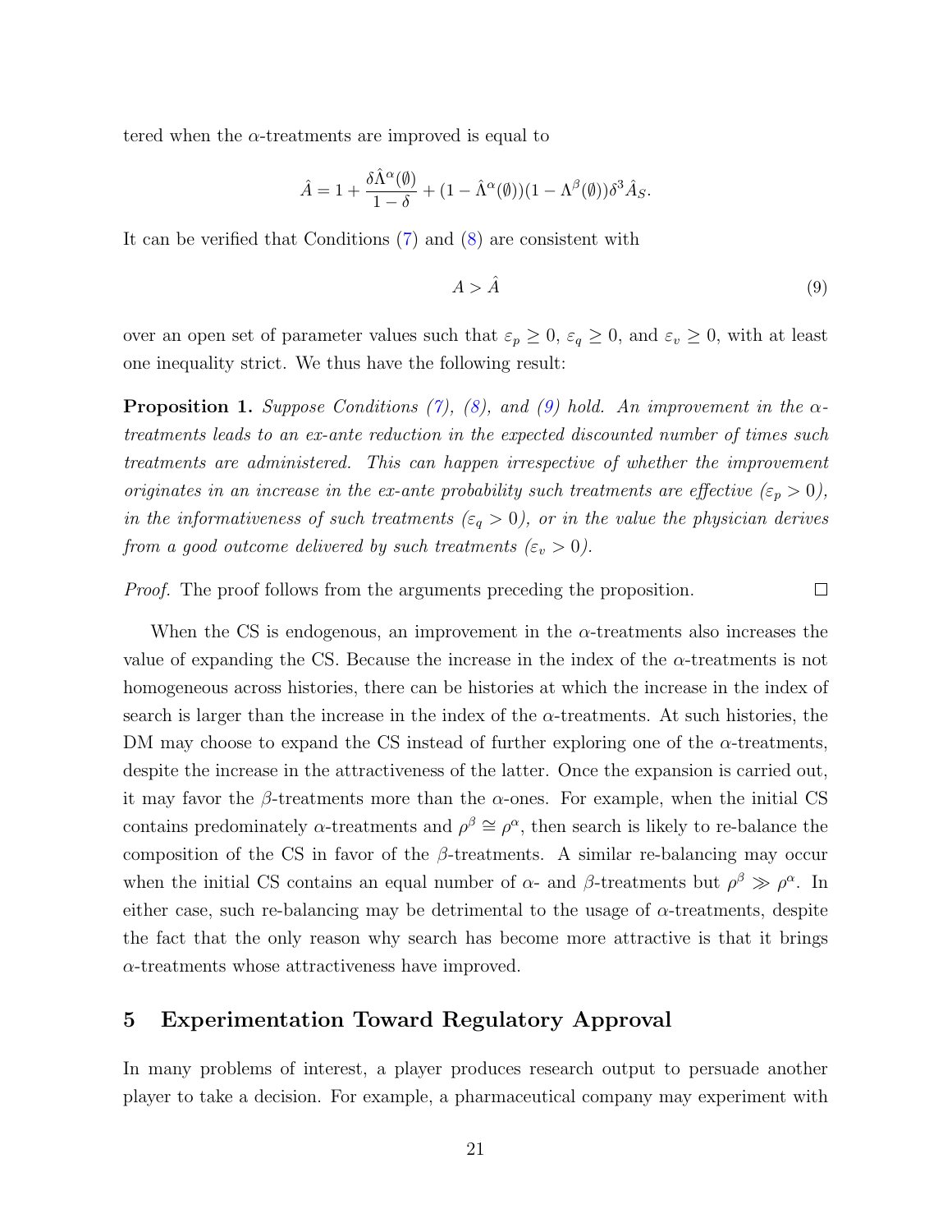tered when the $\alpha$-treatments are improved is equal to

$$\hat{A} = 1 + \frac{\delta \hat{\Lambda}^{\alpha}(\emptyset)}{1-\delta} + (1 - \hat{\Lambda}^{\alpha}(\emptyset))(1 - \Lambda^{\beta}(\emptyset))\delta^3 \hat{A}_S.$$

It can be verified that Conditions (7) and (8) are consistent with

$$A > \hat{A} \tag{9}$$

over an open set of parameter values such that $\varepsilon_p \geq 0$, $\varepsilon_q \geq 0$, and $\varepsilon_v \geq 0$, with at least one inequality strict. We thus have the following result:

**Proposition 1.** *Suppose Conditions (7), (8), and (9) hold. An improvement in the $\alpha$-treatments leads to an ex-ante reduction in the expected discounted number of times such treatments are administered. This can happen irrespective of whether the improvement originates in an increase in the ex-ante probability such treatments are effective ($\varepsilon_p > 0$), in the informativeness of such treatments ($\varepsilon_q > 0$), or in the value the physician derives from a good outcome delivered by such treatments ($\varepsilon_v > 0$).*

*Proof.* The proof follows from the arguments preceding the proposition. □

When the CS is endogenous, an improvement in the $\alpha$-treatments also increases the value of expanding the CS. Because the increase in the index of the $\alpha$-treatments is not homogeneous across histories, there can be histories at which the increase in the index of search is larger than the increase in the index of the $\alpha$-treatments. At such histories, the DM may choose to expand the CS instead of further exploring one of the $\alpha$-treatments, despite the increase in the attractiveness of the latter. Once the expansion is carried out, it may favor the $\beta$-treatments more than the $\alpha$-ones. For example, when the initial CS contains predominately $\alpha$-treatments and $\rho^{\beta} \cong \rho^{\alpha}$, then search is likely to re-balance the composition of the CS in favor of the $\beta$-treatments. A similar re-balancing may occur when the initial CS contains an equal number of $\alpha$- and $\beta$-treatments but $\rho^{\beta} \gg \rho^{\alpha}$. In either case, such re-balancing may be detrimental to the usage of $\alpha$-treatments, despite the fact that the only reason why search has become more attractive is that it brings $\alpha$-treatments whose attractiveness have improved.

## 5 Experimentation Toward Regulatory Approval

In many problems of interest, a player produces research output to persuade another player to take a decision. For example, a pharmaceutical company may experiment with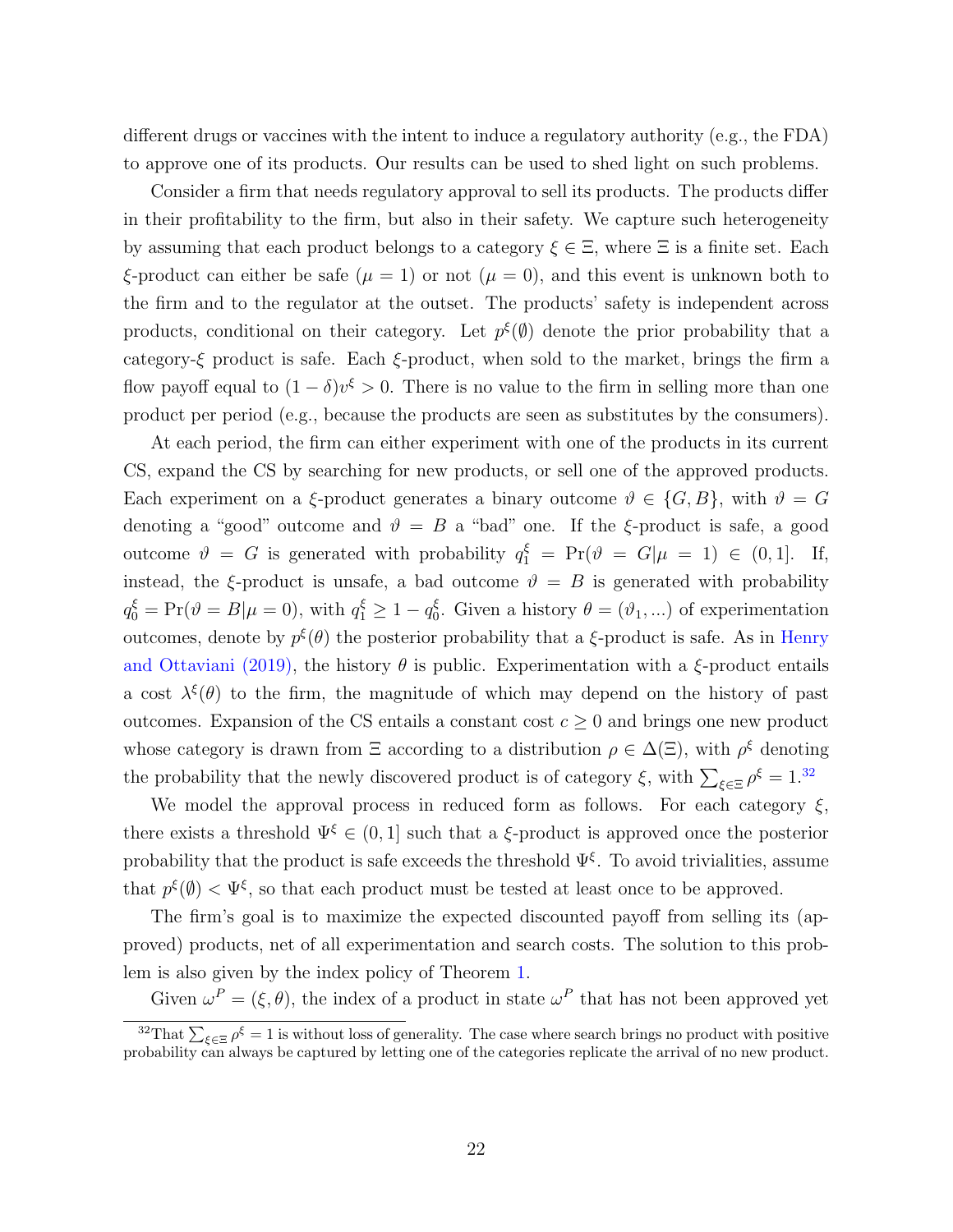different drugs or vaccines with the intent to induce a regulatory authority (e.g., the FDA) to approve one of its products. Our results can be used to shed light on such problems.

Consider a firm that needs regulatory approval to sell its products. The products differ in their profitability to the firm, but also in their safety. We capture such heterogeneity by assuming that each product belongs to a category $\xi \in \Xi$, where $\Xi$ is a finite set. Each $\xi$-product can either be safe ($\mu = 1$) or not ($\mu = 0$), and this event is unknown both to the firm and to the regulator at the outset. The products' safety is independent across products, conditional on their category. Let $p^\xi(\emptyset)$ denote the prior probability that a category-$\xi$ product is safe. Each $\xi$-product, when sold to the market, brings the firm a flow payoff equal to $(1-\delta)v^\xi > 0$. There is no value to the firm in selling more than one product per period (e.g., because the products are seen as substitutes by the consumers).

At each period, the firm can either experiment with one of the products in its current CS, expand the CS by searching for new products, or sell one of the approved products. Each experiment on a $\xi$-product generates a binary outcome $\vartheta \in \{G, B\}$, with $\vartheta = G$ denoting a "good" outcome and $\vartheta = B$ a "bad" one. If the $\xi$-product is safe, a good outcome $\vartheta = G$ is generated with probability $q_1^\xi = \Pr(\vartheta = G|\mu = 1) \in (0, 1]$. If, instead, the $\xi$-product is unsafe, a bad outcome $\vartheta = B$ is generated with probability $q_0^\xi = \Pr(\vartheta = B|\mu = 0)$, with $q_1^\xi \geq 1 - q_0^\xi$. Given a history $\theta = (\vartheta_1, ...)$ of experimentation outcomes, denote by $p^\xi(\theta)$ the posterior probability that a $\xi$-product is safe. As in Henry and Ottaviani (2019), the history $\theta$ is public. Experimentation with a $\xi$-product entails a cost $\lambda^\xi(\theta)$ to the firm, the magnitude of which may depend on the history of past outcomes. Expansion of the CS entails a constant cost $c \geq 0$ and brings one new product whose category is drawn from $\Xi$ according to a distribution $\rho \in \Delta(\Xi)$, with $\rho^\xi$ denoting the probability that the newly discovered product is of category $\xi$, with $\sum_{\xi \in \Xi} \rho^\xi = 1$.[32]

We model the approval process in reduced form as follows. For each category $\xi$, there exists a threshold $\Psi^\xi \in (0, 1]$ such that a $\xi$-product is approved once the posterior probability that the product is safe exceeds the threshold $\Psi^\xi$. To avoid trivialities, assume that $p^\xi(\emptyset) < \Psi^\xi$, so that each product must be tested at least once to be approved.

The firm's goal is to maximize the expected discounted payoff from selling its (approved) products, net of all experimentation and search costs. The solution to this problem is also given by the index policy of Theorem 1.

Given $\omega^P = (\xi, \theta)$, the index of a product in state $\omega^P$ that has not been approved yet

[32] That $\sum_{\xi \in \Xi} \rho^\xi = 1$ is without loss of generality. The case where search brings no product with positive probability can always be captured by letting one of the categories replicate the arrival of no new product.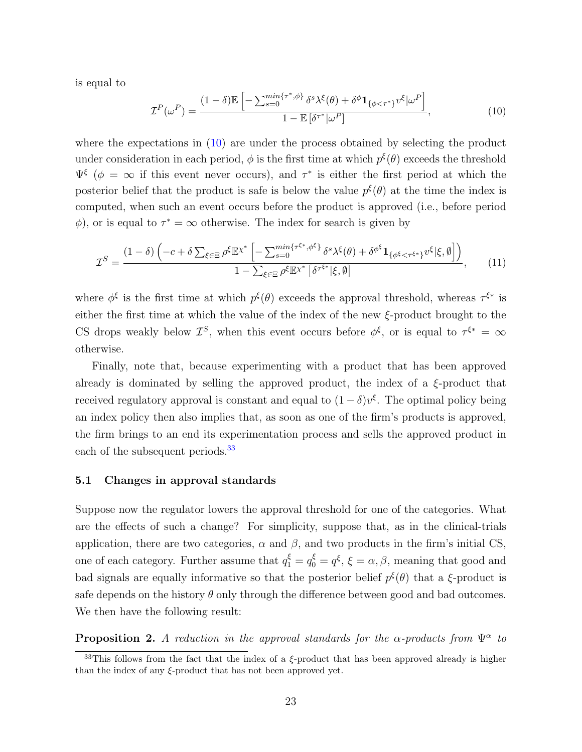is equal to

$$\mathcal{I}^P(\omega^P) = \frac{(1-\delta)\mathbb{E}\left[-\sum_{s=0}^{min\{\tau^*,\phi\}} \delta^s \lambda^\xi(\theta) + \delta^\phi \mathbf{1}_{\{\phi<\tau^*\}} v^\xi | \omega^P\right]}{1 - \mathbb{E}\left[\delta^{\tau^*}|\omega^P\right]}, \tag{10}$$

where the expectations in (10) are under the process obtained by selecting the product under consideration in each period, $\phi$ is the first time at which $p^\xi(\theta)$ exceeds the threshold $\Psi^\xi$ ($\phi = \infty$ if this event never occurs), and $\tau^*$ is either the first period at which the posterior belief that the product is safe is below the value $p^\xi(\theta)$ at the time the index is computed, when such an event occurs before the product is approved (i.e., before period $\phi$), or is equal to $\tau^* = \infty$ otherwise. The index for search is given by

$$\mathcal{I}^S = \frac{(1-\delta)\left(-c + \delta \sum_{\xi \in \Xi} \rho^\xi \mathbb{E}^{\chi^*}\left[-\sum_{s=0}^{min\{\tau^{\xi*},\phi^\xi\}} \delta^s \lambda^\xi(\theta) + \delta^{\phi^\xi} \mathbf{1}_{\{\phi^\xi<\tau^{\xi*}\}} v^\xi | \xi, \emptyset\right]\right)}{1 - \sum_{\xi\in\Xi} \rho^\xi \mathbb{E}^{\chi^*}\left[\delta^{\tau^{\xi*}}|\xi, \emptyset\right]}, \tag{11}$$

where $\phi^\xi$ is the first time at which $p^\xi(\theta)$ exceeds the approval threshold, whereas $\tau^{\xi*}$ is either the first time at which the value of the index of the new $\xi$-product brought to the CS drops weakly below $\mathcal{I}^S$, when this event occurs before $\phi^\xi$, or is equal to $\tau^{\xi*} = \infty$ otherwise.

Finally, note that, because experimenting with a product that has been approved already is dominated by selling the approved product, the index of a $\xi$-product that received regulatory approval is constant and equal to $(1-\delta)v^\xi$. The optimal policy being an index policy then also implies that, as soon as one of the firm's products is approved, the firm brings to an end its experimentation process and sells the approved product in each of the subsequent periods.[33]

### 5.1 Changes in approval standards

Suppose now the regulator lowers the approval threshold for one of the categories. What are the effects of such a change? For simplicity, suppose that, as in the clinical-trials application, there are two categories, $\alpha$ and $\beta$, and two products in the firm's initial CS, one of each category. Further assume that $q_1^\xi = q_0^\xi = q^\xi$, $\xi = \alpha, \beta$, meaning that good and bad signals are equally informative so that the posterior belief $p^\xi(\theta)$ that a $\xi$-product is safe depends on the history $\theta$ only through the difference between good and bad outcomes. We then have the following result:

**Proposition 2.** *A reduction in the approval standards for the $\alpha$-products from $\Psi^\alpha$ to*

[33] This follows from the fact that the index of a $\xi$-product that has been approved already is higher than the index of any $\xi$-product that has not been approved yet.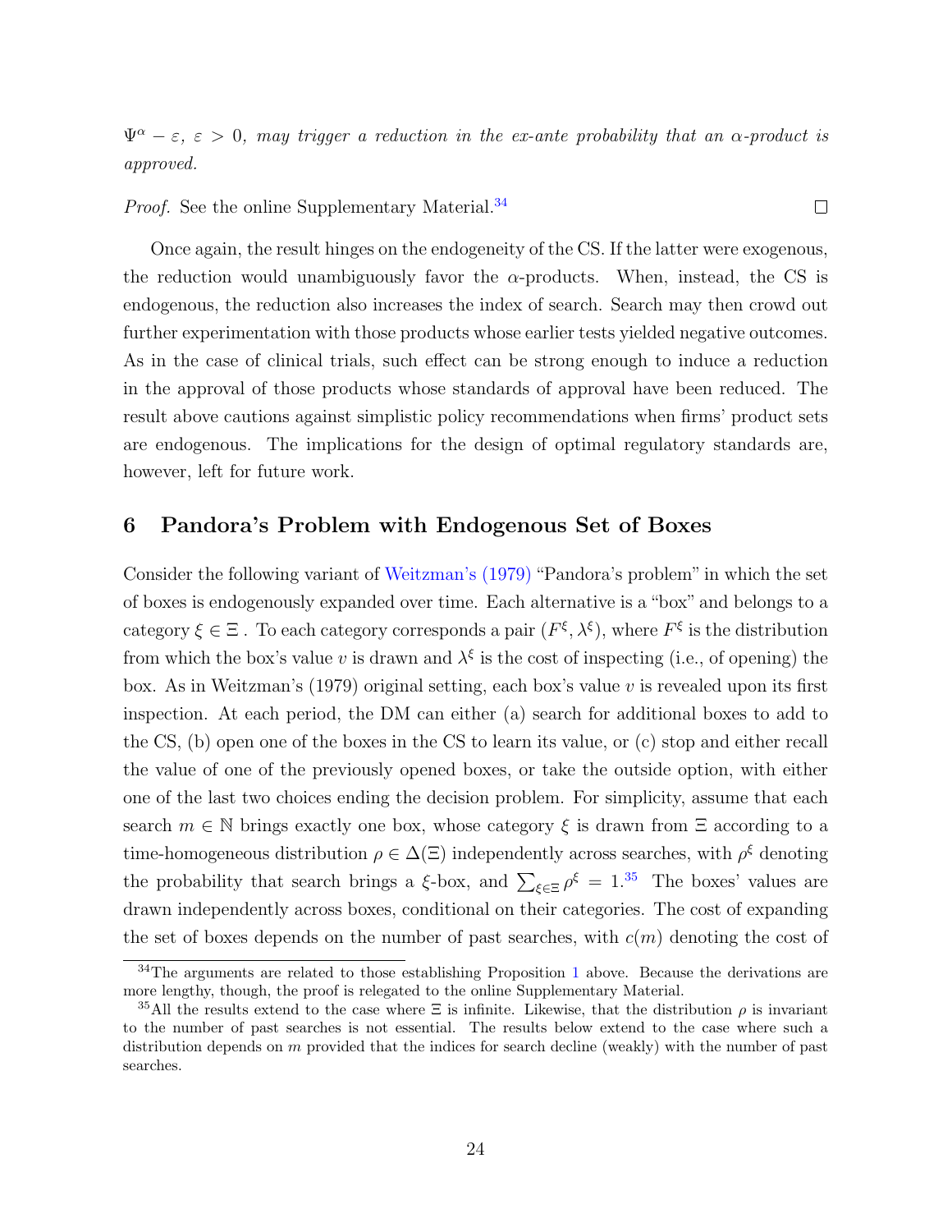$\Psi^{\alpha} - \varepsilon$, $\varepsilon > 0$, *may trigger a reduction in the ex-ante probability that an* $\alpha$*-product is approved.*

*Proof.* See the online Supplementary Material.[34] □

Once again, the result hinges on the endogeneity of the CS. If the latter were exogenous, the reduction would unambiguously favor the $\alpha$-products. When, instead, the CS is endogenous, the reduction also increases the index of search. Search may then crowd out further experimentation with those products whose earlier tests yielded negative outcomes. As in the case of clinical trials, such effect can be strong enough to induce a reduction in the approval of those products whose standards of approval have been reduced. The result above cautions against simplistic policy recommendations when firms' product sets are endogenous. The implications for the design of optimal regulatory standards are, however, left for future work.

## 6 Pandora's Problem with Endogenous Set of Boxes

Consider the following variant of Weitzman's (1979) "Pandora's problem" in which the set of boxes is endogenously expanded over time. Each alternative is a "box" and belongs to a category $\xi \in \Xi$ . To each category corresponds a pair $(F^{\xi}, \lambda^{\xi})$, where $F^{\xi}$ is the distribution from which the box's value $v$ is drawn and $\lambda^{\xi}$ is the cost of inspecting (i.e., of opening) the box. As in Weitzman's (1979) original setting, each box's value $v$ is revealed upon its first inspection. At each period, the DM can either (a) search for additional boxes to add to the CS, (b) open one of the boxes in the CS to learn its value, or (c) stop and either recall the value of one of the previously opened boxes, or take the outside option, with either one of the last two choices ending the decision problem. For simplicity, assume that each search $m \in \mathbb{N}$ brings exactly one box, whose category $\xi$ is drawn from $\Xi$ according to a time-homogeneous distribution $\rho \in \Delta(\Xi)$ independently across searches, with $\rho^{\xi}$ denoting the probability that search brings a $\xi$-box, and $\sum_{\xi \in \Xi} \rho^{\xi} = 1$.[35] The boxes' values are drawn independently across boxes, conditional on their categories. The cost of expanding the set of boxes depends on the number of past searches, with $c(m)$ denoting the cost of

[34] The arguments are related to those establishing Proposition 1 above. Because the derivations are more lengthy, though, the proof is relegated to the online Supplementary Material.

[35] All the results extend to the case where $\Xi$ is infinite. Likewise, that the distribution $\rho$ is invariant to the number of past searches is not essential. The results below extend to the case where such a distribution depends on $m$ provided that the indices for search decline (weakly) with the number of past searches.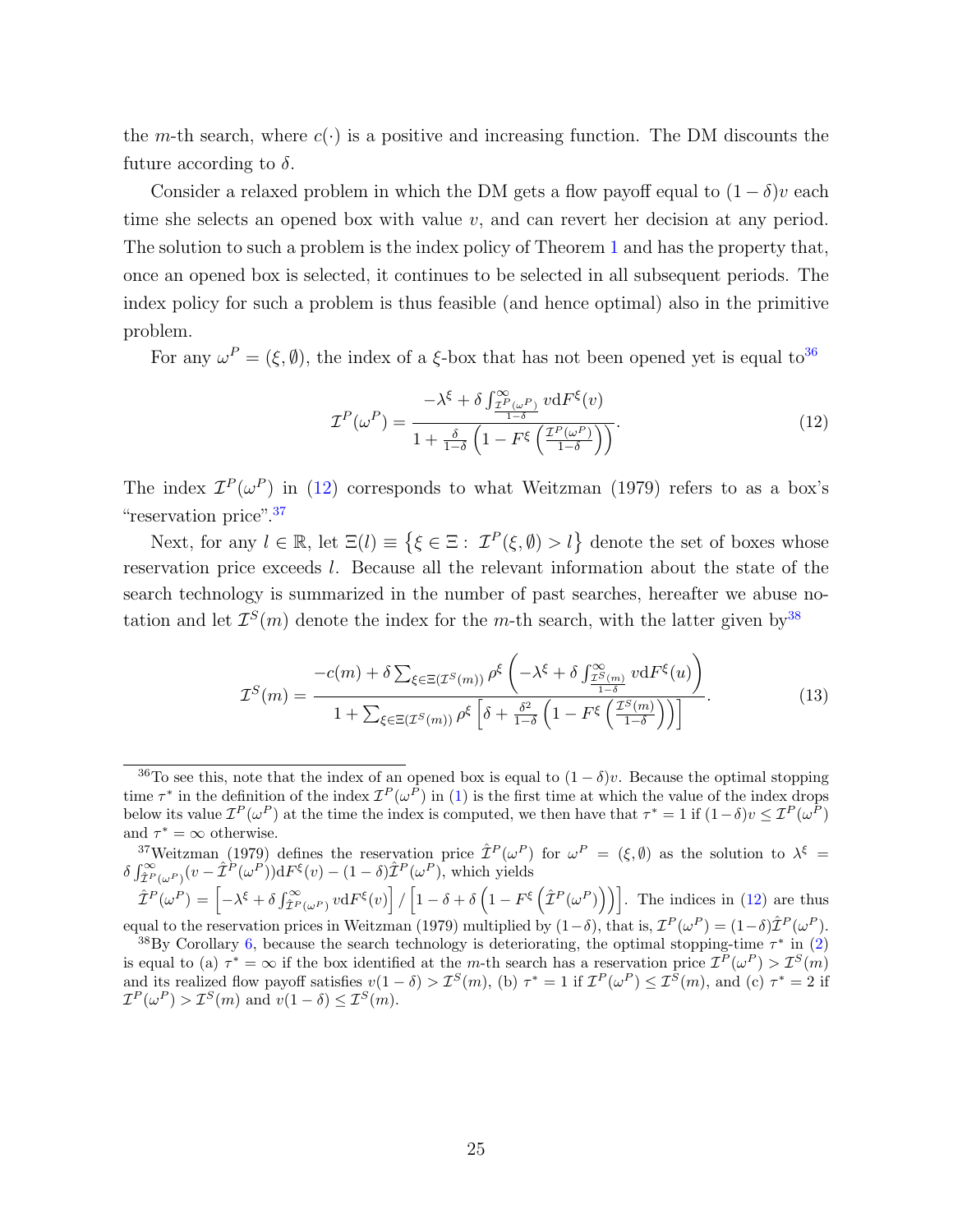the $m$-th search, where $c(\cdot)$ is a positive and increasing function. The DM discounts the future according to $\delta$.

Consider a relaxed problem in which the DM gets a flow payoff equal to $(1-\delta)v$ each time she selects an opened box with value $v$, and can revert her decision at any period. The solution to such a problem is the index policy of Theorem 1 and has the property that, once an opened box is selected, it continues to be selected in all subsequent periods. The index policy for such a problem is thus feasible (and hence optimal) also in the primitive problem.

For any $\omega^P = (\xi, \emptyset)$, the index of a $\xi$-box that has not been opened yet is equal to[36]

$$\mathcal{I}^P(\omega^P) = \frac{-\lambda^\xi + \delta \int_{\frac{\mathcal{I}^P(\omega^P)}{1-\delta}}^{\infty} v \mathrm{d}F^\xi(v)}{1 + \frac{\delta}{1-\delta}\left(1 - F^\xi\left(\frac{\mathcal{I}^P(\omega^P)}{1-\delta}\right)\right)}. \tag{12}$$

The index $\mathcal{I}^P(\omega^P)$ in (12) corresponds to what Weitzman (1979) refers to as a box's "reservation price".[37]

Next, for any $l \in \mathbb{R}$, let $\Xi(l) \equiv \left\{\xi \in \Xi : \mathcal{I}^P(\xi, \emptyset) > l\right\}$ denote the set of boxes whose reservation price exceeds $l$. Because all the relevant information about the state of the search technology is summarized in the number of past searches, hereafter we abuse notation and let $\mathcal{I}^S(m)$ denote the index for the $m$-th search, with the latter given by[38]

$$\mathcal{I}^S(m) = \frac{-c(m) + \delta \sum_{\xi \in \Xi(\mathcal{I}^S(m))} \rho^\xi \left(-\lambda^\xi + \delta \int_{\frac{\mathcal{I}^S(m)}{1-\delta}}^{\infty} v \mathrm{d}F^\xi(u)\right)}{1 + \sum_{\xi \in \Xi(\mathcal{I}^S(m))} \rho^\xi \left[\delta + \frac{\delta^2}{1-\delta}\left(1 - F^\xi\left(\frac{\mathcal{I}^S(m)}{1-\delta}\right)\right)\right]}. \tag{13}$$

---

[36] To see this, note that the index of an opened box is equal to $(1-\delta)v$. Because the optimal stopping time $\tau^*$ in the definition of the index $\mathcal{I}^P(\omega^P)$ in (1) is the first time at which the value of the index drops below its value $\mathcal{I}^P(\omega^P)$ at the time the index is computed, we then have that $\tau^* = 1$ if $(1-\delta)v \leq \mathcal{I}^P(\omega^P)$ and $\tau^* = \infty$ otherwise.

[37] Weitzman (1979) defines the reservation price $\hat{\mathcal{I}}^P(\omega^P)$ for $\omega^P = (\xi, \emptyset)$ as the solution to $\lambda^\xi = \delta \int_{\hat{\mathcal{I}}^P(\omega^P)}^{\infty} (v - \hat{\mathcal{I}}^P(\omega^P)) \mathrm{d}F^\xi(v) - (1-\delta)\hat{\mathcal{I}}^P(\omega^P)$, which yields $\hat{\mathcal{I}}^P(\omega^P) = \left[-\lambda^\xi + \delta \int_{\hat{\mathcal{I}}^P(\omega^P)}^{\infty} v \mathrm{d}F^\xi(v)\right] / \left[1 - \delta + \delta\left(1 - F^\xi\left(\hat{\mathcal{I}}^P(\omega^P)\right)\right)\right]$. The indices in (12) are thus equal to the reservation prices in Weitzman (1979) multiplied by $(1-\delta)$, that is, $\mathcal{I}^P(\omega^P) = (1-\delta)\hat{\mathcal{I}}^P(\omega^P)$.

[38] By Corollary 6, because the search technology is deteriorating, the optimal stopping-time $\tau^*$ in (2) is equal to (a) $\tau^* = \infty$ if the box identified at the $m$-th search has a reservation price $\mathcal{I}^P(\omega^P) > \mathcal{I}^S(m)$ and its realized flow payoff satisfies $v(1-\delta) > \mathcal{I}^S(m)$, (b) $\tau^* = 1$ if $\mathcal{I}^P(\omega^P) \leq \mathcal{I}^S(m)$, and (c) $\tau^* = 2$ if $\mathcal{I}^P(\omega^P) > \mathcal{I}^S(m)$ and $v(1-\delta) \leq \mathcal{I}^S(m)$.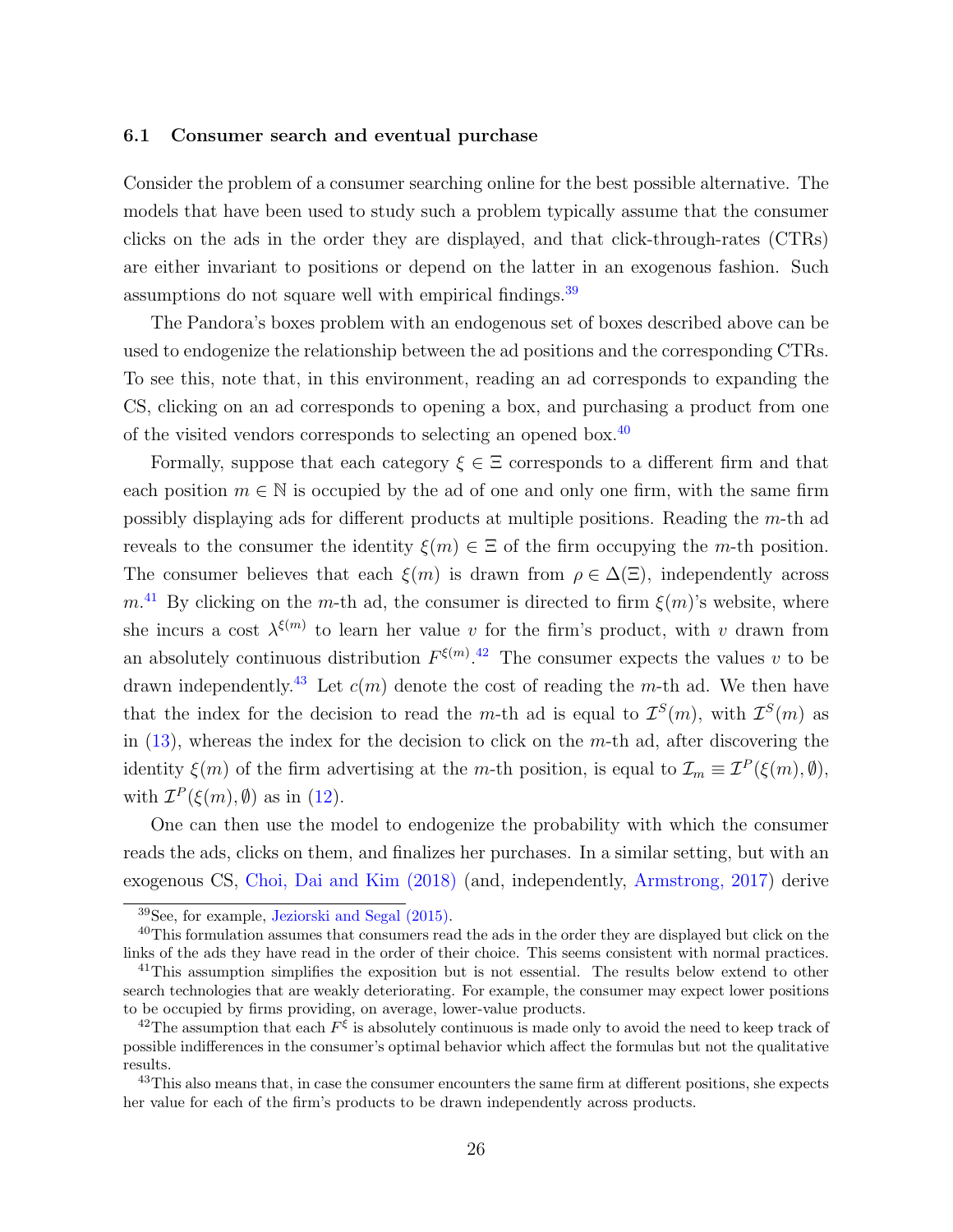### 6.1 Consumer search and eventual purchase

Consider the problem of a consumer searching online for the best possible alternative. The models that have been used to study such a problem typically assume that the consumer clicks on the ads in the order they are displayed, and that click-through-rates (CTRs) are either invariant to positions or depend on the latter in an exogenous fashion. Such assumptions do not square well with empirical findings.[39]

The Pandora's boxes problem with an endogenous set of boxes described above can be used to endogenize the relationship between the ad positions and the corresponding CTRs. To see this, note that, in this environment, reading an ad corresponds to expanding the CS, clicking on an ad corresponds to opening a box, and purchasing a product from one of the visited vendors corresponds to selecting an opened box.[40]

Formally, suppose that each category $\xi \in \Xi$ corresponds to a different firm and that each position $m \in \mathbb{N}$ is occupied by the ad of one and only one firm, with the same firm possibly displaying ads for different products at multiple positions. Reading the $m$-th ad reveals to the consumer the identity $\xi(m) \in \Xi$ of the firm occupying the $m$-th position. The consumer believes that each $\xi(m)$ is drawn from $\rho \in \Delta(\Xi)$, independently across $m$.[41] By clicking on the $m$-th ad, the consumer is directed to firm $\xi(m)$'s website, where she incurs a cost $\lambda^{\xi(m)}$ to learn her value $v$ for the firm's product, with $v$ drawn from an absolutely continuous distribution $F^{\xi(m)}$.[42] The consumer expects the values $v$ to be drawn independently.[43] Let $c(m)$ denote the cost of reading the $m$-th ad. We then have that the index for the decision to read the $m$-th ad is equal to $\mathcal{I}^S(m)$, with $\mathcal{I}^S(m)$ as in (13), whereas the index for the decision to click on the $m$-th ad, after discovering the identity $\xi(m)$ of the firm advertising at the $m$-th position, is equal to $\mathcal{I}_m \equiv \mathcal{I}^P(\xi(m), \emptyset)$, with $\mathcal{I}^P(\xi(m), \emptyset)$ as in (12).

One can then use the model to endogenize the probability with which the consumer reads the ads, clicks on them, and finalizes her purchases. In a similar setting, but with an exogenous CS, Choi, Dai and Kim (2018) (and, independently, Armstrong, 2017) derive

[39]See, for example, Jeziorski and Segal (2015).

[40]This formulation assumes that consumers read the ads in the order they are displayed but click on the links of the ads they have read in the order of their choice. This seems consistent with normal practices.

[41]This assumption simplifies the exposition but is not essential. The results below extend to other search technologies that are weakly deteriorating. For example, the consumer may expect lower positions to be occupied by firms providing, on average, lower-value products.

[42]The assumption that each $F^{\xi}$ is absolutely continuous is made only to avoid the need to keep track of possible indifferences in the consumer's optimal behavior which affect the formulas but not the qualitative results.

[43]This also means that, in case the consumer encounters the same firm at different positions, she expects her value for each of the firm's products to be drawn independently across products.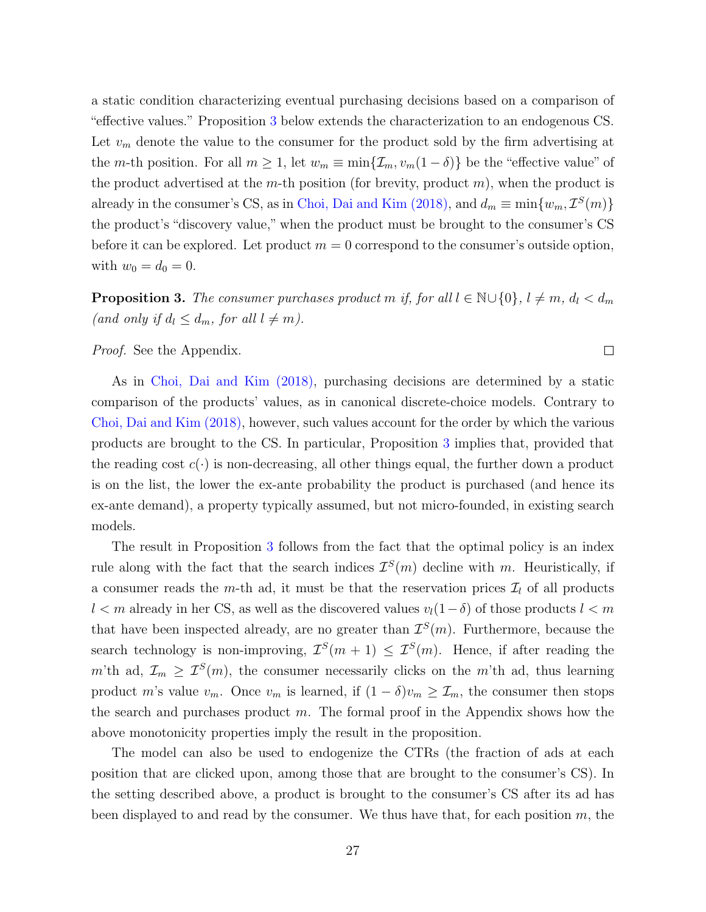a static condition characterizing eventual purchasing decisions based on a comparison of "effective values." Proposition 3 below extends the characterization to an endogenous CS. Let $v_m$ denote the value to the consumer for the product sold by the firm advertising at the $m$-th position. For all $m \geq 1$, let $w_m \equiv \min\{\mathcal{I}_m, v_m(1-\delta)\}$ be the "effective value" of the product advertised at the $m$-th position (for brevity, product $m$), when the product is already in the consumer's CS, as in Choi, Dai and Kim (2018), and $d_m \equiv \min\{w_m, \mathcal{I}^S(m)\}$ the product's "discovery value," when the product must be brought to the consumer's CS before it can be explored. Let product $m = 0$ correspond to the consumer's outside option, with $w_0 = d_0 = 0$.

**Proposition 3.** *The consumer purchases product $m$ if, for all $l \in \mathbb{N} \cup \{0\}$, $l \neq m$, $d_l < d_m$ (and only if $d_l \leq d_m$, for all $l \neq m$).*

*Proof.* See the Appendix. □

As in Choi, Dai and Kim (2018), purchasing decisions are determined by a static comparison of the products' values, as in canonical discrete-choice models. Contrary to Choi, Dai and Kim (2018), however, such values account for the order by which the various products are brought to the CS. In particular, Proposition 3 implies that, provided that the reading cost $c(\cdot)$ is non-decreasing, all other things equal, the further down a product is on the list, the lower the ex-ante probability the product is purchased (and hence its ex-ante demand), a property typically assumed, but not micro-founded, in existing search models.

The result in Proposition 3 follows from the fact that the optimal policy is an index rule along with the fact that the search indices $\mathcal{I}^S(m)$ decline with $m$. Heuristically, if a consumer reads the $m$-th ad, it must be that the reservation prices $\mathcal{I}_l$ of all products $l < m$ already in her CS, as well as the discovered values $v_l(1-\delta)$ of those products $l < m$ that have been inspected already, are no greater than $\mathcal{I}^S(m)$. Furthermore, because the search technology is non-improving, $\mathcal{I}^S(m+1) \leq \mathcal{I}^S(m)$. Hence, if after reading the $m$'th ad, $\mathcal{I}_m \geq \mathcal{I}^S(m)$, the consumer necessarily clicks on the $m$'th ad, thus learning product $m$'s value $v_m$. Once $v_m$ is learned, if $(1-\delta)v_m \geq \mathcal{I}_m$, the consumer then stops the search and purchases product $m$. The formal proof in the Appendix shows how the above monotonicity properties imply the result in the proposition.

The model can also be used to endogenize the CTRs (the fraction of ads at each position that are clicked upon, among those that are brought to the consumer's CS). In the setting described above, a product is brought to the consumer's CS after its ad has been displayed to and read by the consumer. We thus have that, for each position $m$, the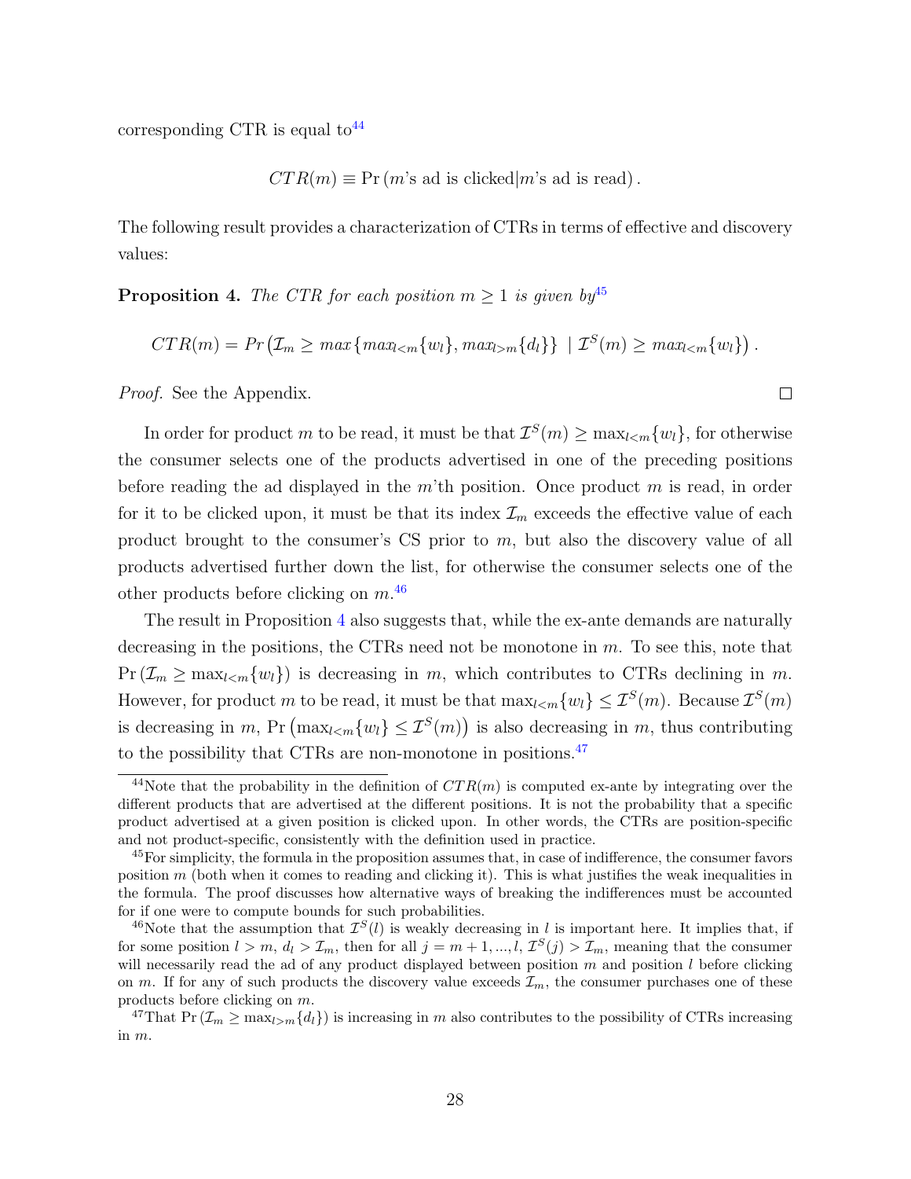corresponding CTR is equal to[44]

$$CTR(m) \equiv \Pr\left(m\text{'s ad is clicked}|m\text{'s ad is read}\right).$$

The following result provides a characterization of CTRs in terms of effective and discovery values:

**Proposition 4.** *The CTR for each position $m \geq 1$ is given by*[45]

$$CTR(m) = Pr\left(\mathcal{I}_m \geq max\{max_{l<m}\{w_l\}, max_{l>m}\{d_l\}\} \mid \mathcal{I}^S(m) \geq max_{l<m}\{w_l\}\right).$$

*Proof.* See the Appendix. □

In order for product $m$ to be read, it must be that $\mathcal{I}^S(m) \geq \max_{l<m}\{w_l\}$, for otherwise the consumer selects one of the products advertised in one of the preceding positions before reading the ad displayed in the $m$'th position. Once product $m$ is read, in order for it to be clicked upon, it must be that its index $\mathcal{I}_m$ exceeds the effective value of each product brought to the consumer's CS prior to $m$, but also the discovery value of all products advertised further down the list, for otherwise the consumer selects one of the other products before clicking on $m$.[46]

The result in Proposition 4 also suggests that, while the ex-ante demands are naturally decreasing in the positions, the CTRs need not be monotone in $m$. To see this, note that $\Pr\left(\mathcal{I}_m \geq \max_{l<m}\{w_l\}\right)$ is decreasing in $m$, which contributes to CTRs declining in $m$. However, for product $m$ to be read, it must be that $\max_{l<m}\{w_l\} \leq \mathcal{I}^S(m)$. Because $\mathcal{I}^S(m)$ is decreasing in $m$, $\Pr\left(\max_{l<m}\{w_l\} \leq \mathcal{I}^S(m)\right)$ is also decreasing in $m$, thus contributing to the possibility that CTRs are non-monotone in positions.[47]

[44]Note that the probability in the definition of $CTR(m)$ is computed ex-ante by integrating over the different products that are advertised at the different positions. It is not the probability that a specific product advertised at a given position is clicked upon. In other words, the CTRs are position-specific and not product-specific, consistently with the definition used in practice.

[45]For simplicity, the formula in the proposition assumes that, in case of indifference, the consumer favors position $m$ (both when it comes to reading and clicking it). This is what justifies the weak inequalities in the formula. The proof discusses how alternative ways of breaking the indifferences must be accounted for if one were to compute bounds for such probabilities.

[46]Note that the assumption that $\mathcal{I}^S(l)$ is weakly decreasing in $l$ is important here. It implies that, if for some position $l > m$, $d_l > \mathcal{I}_m$, then for all $j = m+1, ..., l$, $\mathcal{I}^S(j) > \mathcal{I}_m$, meaning that the consumer will necessarily read the ad of any product displayed between position $m$ and position $l$ before clicking on $m$. If for any of such products the discovery value exceeds $\mathcal{I}_m$, the consumer purchases one of these products before clicking on $m$.

[47]That $\Pr\left(\mathcal{I}_m \geq \max_{l>m}\{d_l\}\right)$ is increasing in $m$ also contributes to the possibility of CTRs increasing in $m$.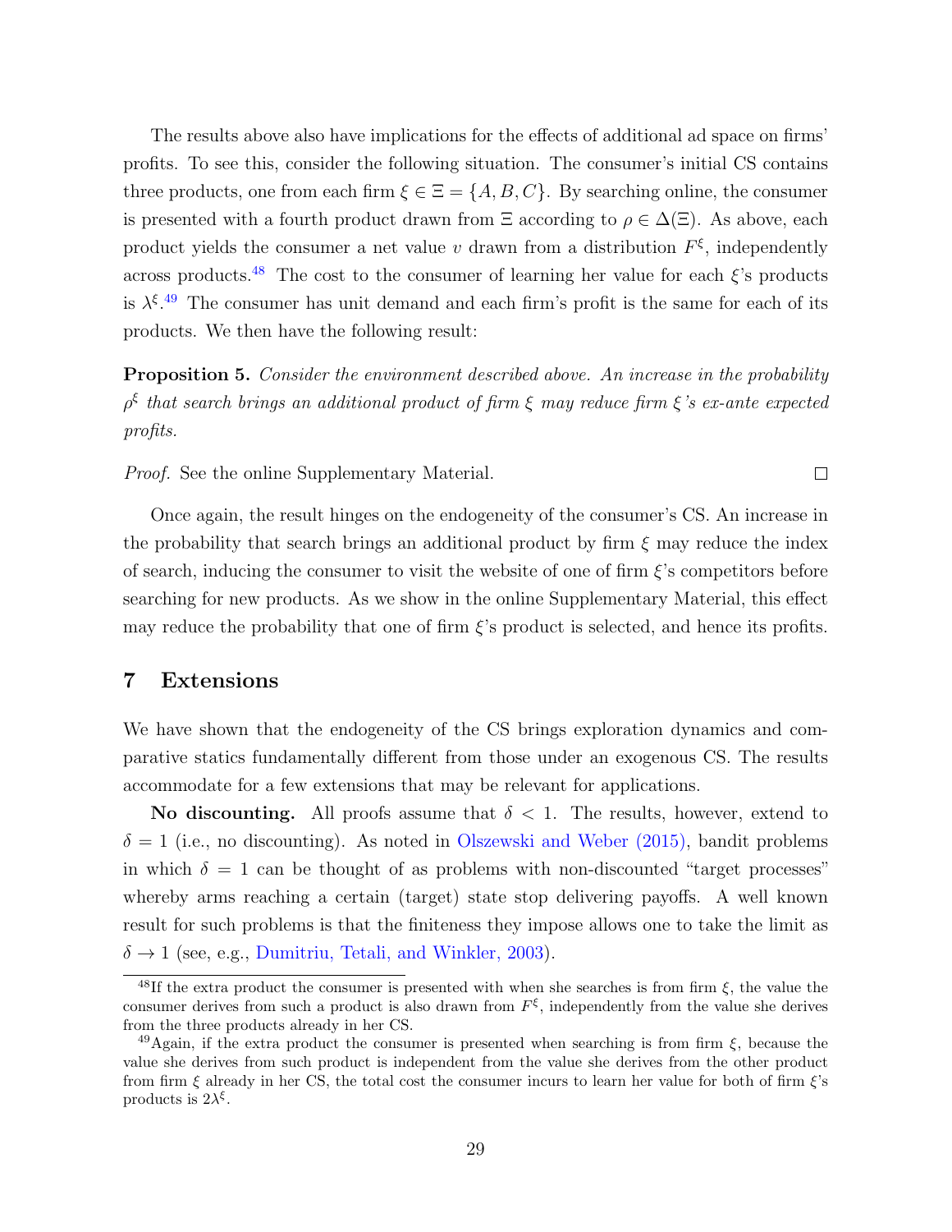The results above also have implications for the effects of additional ad space on firms' profits. To see this, consider the following situation. The consumer's initial CS contains three products, one from each firm $\xi \in \Xi = \{A, B, C\}$. By searching online, the consumer is presented with a fourth product drawn from $\Xi$ according to $\rho \in \Delta(\Xi)$. As above, each product yields the consumer a net value $v$ drawn from a distribution $F^{\xi}$, independently across products.[48] The cost to the consumer of learning her value for each $\xi$'s products is $\lambda^{\xi}$.[49] The consumer has unit demand and each firm's profit is the same for each of its products. We then have the following result:

**Proposition 5.** *Consider the environment described above. An increase in the probability $\rho^{\xi}$ that search brings an additional product of firm $\xi$ may reduce firm $\xi$'s ex-ante expected profits.*

*Proof.* See the online Supplementary Material. □

Once again, the result hinges on the endogeneity of the consumer's CS. An increase in the probability that search brings an additional product by firm $\xi$ may reduce the index of search, inducing the consumer to visit the website of one of firm $\xi$'s competitors before searching for new products. As we show in the online Supplementary Material, this effect may reduce the probability that one of firm $\xi$'s product is selected, and hence its profits.

## 7 Extensions

We have shown that the endogeneity of the CS brings exploration dynamics and comparative statics fundamentally different from those under an exogenous CS. The results accommodate for a few extensions that may be relevant for applications.

**No discounting.** All proofs assume that $\delta < 1$. The results, however, extend to $\delta = 1$ (i.e., no discounting). As noted in Olszewski and Weber (2015), bandit problems in which $\delta = 1$ can be thought of as problems with non-discounted "target processes" whereby arms reaching a certain (target) state stop delivering payoffs. A well known result for such problems is that the finiteness they impose allows one to take the limit as $\delta \to 1$ (see, e.g., Dumitriu, Tetali, and Winkler, 2003).

---

[48] If the extra product the consumer is presented with when she searches is from firm $\xi$, the value the consumer derives from such a product is also drawn from $F^{\xi}$, independently from the value she derives from the three products already in her CS.

[49] Again, if the extra product the consumer is presented when searching is from firm $\xi$, because the value she derives from such product is independent from the value she derives from the other product from firm $\xi$ already in her CS, the total cost the consumer incurs to learn her value for both of firm $\xi$'s products is $2\lambda^{\xi}$.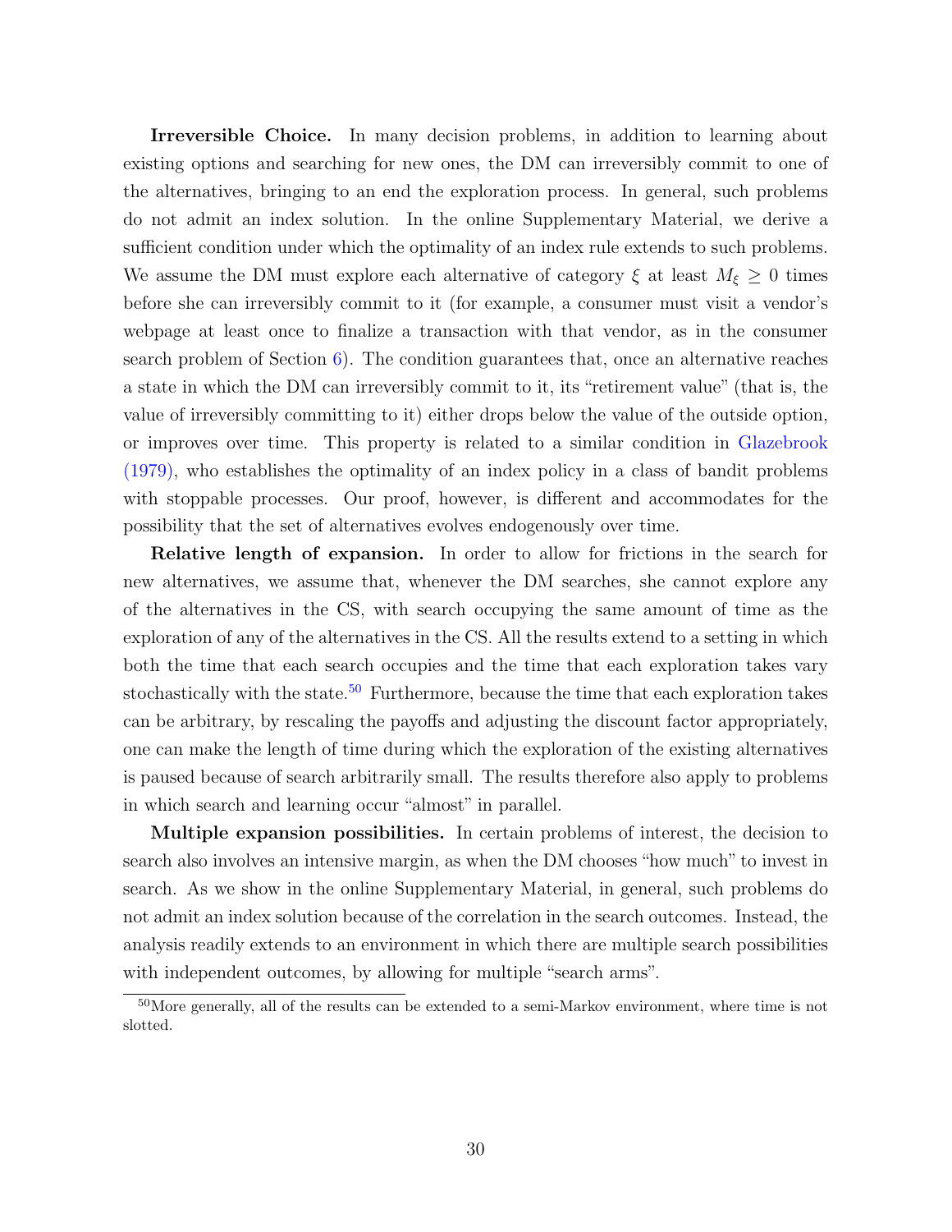**Irreversible Choice.** In many decision problems, in addition to learning about existing options and searching for new ones, the DM can irreversibly commit to one of the alternatives, bringing to an end the exploration process. In general, such problems do not admit an index solution. In the online Supplementary Material, we derive a sufficient condition under which the optimality of an index rule extends to such problems. We assume the DM must explore each alternative of category $\xi$ at least $M_\xi \geq 0$ times before she can irreversibly commit to it (for example, a consumer must visit a vendor's webpage at least once to finalize a transaction with that vendor, as in the consumer search problem of Section 6). The condition guarantees that, once an alternative reaches a state in which the DM can irreversibly commit to it, its "retirement value" (that is, the value of irreversibly committing to it) either drops below the value of the outside option, or improves over time. This property is related to a similar condition in Glazebrook (1979), who establishes the optimality of an index policy in a class of bandit problems with stoppable processes. Our proof, however, is different and accommodates for the possibility that the set of alternatives evolves endogenously over time.

**Relative length of expansion.** In order to allow for frictions in the search for new alternatives, we assume that, whenever the DM searches, she cannot explore any of the alternatives in the CS, with search occupying the same amount of time as the exploration of any of the alternatives in the CS. All the results extend to a setting in which both the time that each search occupies and the time that each exploration takes vary stochastically with the state.[50] Furthermore, because the time that each exploration takes can be arbitrary, by rescaling the payoffs and adjusting the discount factor appropriately, one can make the length of time during which the exploration of the existing alternatives is paused because of search arbitrarily small. The results therefore also apply to problems in which search and learning occur "almost" in parallel.

**Multiple expansion possibilities.** In certain problems of interest, the decision to search also involves an intensive margin, as when the DM chooses "how much" to invest in search. As we show in the online Supplementary Material, in general, such problems do not admit an index solution because of the correlation in the search outcomes. Instead, the analysis readily extends to an environment in which there are multiple search possibilities with independent outcomes, by allowing for multiple "search arms".

[50] More generally, all of the results can be extended to a semi-Markov environment, where time is not slotted.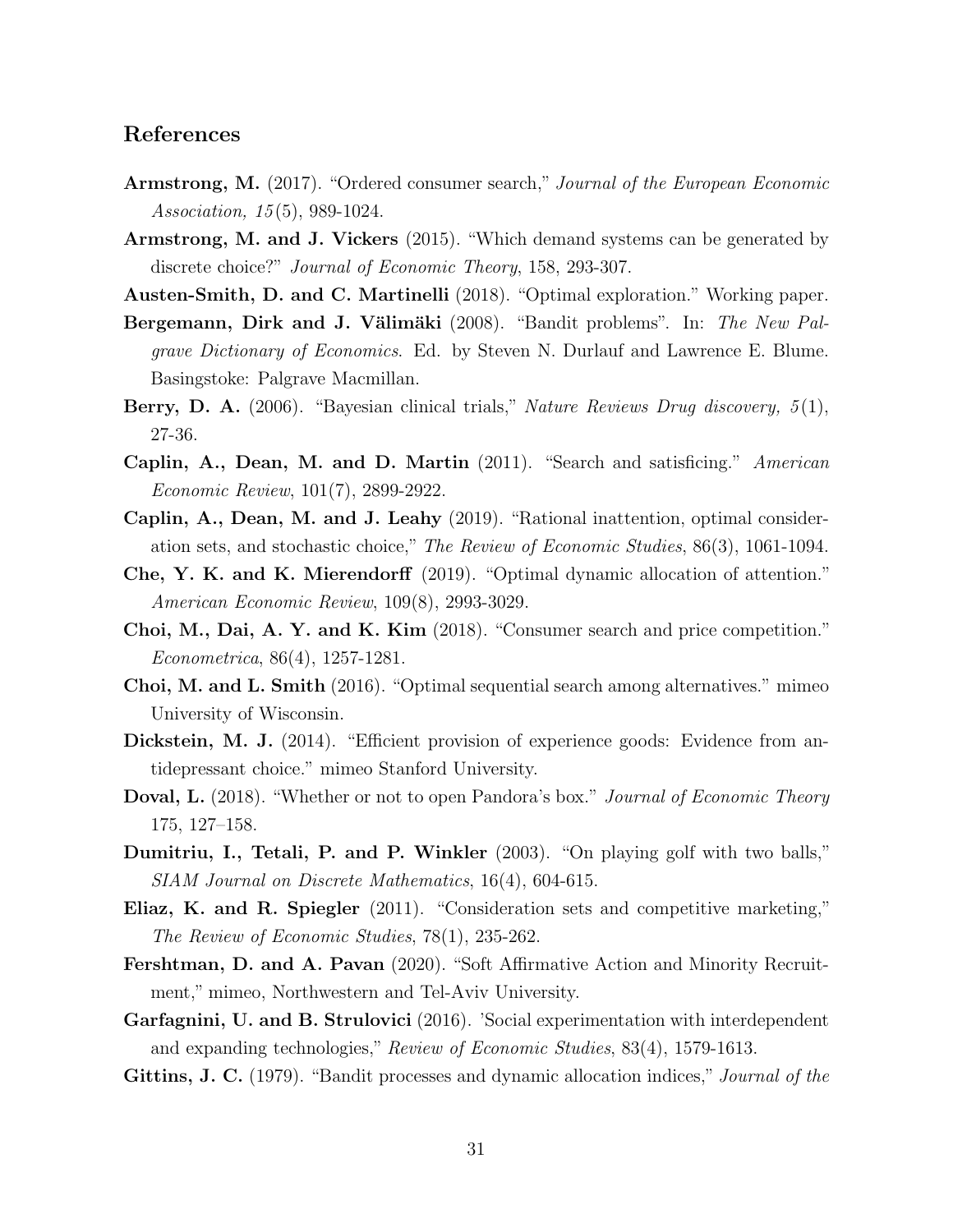## References

**Armstrong, M.** (2017). "Ordered consumer search," *Journal of the European Economic Association, 15*(5), 989-1024.

**Armstrong, M. and J. Vickers** (2015). "Which demand systems can be generated by discrete choice?" *Journal of Economic Theory*, 158, 293-307.

**Austen-Smith, D. and C. Martinelli** (2018). "Optimal exploration." Working paper.

**Bergemann, Dirk and J. Välimäki** (2008). "Bandit problems". In: *The New Palgrave Dictionary of Economics*. Ed. by Steven N. Durlauf and Lawrence E. Blume. Basingstoke: Palgrave Macmillan.

**Berry, D. A.** (2006). "Bayesian clinical trials," *Nature Reviews Drug discovery, 5*(1), 27-36.

**Caplin, A., Dean, M. and D. Martin** (2011). "Search and satisficing." *American Economic Review*, 101(7), 2899-2922.

**Caplin, A., Dean, M. and J. Leahy** (2019). "Rational inattention, optimal consideration sets, and stochastic choice," *The Review of Economic Studies*, 86(3), 1061-1094.

**Che, Y. K. and K. Mierendorff** (2019). "Optimal dynamic allocation of attention." *American Economic Review*, 109(8), 2993-3029.

**Choi, M., Dai, A. Y. and K. Kim** (2018). "Consumer search and price competition." *Econometrica*, 86(4), 1257-1281.

**Choi, M. and L. Smith** (2016). "Optimal sequential search among alternatives." mimeo University of Wisconsin.

**Dickstein, M. J.** (2014). "Efficient provision of experience goods: Evidence from antidepressant choice." mimeo Stanford University.

**Doval, L.** (2018). "Whether or not to open Pandora's box." *Journal of Economic Theory* 175, 127–158.

**Dumitriu, I., Tetali, P. and P. Winkler** (2003). "On playing golf with two balls," *SIAM Journal on Discrete Mathematics*, 16(4), 604-615.

**Eliaz, K. and R. Spiegler** (2011). "Consideration sets and competitive marketing," *The Review of Economic Studies*, 78(1), 235-262.

**Fershtman, D. and A. Pavan** (2020). "Soft Affirmative Action and Minority Recruitment," mimeo, Northwestern and Tel-Aviv University.

**Garfagnini, U. and B. Strulovici** (2016). 'Social experimentation with interdependent and expanding technologies," *Review of Economic Studies*, 83(4), 1579-1613.

**Gittins, J. C.** (1979). "Bandit processes and dynamic allocation indices," *Journal of the*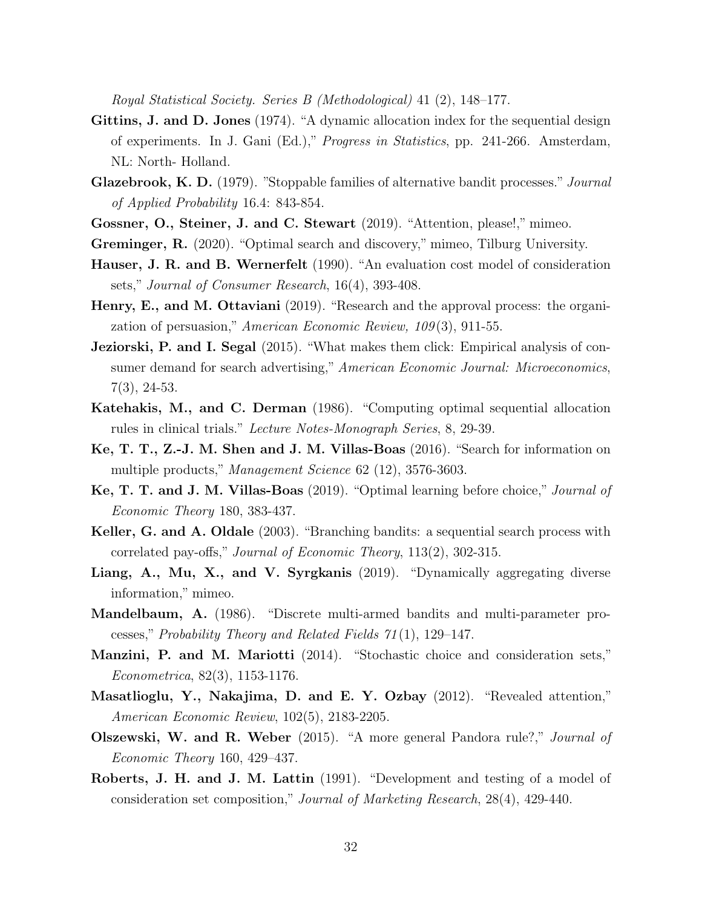*Royal Statistical Society. Series B (Methodological)* 41 (2), 148–177.

**Gittins, J. and D. Jones** (1974). "A dynamic allocation index for the sequential design of experiments. In J. Gani (Ed.)," *Progress in Statistics*, pp. 241-266. Amsterdam, NL: North- Holland.

**Glazebrook, K. D.** (1979). "Stoppable families of alternative bandit processes." *Journal of Applied Probability* 16.4: 843-854.

**Gossner, O., Steiner, J. and C. Stewart** (2019). "Attention, please!," mimeo.

**Greminger, R.** (2020). "Optimal search and discovery," mimeo, Tilburg University.

**Hauser, J. R. and B. Wernerfelt** (1990). "An evaluation cost model of consideration sets," *Journal of Consumer Research*, 16(4), 393-408.

**Henry, E., and M. Ottaviani** (2019). "Research and the approval process: the organization of persuasion," *American Economic Review, 109*(3), 911-55.

**Jeziorski, P. and I. Segal** (2015). "What makes them click: Empirical analysis of consumer demand for search advertising," *American Economic Journal: Microeconomics*, 7(3), 24-53.

**Katehakis, M., and C. Derman** (1986). "Computing optimal sequential allocation rules in clinical trials." *Lecture Notes-Monograph Series*, 8, 29-39.

**Ke, T. T., Z.-J. M. Shen and J. M. Villas-Boas** (2016). "Search for information on multiple products," *Management Science* 62 (12), 3576-3603.

**Ke, T. T. and J. M. Villas-Boas** (2019). "Optimal learning before choice," *Journal of Economic Theory* 180, 383-437.

**Keller, G. and A. Oldale** (2003). "Branching bandits: a sequential search process with correlated pay-offs," *Journal of Economic Theory*, 113(2), 302-315.

**Liang, A., Mu, X., and V. Syrgkanis** (2019). "Dynamically aggregating diverse information," mimeo.

**Mandelbaum, A.** (1986). "Discrete multi-armed bandits and multi-parameter processes," *Probability Theory and Related Fields 71*(1), 129–147.

**Manzini, P. and M. Mariotti** (2014). "Stochastic choice and consideration sets," *Econometrica*, 82(3), 1153-1176.

**Masatlioglu, Y., Nakajima, D. and E. Y. Ozbay** (2012). "Revealed attention," *American Economic Review*, 102(5), 2183-2205.

**Olszewski, W. and R. Weber** (2015). "A more general Pandora rule?," *Journal of Economic Theory* 160, 429–437.

**Roberts, J. H. and J. M. Lattin** (1991). "Development and testing of a model of consideration set composition," *Journal of Marketing Research*, 28(4), 429-440.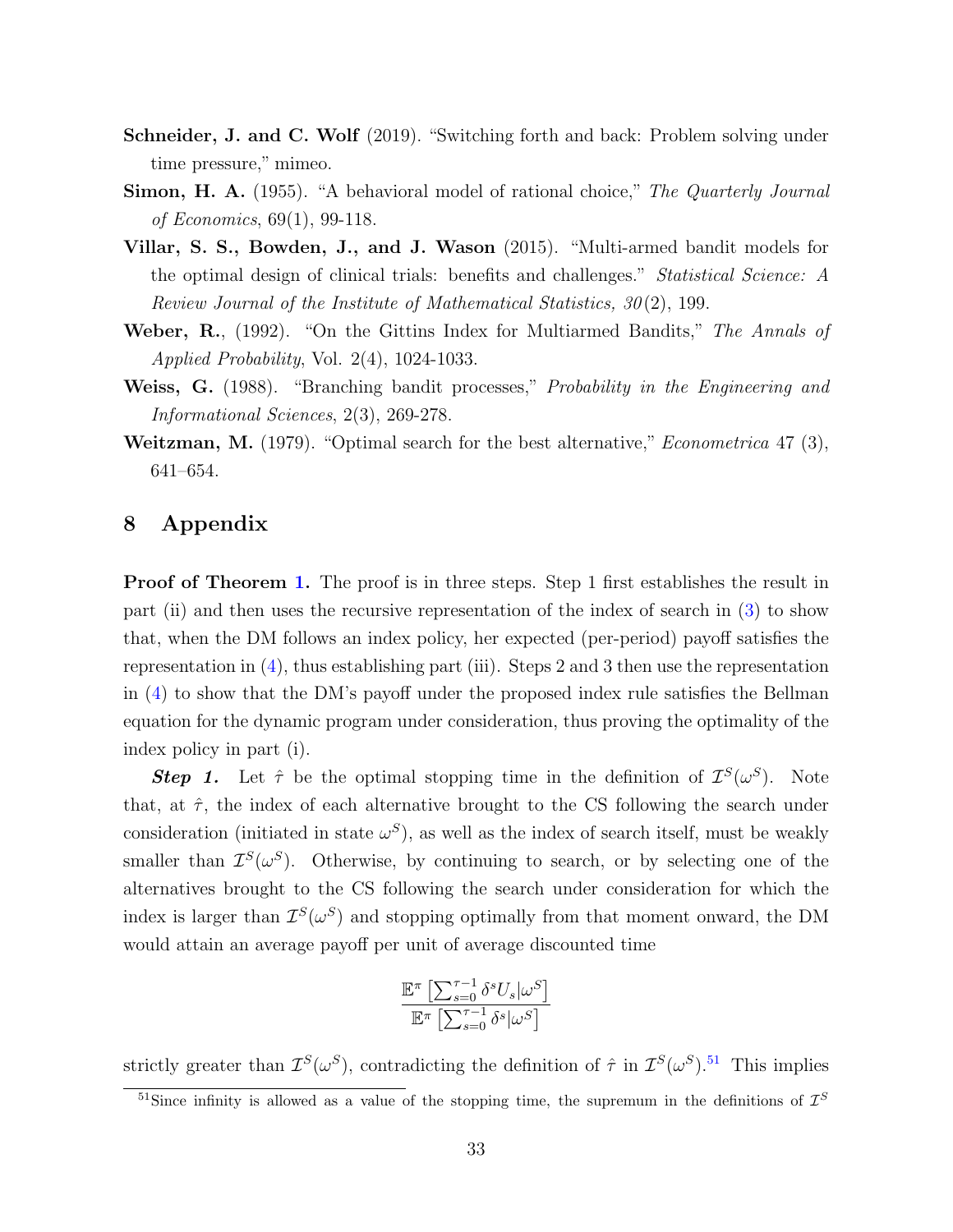**Schneider, J. and C. Wolf** (2019). "Switching forth and back: Problem solving under time pressure," mimeo.

**Simon, H. A.** (1955). "A behavioral model of rational choice," *The Quarterly Journal of Economics*, 69(1), 99-118.

**Villar, S. S., Bowden, J., and J. Wason** (2015). "Multi-armed bandit models for the optimal design of clinical trials: benefits and challenges." *Statistical Science: A Review Journal of the Institute of Mathematical Statistics, 30*(2), 199.

**Weber, R.**, (1992). "On the Gittins Index for Multiarmed Bandits," *The Annals of Applied Probability*, Vol. 2(4), 1024-1033.

**Weiss, G.** (1988). "Branching bandit processes," *Probability in the Engineering and Informational Sciences*, 2(3), 269-278.

**Weitzman, M.** (1979). "Optimal search for the best alternative," *Econometrica* 47 (3), 641–654.

# 8 Appendix

**Proof of Theorem 1.** The proof is in three steps. Step 1 first establishes the result in part (ii) and then uses the recursive representation of the index of search in (3) to show that, when the DM follows an index policy, her expected (per-period) payoff satisfies the representation in (4), thus establishing part (iii). Steps 2 and 3 then use the representation in (4) to show that the DM's payoff under the proposed index rule satisfies the Bellman equation for the dynamic program under consideration, thus proving the optimality of the index policy in part (i).

***Step 1.*** Let $\hat{\tau}$ be the optimal stopping time in the definition of $\mathcal{I}^S(\omega^S)$. Note that, at $\hat{\tau}$, the index of each alternative brought to the CS following the search under consideration (initiated in state $\omega^S$), as well as the index of search itself, must be weakly smaller than $\mathcal{I}^S(\omega^S)$. Otherwise, by continuing to search, or by selecting one of the alternatives brought to the CS following the search under consideration for which the index is larger than $\mathcal{I}^S(\omega^S)$ and stopping optimally from that moment onward, the DM would attain an average payoff per unit of average discounted time

$$\frac{\mathbb{E}^\pi\left[\sum_{s=0}^{\tau-1}\delta^s U_s|\omega^S\right]}{\mathbb{E}^\pi\left[\sum_{s=0}^{\tau-1}\delta^s|\omega^S\right]}$$

strictly greater than $\mathcal{I}^S(\omega^S)$, contradicting the definition of $\hat{\tau}$ in $\mathcal{I}^S(\omega^S)$.[51] This implies

[51] Since infinity is allowed as a value of the stopping time, the supremum in the definitions of $\mathcal{I}^S$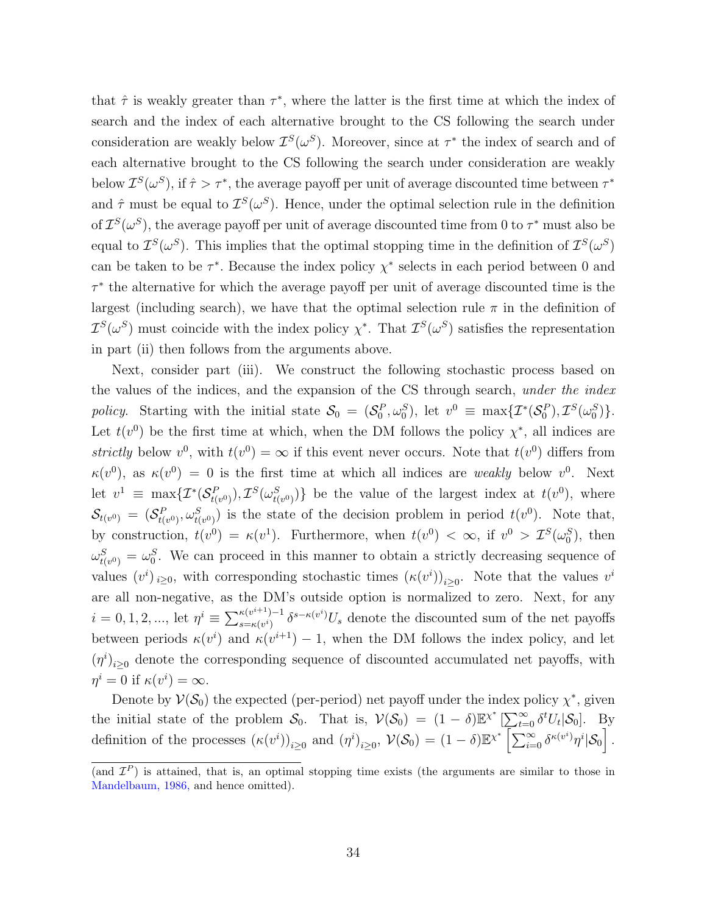that $\hat{\tau}$ is weakly greater than $\tau^*$, where the latter is the first time at which the index of search and the index of each alternative brought to the CS following the search under consideration are weakly below $\mathcal{I}^S(\omega^S)$. Moreover, since at $\tau^*$ the index of search and of each alternative brought to the CS following the search under consideration are weakly below $\mathcal{I}^S(\omega^S)$, if $\hat{\tau} > \tau^*$, the average payoff per unit of average discounted time between $\tau^*$ and $\hat{\tau}$ must be equal to $\mathcal{I}^S(\omega^S)$. Hence, under the optimal selection rule in the definition of $\mathcal{I}^S(\omega^S)$, the average payoff per unit of average discounted time from 0 to $\tau^*$ must also be equal to $\mathcal{I}^S(\omega^S)$. This implies that the optimal stopping time in the definition of $\mathcal{I}^S(\omega^S)$ can be taken to be $\tau^*$. Because the index policy $\chi^*$ selects in each period between 0 and $\tau^*$ the alternative for which the average payoff per unit of average discounted time is the largest (including search), we have that the optimal selection rule $\pi$ in the definition of $\mathcal{I}^S(\omega^S)$ must coincide with the index policy $\chi^*$. That $\mathcal{I}^S(\omega^S)$ satisfies the representation in part (ii) then follows from the arguments above.

Next, consider part (iii). We construct the following stochastic process based on the values of the indices, and the expansion of the CS through search, *under the index policy*. Starting with the initial state $\mathcal{S}_0 = (\mathcal{S}_0^P, \omega_0^S)$, let $v^0 \equiv \max\{\mathcal{I}^*(\mathcal{S}_0^P), \mathcal{I}^S(\omega_0^S)\}$. Let $t(v^0)$ be the first time at which, when the DM follows the policy $\chi^*$, all indices are *strictly* below $v^0$, with $t(v^0) = \infty$ if this event never occurs. Note that $t(v^0)$ differs from $\kappa(v^0)$, as $\kappa(v^0) = 0$ is the first time at which all indices are *weakly* below $v^0$. Next let $v^1 \equiv \max\{\mathcal{I}^*(\mathcal{S}_{t(v^0)}^P), \mathcal{I}^S(\omega_{t(v^0)}^S)\}$ be the value of the largest index at $t(v^0)$, where $\mathcal{S}_{t(v^0)} = (\mathcal{S}_{t(v^0)}^P, \omega_{t(v^0)}^S)$ is the state of the decision problem in period $t(v^0)$. Note that, by construction, $t(v^0) = \kappa(v^1)$. Furthermore, when $t(v^0) < \infty$, if $v^0 > \mathcal{I}^S(\omega_0^S)$, then $\omega_{t(v^0)}^S = \omega_0^S$. We can proceed in this manner to obtain a strictly decreasing sequence of values $(v^i)_{i\geq 0}$, with corresponding stochastic times $(\kappa(v^i))_{i\geq 0}$. Note that the values $v^i$ are all non-negative, as the DM's outside option is normalized to zero. Next, for any $i = 0, 1, 2, ...$, let $\eta^i \equiv \sum_{s=\kappa(v^i)}^{\kappa(v^{i+1})-1} \delta^{s-\kappa(v^i)} U_s$ denote the discounted sum of the net payoffs between periods $\kappa(v^i)$ and $\kappa(v^{i+1}) - 1$, when the DM follows the index policy, and let $(\eta^i)_{i\geq 0}$ denote the corresponding sequence of discounted accumulated net payoffs, with $\eta^i = 0$ if $\kappa(v^i) = \infty$.

Denote by $\mathcal{V}(\mathcal{S}_0)$ the expected (per-period) net payoff under the index policy $\chi^*$, given the initial state of the problem $\mathcal{S}_0$. That is, $\mathcal{V}(\mathcal{S}_0) = (1-\delta)\mathbb{E}^{\chi^*}\left[\sum_{t=0}^{\infty} \delta^t U_t | \mathcal{S}_0\right]$. By definition of the processes $(\kappa(v^i))_{i\geq 0}$ and $(\eta^i)_{i\geq 0}$, $\mathcal{V}(\mathcal{S}_0) = (1-\delta)\mathbb{E}^{\chi^*}\left[\sum_{i=0}^{\infty} \delta^{\kappa(v^i)} \eta^i | \mathcal{S}_0\right]$.

(and $\mathcal{I}^P$) is attained, that is, an optimal stopping time exists (the arguments are similar to those in Mandelbaum, 1986, and hence omitted).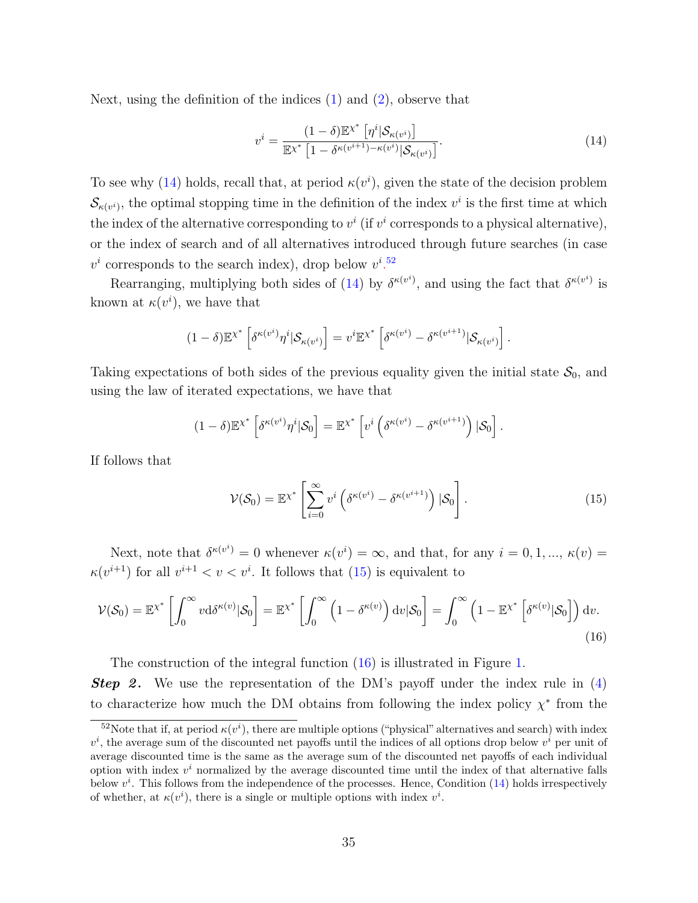Next, using the definition of the indices (1) and (2), observe that

$$v^i = \frac{(1-\delta)\mathbb{E}^{\chi^*}\left[\eta^i | \mathcal{S}_{\kappa(v^i)}\right]}{\mathbb{E}^{\chi^*}\left[1-\delta^{\kappa(v^{i+1})-\kappa(v^i)} | \mathcal{S}_{\kappa(v^i)}\right]}. \tag{14}$$

To see why (14) holds, recall that, at period $\kappa(v^i)$, given the state of the decision problem $\mathcal{S}_{\kappa(v^i)}$, the optimal stopping time in the definition of the index $v^i$ is the first time at which the index of the alternative corresponding to $v^i$ (if $v^i$ corresponds to a physical alternative), or the index of search and of all alternatives introduced through future searches (in case $v^i$ corresponds to the search index), drop below $v^i$.[52]

Rearranging, multiplying both sides of (14) by $\delta^{\kappa(v^i)}$, and using the fact that $\delta^{\kappa(v^i)}$ is known at $\kappa(v^i)$, we have that

$$(1-\delta)\mathbb{E}^{\chi^*}\left[\delta^{\kappa(v^i)}\eta^i | \mathcal{S}_{\kappa(v^i)}\right] = v^i \mathbb{E}^{\chi^*}\left[\delta^{\kappa(v^i)} - \delta^{\kappa(v^{i+1})} | \mathcal{S}_{\kappa(v^i)}\right].$$

Taking expectations of both sides of the previous equality given the initial state $\mathcal{S}_0$, and using the law of iterated expectations, we have that

$$(1-\delta)\mathbb{E}^{\chi^*}\left[\delta^{\kappa(v^i)}\eta^i | \mathcal{S}_0\right] = \mathbb{E}^{\chi^*}\left[v^i\left(\delta^{\kappa(v^i)} - \delta^{\kappa(v^{i+1})}\right) | \mathcal{S}_0\right].$$

If follows that

$$\mathcal{V}(\mathcal{S}_0) = \mathbb{E}^{\chi^*}\left[\sum_{i=0}^{\infty} v^i\left(\delta^{\kappa(v^i)} - \delta^{\kappa(v^{i+1})}\right) | \mathcal{S}_0\right]. \tag{15}$$

Next, note that $\delta^{\kappa(v^i)} = 0$ whenever $\kappa(v^i) = \infty$, and that, for any $i = 0, 1, ..., \kappa(v) = \kappa(v^{i+1})$ for all $v^{i+1} < v < v^i$. It follows that (15) is equivalent to

$$\mathcal{V}(\mathcal{S}_0) = \mathbb{E}^{\chi^*}\left[\int_0^{\infty} v \mathrm{d}\delta^{\kappa(v)} | \mathcal{S}_0\right] = \mathbb{E}^{\chi^*}\left[\int_0^{\infty}\left(1-\delta^{\kappa(v)}\right)\mathrm{d}v | \mathcal{S}_0\right] = \int_0^{\infty}\left(1-\mathbb{E}^{\chi^*}\left[\delta^{\kappa(v)} | \mathcal{S}_0\right]\right)\mathrm{d}v. \tag{16}$$

The construction of the integral function (16) is illustrated in Figure 1.

***Step 2.*** We use the representation of the DM's payoff under the index rule in (4) to characterize how much the DM obtains from following the index policy $\chi^*$ from the

[52] Note that if, at period $\kappa(v^i)$, there are multiple options ("physical" alternatives and search) with index $v^i$, the average sum of the discounted net payoffs until the indices of all options drop below $v^i$ per unit of average discounted time is the same as the average sum of the discounted net payoffs of each individual option with index $v^i$ normalized by the average discounted time until the index of that alternative falls below $v^i$. This follows from the independence of the processes. Hence, Condition (14) holds irrespectively of whether, at $\kappa(v^i)$, there is a single or multiple options with index $v^i$.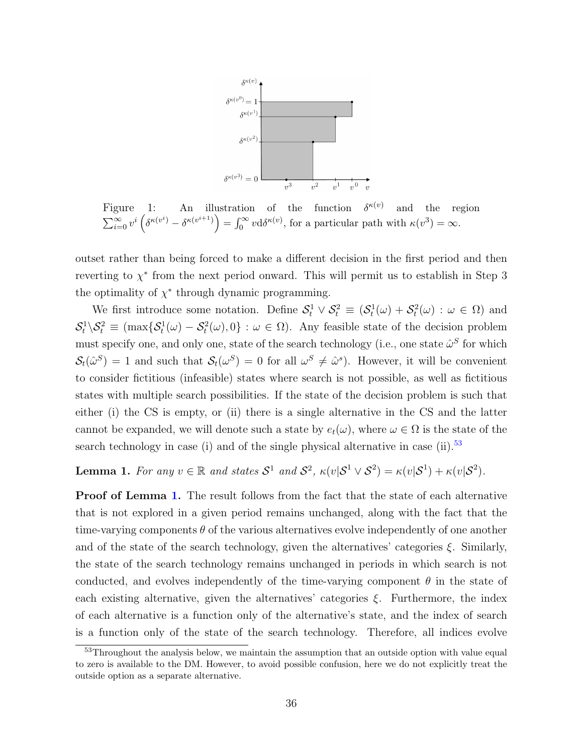Figure 1: An illustration of the function $\delta^{\kappa(v)}$ and the region $\sum_{i=0}^{\infty} v^i \left(\delta^{\kappa(v^i)} - \delta^{\kappa(v^{i+1})}\right) = \int_0^\infty v \mathrm{d}\delta^{\kappa(v)}$, for a particular path with $\kappa(v^3) = \infty$.

outset rather than being forced to make a different decision in the first period and then reverting to $\chi^*$ from the next period onward. This will permit us to establish in Step 3 the optimality of $\chi^*$ through dynamic programming.

We first introduce some notation. Define $\mathcal{S}_t^1 \vee \mathcal{S}_t^2 \equiv (\mathcal{S}_t^1(\omega) + \mathcal{S}_t^2(\omega) : \omega \in \Omega)$ and $\mathcal{S}_t^1 \backslash \mathcal{S}_t^2 \equiv (\max\{\mathcal{S}_t^1(\omega) - \mathcal{S}_t^2(\omega), 0\} : \omega \in \Omega)$. Any feasible state of the decision problem must specify one, and only one, state of the search technology (i.e., one state $\hat{\omega}^S$ for which $\mathcal{S}_t(\hat{\omega}^S) = 1$ and such that $\mathcal{S}_t(\omega^S) = 0$ for all $\omega^S \neq \hat{\omega}^s$). However, it will be convenient to consider fictitious (infeasible) states where search is not possible, as well as fictitious states with multiple search possibilities. If the state of the decision problem is such that either (i) the CS is empty, or (ii) there is a single alternative in the CS and the latter cannot be expanded, we will denote such a state by $e_t(\omega)$, where $\omega \in \Omega$ is the state of the search technology in case (i) and of the single physical alternative in case (ii).[53]

**Lemma 1.** *For any $v \in \mathbb{R}$ and states $\mathcal{S}^1$ and $\mathcal{S}^2$, $\kappa(v|\mathcal{S}^1 \vee \mathcal{S}^2) = \kappa(v|\mathcal{S}^1) + \kappa(v|\mathcal{S}^2)$.*

**Proof of Lemma 1.** The result follows from the fact that the state of each alternative that is not explored in a given period remains unchanged, along with the fact that the time-varying components $\theta$ of the various alternatives evolve independently of one another and of the state of the search technology, given the alternatives' categories $\xi$. Similarly, the state of the search technology remains unchanged in periods in which search is not conducted, and evolves independently of the time-varying component $\theta$ in the state of each existing alternative, given the alternatives' categories $\xi$. Furthermore, the index of each alternative is a function only of the alternative's state, and the index of search is a function only of the state of the search technology. Therefore, all indices evolve

[53]Throughout the analysis below, we maintain the assumption that an outside option with value equal to zero is available to the DM. However, to avoid possible confusion, here we do not explicitly treat the outside option as a separate alternative.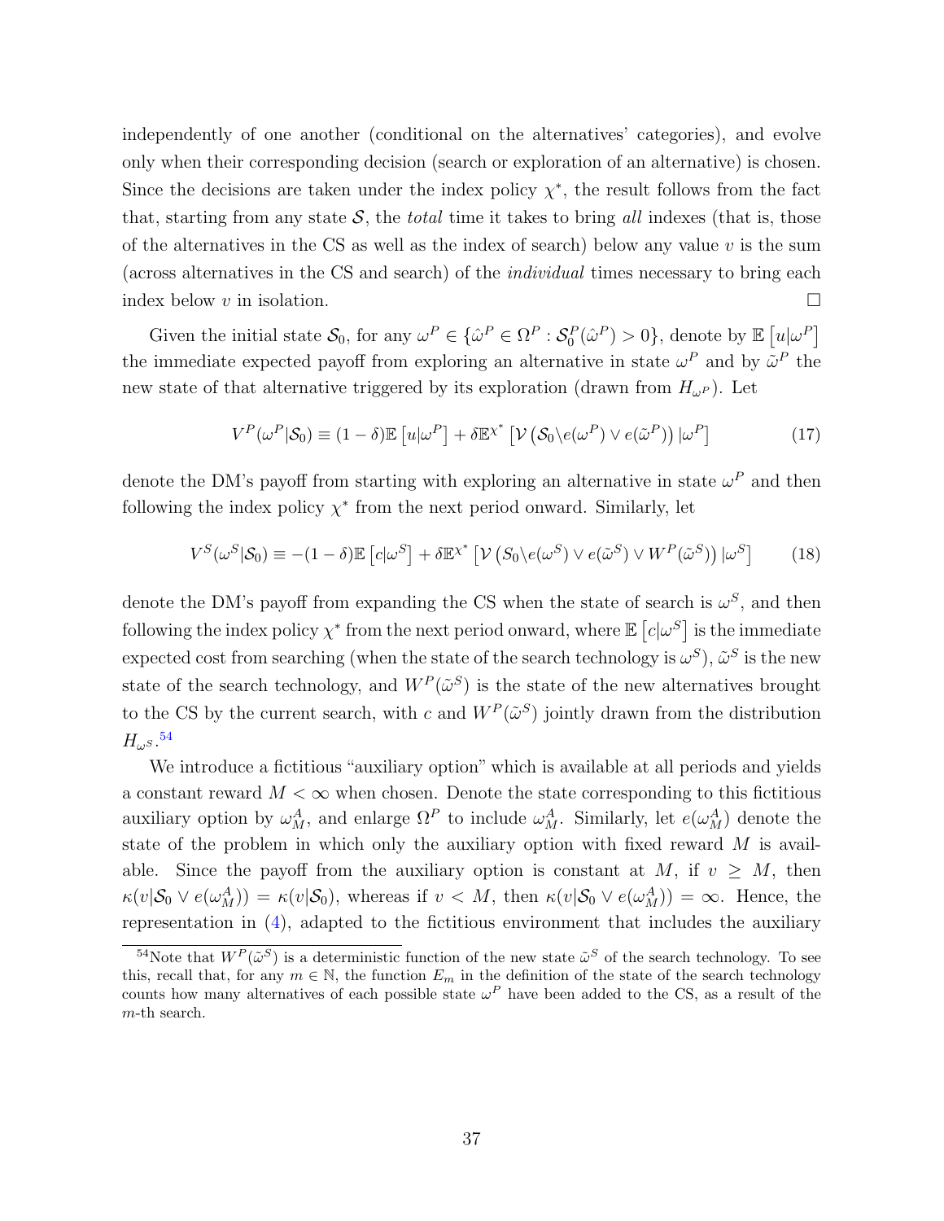independently of one another (conditional on the alternatives' categories), and evolve only when their corresponding decision (search or exploration of an alternative) is chosen. Since the decisions are taken under the index policy $\chi^*$, the result follows from the fact that, starting from any state $\mathcal{S}$, the *total* time it takes to bring *all* indexes (that is, those of the alternatives in the CS as well as the index of search) below any value $v$ is the sum (across alternatives in the CS and search) of the *individual* times necessary to bring each index below $v$ in isolation. $\square$

Given the initial state $\mathcal{S}_0$, for any $\omega^P \in \{\hat{\omega}^P \in \Omega^P : \mathcal{S}_0^P(\hat{\omega}^P) > 0\}$, denote by $\mathbb{E}\left[u|\omega^P\right]$ the immediate expected payoff from exploring an alternative in state $\omega^P$ and by $\tilde{\omega}^P$ the new state of that alternative triggered by its exploration (drawn from $H_{\omega^P}$). Let

$$V^P(\omega^P|\mathcal{S}_0) \equiv (1-\delta)\mathbb{E}\left[u|\omega^P\right] + \delta\mathbb{E}^{\chi^*}\left[\mathcal{V}\left(\mathcal{S}_0\backslash e(\omega^P) \vee e(\tilde{\omega}^P)\right)|\omega^P\right] \tag{17}$$

denote the DM's payoff from starting with exploring an alternative in state $\omega^P$ and then following the index policy $\chi^*$ from the next period onward. Similarly, let

$$V^S(\omega^S|\mathcal{S}_0) \equiv -(1-\delta)\mathbb{E}\left[c|\omega^S\right] + \delta\mathbb{E}^{\chi^*}\left[\mathcal{V}\left(S_0\backslash e(\omega^S) \vee e(\tilde{\omega}^S) \vee W^P(\tilde{\omega}^S)\right)|\omega^S\right] \tag{18}$$

denote the DM's payoff from expanding the CS when the state of search is $\omega^S$, and then following the index policy $\chi^*$ from the next period onward, where $\mathbb{E}\left[c|\omega^S\right]$ is the immediate expected cost from searching (when the state of the search technology is $\omega^S$), $\tilde{\omega}^S$ is the new state of the search technology, and $W^P(\tilde{\omega}^S)$ is the state of the new alternatives brought to the CS by the current search, with $c$ and $W^P(\tilde{\omega}^S)$ jointly drawn from the distribution $H_{\omega^S}$.[54]

We introduce a fictitious "auxiliary option" which is available at all periods and yields a constant reward $M < \infty$ when chosen. Denote the state corresponding to this fictitious auxiliary option by $\omega_M^A$, and enlarge $\Omega^P$ to include $\omega_M^A$. Similarly, let $e(\omega_M^A)$ denote the state of the problem in which only the auxiliary option with fixed reward $M$ is available. Since the payoff from the auxiliary option is constant at $M$, if $v \geq M$, then $\kappa(v|\mathcal{S}_0 \vee e(\omega_M^A)) = \kappa(v|\mathcal{S}_0)$, whereas if $v < M$, then $\kappa(v|\mathcal{S}_0 \vee e(\omega_M^A)) = \infty$. Hence, the representation in (4), adapted to the fictitious environment that includes the auxiliary

[54] Note that $W^P(\tilde{\omega}^S)$ is a deterministic function of the new state $\tilde{\omega}^S$ of the search technology. To see this, recall that, for any $m \in \mathbb{N}$, the function $E_m$ in the definition of the state of the search technology counts how many alternatives of each possible state $\omega^P$ have been added to the CS, as a result of the $m$-th search.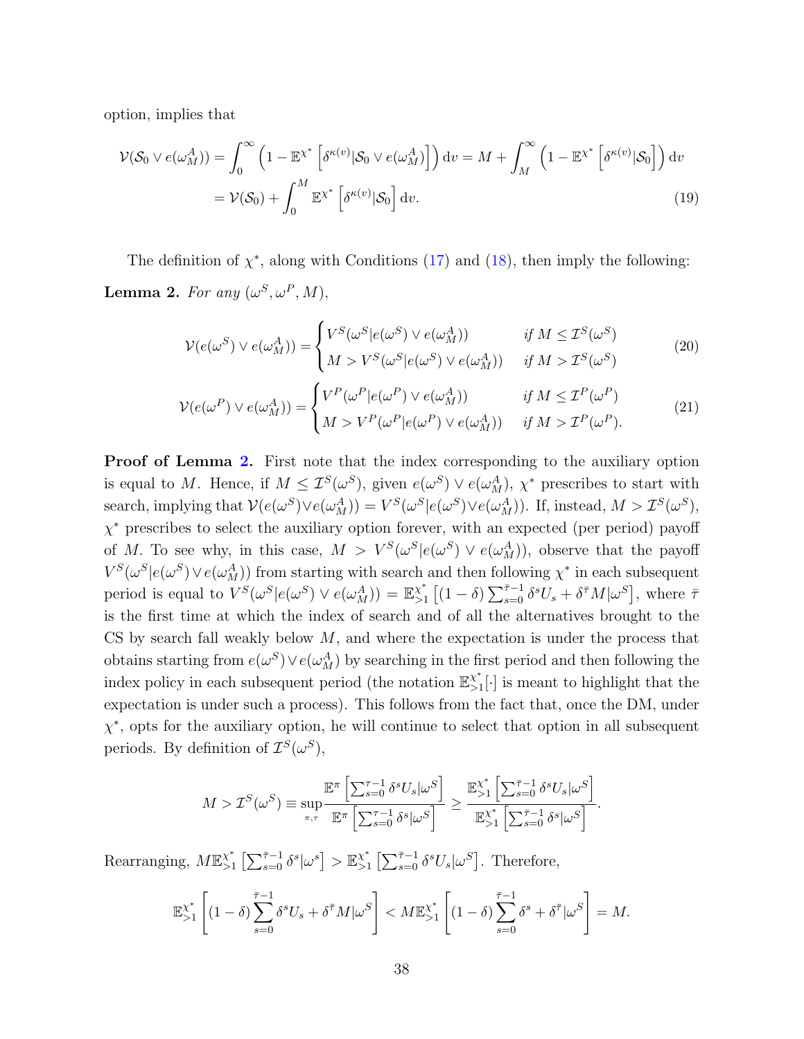option, implies that

$$\mathcal{V}(\mathcal{S}_0 \vee e(\omega_M^A)) = \int_0^\infty \left(1 - \mathbb{E}^{\chi^*}\left[\delta^{\kappa(v)}|\mathcal{S}_0 \vee e(\omega_M^A)\right]\right) \mathrm{d}v = M + \int_M^\infty \left(1 - \mathbb{E}^{\chi^*}\left[\delta^{\kappa(v)}|\mathcal{S}_0\right]\right) \mathrm{d}v$$
$$= \mathcal{V}(\mathcal{S}_0) + \int_0^M \mathbb{E}^{\chi^*}\left[\delta^{\kappa(v)}|\mathcal{S}_0\right] \mathrm{d}v. \tag{19}$$

The definition of $\chi^*$, along with Conditions (17) and (18), then imply the following:

**Lemma 2.** *For any* $(\omega^S, \omega^P, M)$,

$$\mathcal{V}(e(\omega^S) \vee e(\omega_M^A)) = \begin{cases} V^S(\omega^S|e(\omega^S) \vee e(\omega_M^A)) & \text{if } M \leq \mathcal{I}^S(\omega^S) \\ M > V^S(\omega^S|e(\omega^S) \vee e(\omega_M^A)) & \text{if } M > \mathcal{I}^S(\omega^S) \end{cases} \tag{20}$$

$$\mathcal{V}(e(\omega^P) \vee e(\omega_M^A)) = \begin{cases} V^P(\omega^P|e(\omega^P) \vee e(\omega_M^A)) & \text{if } M \leq \mathcal{I}^P(\omega^P) \\ M > V^P(\omega^P|e(\omega^P) \vee e(\omega_M^A)) & \text{if } M > \mathcal{I}^P(\omega^P). \end{cases} \tag{21}$$

**Proof of Lemma 2.** First note that the index corresponding to the auxiliary option is equal to $M$. Hence, if $M \leq \mathcal{I}^S(\omega^S)$, given $e(\omega^S) \vee e(\omega_M^A)$, $\chi^*$ prescribes to start with search, implying that $\mathcal{V}(e(\omega^S)\vee e(\omega_M^A)) = V^S(\omega^S|e(\omega^S)\vee e(\omega_M^A))$. If, instead, $M > \mathcal{I}^S(\omega^S)$, $\chi^*$ prescribes to select the auxiliary option forever, with an expected (per period) payoff of $M$. To see why, in this case, $M > V^S(\omega^S|e(\omega^S) \vee e(\omega_M^A))$, observe that the payoff $V^S(\omega^S|e(\omega^S)\vee e(\omega_M^A))$ from starting with search and then following $\chi^*$ in each subsequent period is equal to $V^S(\omega^S|e(\omega^S) \vee e(\omega_M^A)) = \mathbb{E}_{>1}^{\chi^*}\left[(1-\delta)\sum_{s=0}^{\bar{\tau}-1}\delta^s U_s + \delta^{\bar{\tau}} M|\omega^S\right]$, where $\bar{\tau}$ is the first time at which the index of search and of all the alternatives brought to the CS by search fall weakly below $M$, and where the expectation is under the process that obtains starting from $e(\omega^S)\vee e(\omega_M^A)$ by searching in the first period and then following the index policy in each subsequent period (the notation $\mathbb{E}_{>1}^{\chi^*}[\cdot]$ is meant to highlight that the expectation is under such a process). This follows from the fact that, once the DM, under $\chi^*$, opts for the auxiliary option, he will continue to select that option in all subsequent periods. By definition of $\mathcal{I}^S(\omega^S)$,

$$M > \mathcal{I}^S(\omega^S) \equiv \sup_{\pi,\tau} \frac{\mathbb{E}^\pi\left[\sum_{s=0}^{\tau-1}\delta^s U_s|\omega^S\right]}{\mathbb{E}^\pi\left[\sum_{s=0}^{\tau-1}\delta^s|\omega^S\right]} \geq \frac{\mathbb{E}_{>1}^{\chi^*}\left[\sum_{s=0}^{\bar{\tau}-1}\delta^s U_s|\omega^S\right]}{\mathbb{E}_{>1}^{\chi^*}\left[\sum_{s=0}^{\bar{\tau}-1}\delta^s|\omega^S\right]}.$$

Rearranging, $M\mathbb{E}_{>1}^{\chi^*}\left[\sum_{s=0}^{\bar{\tau}-1}\delta^s|\omega^s\right] > \mathbb{E}_{>1}^{\chi^*}\left[\sum_{s=0}^{\bar{\tau}-1}\delta^s U_s|\omega^S\right]$. Therefore,

$$\mathbb{E}_{>1}^{\chi^*}\left[(1-\delta)\sum_{s=0}^{\bar{\tau}-1}\delta^s U_s + \delta^{\bar{\tau}} M|\omega^S\right] < M\mathbb{E}_{>1}^{\chi^*}\left[(1-\delta)\sum_{s=0}^{\bar{\tau}-1}\delta^s + \delta^{\bar{\tau}}|\omega^S\right] = M.$$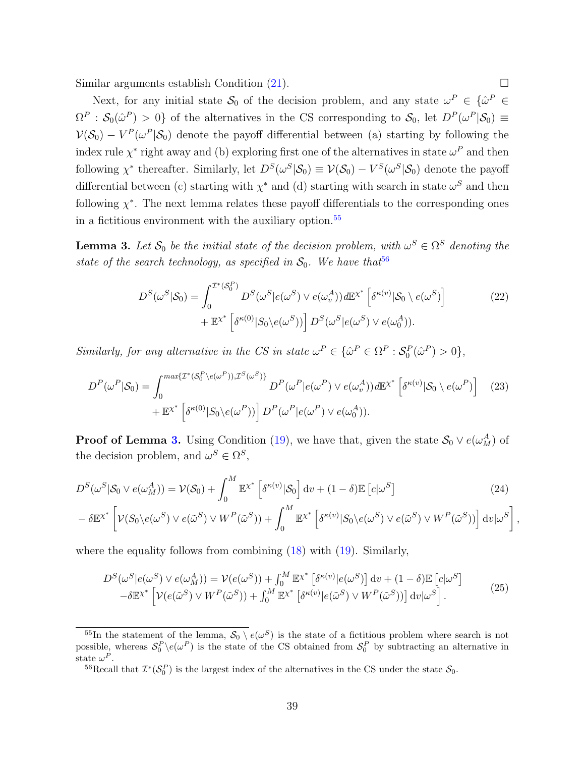Similar arguments establish Condition (21). $\square$

Next, for any initial state $\mathcal{S}_0$ of the decision problem, and any state $\omega^P \in \{\hat{\omega}^P \in \Omega^P : \mathcal{S}_0(\hat{\omega}^P) > 0\}$ of the alternatives in the CS corresponding to $\mathcal{S}_0$, let $D^P(\omega^P|\mathcal{S}_0) \equiv \mathcal{V}(\mathcal{S}_0) - V^P(\omega^P|\mathcal{S}_0)$ denote the payoff differential between (a) starting by following the index rule $\chi^*$ right away and (b) exploring first one of the alternatives in state $\omega^P$ and then following $\chi^*$ thereafter. Similarly, let $D^S(\omega^S|\mathcal{S}_0) \equiv \mathcal{V}(\mathcal{S}_0) - V^S(\omega^S|\mathcal{S}_0)$ denote the payoff differential between (c) starting with $\chi^*$ and (d) starting with search in state $\omega^S$ and then following $\chi^*$. The next lemma relates these payoff differentials to the corresponding ones in a fictitious environment with the auxiliary option.[55]

**Lemma 3.** *Let $\mathcal{S}_0$ be the initial state of the decision problem, with $\omega^S \in \Omega^S$ denoting the state of the search technology, as specified in $\mathcal{S}_0$. We have that*[56]

$$D^S(\omega^S|\mathcal{S}_0) = \int_0^{\mathcal{I}^*(\mathcal{S}_0^P)} D^S(\omega^S|e(\omega^S) \vee e(\omega_v^A)) d\mathbb{E}^{\chi^*}\left[\delta^{\kappa(v)}|\mathcal{S}_0 \setminus e(\omega^S)\right] + \mathbb{E}^{\chi^*}\left[\delta^{\kappa(0)}|S_0 \backslash e(\omega^S))\right] D^S(\omega^S|e(\omega^S) \vee e(\omega_0^A)). \tag{22}$$

*Similarly, for any alternative in the CS in state $\omega^P \in \{\hat{\omega}^P \in \Omega^P : \mathcal{S}_0^P(\hat{\omega}^P) > 0\}$,*

$$D^P(\omega^P|\mathcal{S}_0) = \int_0^{max\{\mathcal{I}^*(\mathcal{S}_0^P \backslash e(\omega^P)), \mathcal{I}^S(\omega^S)\}} D^P(\omega^P|e(\omega^P) \vee e(\omega_v^A)) d\mathbb{E}^{\chi^*}\left[\delta^{\kappa(v)}|\mathcal{S}_0 \setminus e(\omega^P)\right] + \mathbb{E}^{\chi^*}\left[\delta^{\kappa(0)}|S_0 \backslash e(\omega^P))\right] D^P(\omega^P|e(\omega^P) \vee e(\omega_0^A)). \tag{23}$$

**Proof of Lemma 3.** Using Condition (19), we have that, given the state $\mathcal{S}_0 \vee e(\omega_M^A)$ of the decision problem, and $\omega^S \in \Omega^S$,

$$D^S(\omega^S|\mathcal{S}_0 \vee e(\omega_M^A)) = \mathcal{V}(\mathcal{S}_0) + \int_0^M \mathbb{E}^{\chi^*}\left[\delta^{\kappa(v)}|\mathcal{S}_0\right] \mathrm{d}v + (1-\delta)\mathbb{E}\left[c|\omega^S\right] - \delta\mathbb{E}^{\chi^*}\left[\mathcal{V}(S_0 \backslash e(\omega^S) \vee e(\tilde{\omega}^S) \vee W^P(\tilde{\omega}^S)) + \int_0^M \mathbb{E}^{\chi^*}\left[\delta^{\kappa(v)}|S_0 \backslash e(\omega^S) \vee e(\tilde{\omega}^S) \vee W^P(\tilde{\omega}^S))\right] \mathrm{d}v \Big| \omega^S\right], \tag{24}$$

where the equality follows from combining (18) with (19). Similarly,

$$D^S(\omega^S|e(\omega^S) \vee e(\omega_M^A)) = \mathcal{V}(e(\omega^S)) + \int_0^M \mathbb{E}^{\chi^*}\left[\delta^{\kappa(v)}|e(\omega^S)\right] \mathrm{d}v + (1-\delta)\mathbb{E}\left[c|\omega^S\right] - \delta\mathbb{E}^{\chi^*}\left[\mathcal{V}(e(\tilde{\omega}^S) \vee W^P(\tilde{\omega}^S)) + \int_0^M \mathbb{E}^{\chi^*}\left[\delta^{\kappa(v)}|e(\tilde{\omega}^S) \vee W^P(\tilde{\omega}^S))\right] \mathrm{d}v \Big| \omega^S\right]. \tag{25}$$

[55] In the statement of the lemma, $\mathcal{S}_0 \setminus e(\omega^S)$ is the state of a fictitious problem where search is not possible, whereas $\mathcal{S}_0^P \backslash e(\omega^P)$ is the state of the CS obtained from $\mathcal{S}_0^P$ by subtracting an alternative in state $\omega^P$.

[56] Recall that $\mathcal{I}^*(\mathcal{S}_0^P)$ is the largest index of the alternatives in the CS under the state $\mathcal{S}_0$.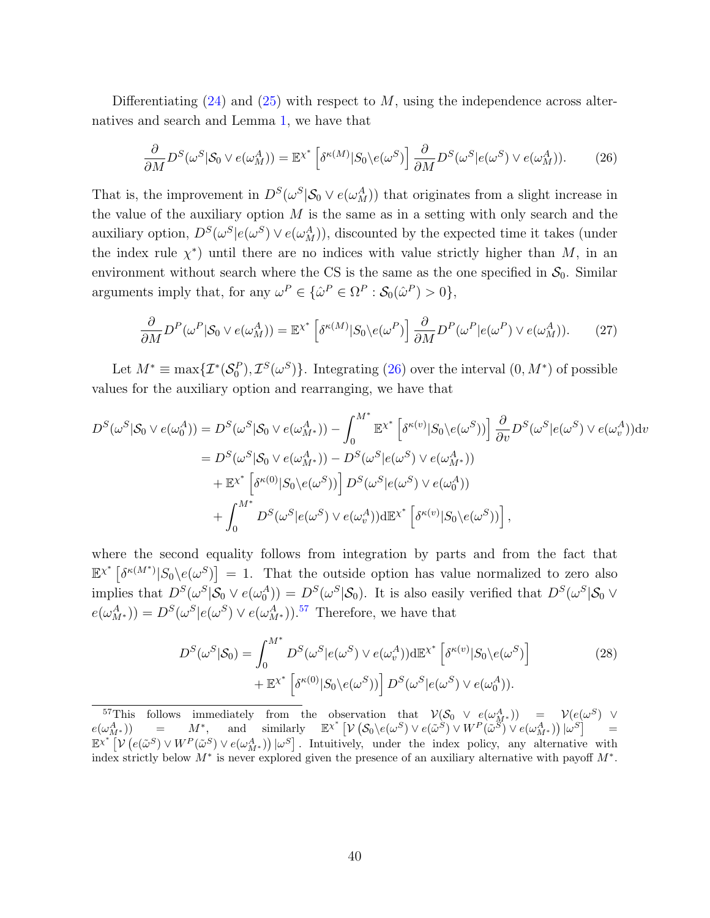Differentiating (24) and (25) with respect to $M$, using the independence across alternatives and search and Lemma 1, we have that

$$\frac{\partial}{\partial M} D^S(\omega^S | \mathcal{S}_0 \vee e(\omega_M^A)) = \mathbb{E}^{\chi^*}\left[\delta^{\kappa(M)} | S_0 \backslash e(\omega^S)\right] \frac{\partial}{\partial M} D^S(\omega^S | e(\omega^S) \vee e(\omega_M^A)). \tag{26}$$

That is, the improvement in $D^S(\omega^S | \mathcal{S}_0 \vee e(\omega_M^A))$ that originates from a slight increase in the value of the auxiliary option $M$ is the same as in a setting with only search and the auxiliary option, $D^S(\omega^S | e(\omega^S) \vee e(\omega_M^A))$, discounted by the expected time it takes (under the index rule $\chi^*$) until there are no indices with value strictly higher than $M$, in an environment without search where the CS is the same as the one specified in $\mathcal{S}_0$. Similar arguments imply that, for any $\omega^P \in \{\hat{\omega}^P \in \Omega^P : \mathcal{S}_0(\hat{\omega}^P) > 0\}$,

$$\frac{\partial}{\partial M} D^P(\omega^P | \mathcal{S}_0 \vee e(\omega_M^A)) = \mathbb{E}^{\chi^*}\left[\delta^{\kappa(M)} | S_0 \backslash e(\omega^P)\right] \frac{\partial}{\partial M} D^P(\omega^P | e(\omega^P) \vee e(\omega_M^A)). \tag{27}$$

Let $M^* \equiv \max\{\mathcal{I}^*(\mathcal{S}_0^P), \mathcal{I}^S(\omega^S)\}$. Integrating (26) over the interval $(0, M^*)$ of possible values for the auxiliary option and rearranging, we have that

$$\begin{aligned}
D^S(\omega^S | \mathcal{S}_0 \vee e(\omega_0^A)) &= D^S(\omega^S | \mathcal{S}_0 \vee e(\omega_{M^*}^A)) - \int_0^{M^*} \mathbb{E}^{\chi^*}\left[\delta^{\kappa(v)} | S_0 \backslash e(\omega^S))\right] \frac{\partial}{\partial v} D^S(\omega^S | e(\omega^S) \vee e(\omega_v^A)) \mathrm{d}v \\
&= D^S(\omega^S | \mathcal{S}_0 \vee e(\omega_{M^*}^A)) - D^S(\omega^S | e(\omega^S) \vee e(\omega_{M^*}^A)) \\
&\quad + \mathbb{E}^{\chi^*}\left[\delta^{\kappa(0)} | S_0 \backslash e(\omega^S))\right] D^S(\omega^S | e(\omega^S) \vee e(\omega_0^A)) \\
&\quad + \int_0^{M^*} D^S(\omega^S | e(\omega^S) \vee e(\omega_v^A)) \mathrm{d}\mathbb{E}^{\chi^*}\left[\delta^{\kappa(v)} | S_0 \backslash e(\omega^S))\right],
\end{aligned}$$

where the second equality follows from integration by parts and from the fact that $\mathbb{E}^{\chi^*}\left[\delta^{\kappa(M^*)} | S_0 \backslash e(\omega^S)\right] = 1$. That the outside option has value normalized to zero also implies that $D^S(\omega^S | \mathcal{S}_0 \vee e(\omega_0^A)) = D^S(\omega^S | \mathcal{S}_0)$. It is also easily verified that $D^S(\omega^S | \mathcal{S}_0 \vee e(\omega_{M^*}^A)) = D^S(\omega^S | e(\omega^S) \vee e(\omega_{M^*}^A))$.[57] Therefore, we have that

$$\begin{aligned}
D^S(\omega^S | \mathcal{S}_0) = &\int_0^{M^*} D^S(\omega^S | e(\omega^S) \vee e(\omega_v^A)) \mathrm{d}\mathbb{E}^{\chi^*}\left[\delta^{\kappa(v)} | S_0 \backslash e(\omega^S)\right] \\
&+ \mathbb{E}^{\chi^*}\left[\delta^{\kappa(0)} | S_0 \backslash e(\omega^S))\right] D^S(\omega^S | e(\omega^S) \vee e(\omega_0^A)).
\end{aligned} \tag{28}$$

[57] This follows immediately from the observation that $\mathcal{V}(\mathcal{S}_0 \vee e(\omega_{M^*}^A)) = \mathcal{V}(e(\omega^S) \vee e(\omega_{M^*}^A)) = M^*$, and similarly $\mathbb{E}^{\chi^*}\left[\mathcal{V}\left(\mathcal{S}_0 \backslash e(\omega^S) \vee e(\tilde{\omega}^S) \vee W^P(\tilde{\omega}^S) \vee e(\omega_{M^*}^A)\right) | \omega^S\right] = \mathbb{E}^{\chi^*}\left[\mathcal{V}\left(e(\tilde{\omega}^S) \vee W^P(\tilde{\omega}^S) \vee e(\omega_{M^*}^A)\right) | \omega^S\right]$. Intuitively, under the index policy, any alternative with index strictly below $M^*$ is never explored given the presence of an auxiliary alternative with payoff $M^*$.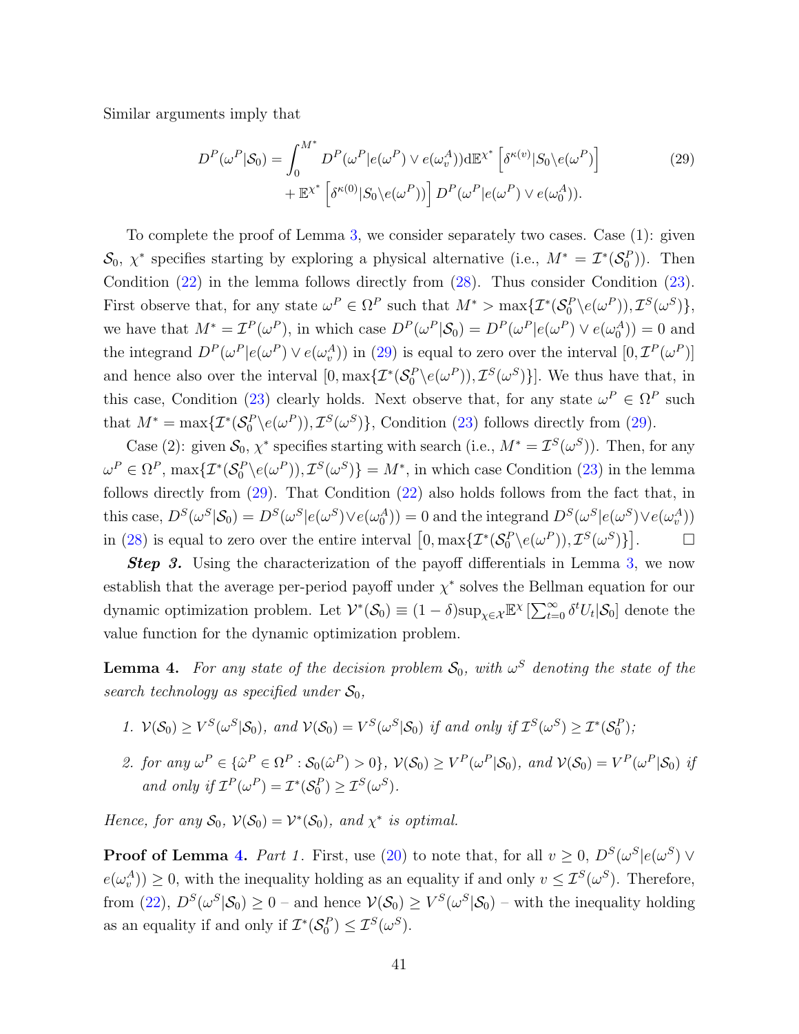Similar arguments imply that

$$D^P(\omega^P|\mathcal{S}_0) = \int_0^{M^*} D^P(\omega^P|e(\omega^P) \vee e(\omega_v^A)) \mathrm{d}\mathbb{E}^{\chi^*}\left[\delta^{\kappa(v)}|S_0 \backslash e(\omega^P)\right] \\ + \mathbb{E}^{\chi^*}\left[\delta^{\kappa(0)}|S_0 \backslash e(\omega^P)\right] D^P(\omega^P|e(\omega^P) \vee e(\omega_0^A)). \tag{29}$$

To complete the proof of Lemma 3, we consider separately two cases. Case (1): given $\mathcal{S}_0$, $\chi^*$ specifies starting by exploring a physical alternative (i.e., $M^* = \mathcal{I}^*(\mathcal{S}_0^P)$). Then Condition (22) in the lemma follows directly from (28). Thus consider Condition (23). First observe that, for any state $\omega^P \in \Omega^P$ such that $M^* > \max\{\mathcal{I}^*(\mathcal{S}_0^P \backslash e(\omega^P)), \mathcal{I}^S(\omega^S)\}$, we have that $M^* = \mathcal{I}^P(\omega^P)$, in which case $D^P(\omega^P|\mathcal{S}_0) = D^P(\omega^P|e(\omega^P) \vee e(\omega_0^A)) = 0$ and the integrand $D^P(\omega^P|e(\omega^P) \vee e(\omega_v^A))$ in (29) is equal to zero over the interval $[0, \mathcal{I}^P(\omega^P)]$ and hence also over the interval $[0, \max\{\mathcal{I}^*(\mathcal{S}_0^P \backslash e(\omega^P)), \mathcal{I}^S(\omega^S)\}]$. We thus have that, in this case, Condition (23) clearly holds. Next observe that, for any state $\omega^P \in \Omega^P$ such that $M^* = \max\{\mathcal{I}^*(\mathcal{S}_0^P \backslash e(\omega^P)), \mathcal{I}^S(\omega^S)\}$, Condition (23) follows directly from (29).

Case (2): given $\mathcal{S}_0$, $\chi^*$ specifies starting with search (i.e., $M^* = \mathcal{I}^S(\omega^S)$). Then, for any $\omega^P \in \Omega^P$, $\max\{\mathcal{I}^*(\mathcal{S}_0^P \backslash e(\omega^P)), \mathcal{I}^S(\omega^S)\} = M^*$, in which case Condition (23) in the lemma follows directly from (29). That Condition (22) also holds follows from the fact that, in this case, $D^S(\omega^S|\mathcal{S}_0) = D^S(\omega^S|e(\omega^S) \vee e(\omega_0^A)) = 0$ and the integrand $D^S(\omega^S|e(\omega^S) \vee e(\omega_v^A))$ in (28) is equal to zero over the entire interval $\left[0, \max\{\mathcal{I}^*(\mathcal{S}_0^P \backslash e(\omega^P)), \mathcal{I}^S(\omega^S)\}\right]$. $\square$

***Step 3.*** Using the characterization of the payoff differentials in Lemma 3, we now establish that the average per-period payoff under $\chi^*$ solves the Bellman equation for our dynamic optimization problem. Let $\mathcal{V}^*(\mathcal{S}_0) \equiv (1-\delta)\sup_{\chi \in \mathcal{X}} \mathbb{E}^{\chi}\left[\sum_{t=0}^{\infty} \delta^t U_t | \mathcal{S}_0\right]$ denote the value function for the dynamic optimization problem.

**Lemma 4.** *For any state of the decision problem $\mathcal{S}_0$, with $\omega^S$ denoting the state of the search technology as specified under $\mathcal{S}_0$,*

1. *$\mathcal{V}(\mathcal{S}_0) \geq V^S(\omega^S|\mathcal{S}_0)$, and $\mathcal{V}(\mathcal{S}_0) = V^S(\omega^S|\mathcal{S}_0)$ if and only if $\mathcal{I}^S(\omega^S) \geq \mathcal{I}^*(\mathcal{S}_0^P)$;*
2. *for any $\omega^P \in \{\hat{\omega}^P \in \Omega^P : \mathcal{S}_0(\hat{\omega}^P) > 0\}$, $\mathcal{V}(\mathcal{S}_0) \geq V^P(\omega^P|\mathcal{S}_0)$, and $\mathcal{V}(\mathcal{S}_0) = V^P(\omega^P|\mathcal{S}_0)$ if and only if $\mathcal{I}^P(\omega^P) = \mathcal{I}^*(\mathcal{S}_0^P) \geq \mathcal{I}^S(\omega^S)$.*

*Hence, for any $\mathcal{S}_0$, $\mathcal{V}(\mathcal{S}_0) = \mathcal{V}^*(\mathcal{S}_0)$, and $\chi^*$ is optimal.*

**Proof of Lemma 4.** *Part 1.* First, use (20) to note that, for all $v \geq 0$, $D^S(\omega^S|e(\omega^S) \vee e(\omega_v^A)) \geq 0$, with the inequality holding as an equality if and only $v \leq \mathcal{I}^S(\omega^S)$. Therefore, from (22), $D^S(\omega^S|\mathcal{S}_0) \geq 0$ – and hence $\mathcal{V}(\mathcal{S}_0) \geq V^S(\omega^S|\mathcal{S}_0)$ – with the inequality holding as an equality if and only if $\mathcal{I}^*(\mathcal{S}_0^P) \leq \mathcal{I}^S(\omega^S)$.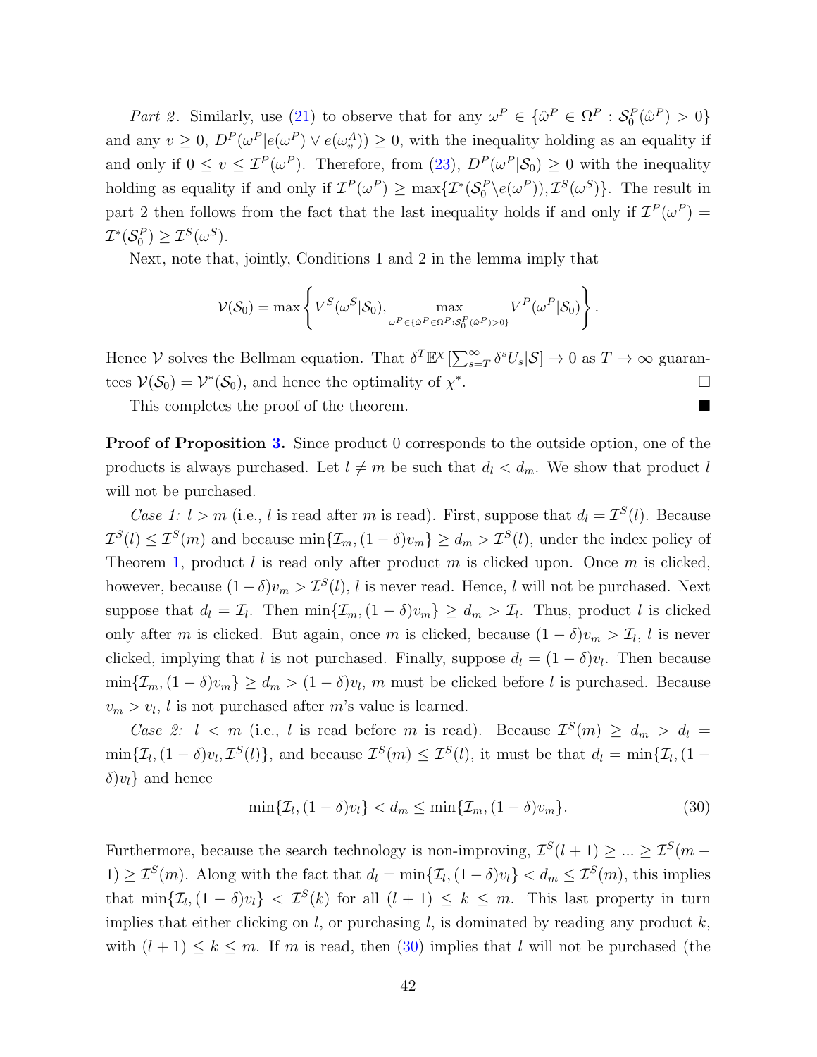*Part 2*. Similarly, use (21) to observe that for any $\omega^P \in \{\hat{\omega}^P \in \Omega^P : \mathcal{S}_0^P(\hat{\omega}^P) > 0\}$ and any $v \geq 0$, $D^P(\omega^P | e(\omega^P) \vee e(\omega_v^A)) \geq 0$, with the inequality holding as an equality if and only if $0 \leq v \leq \mathcal{I}^P(\omega^P)$. Therefore, from (23), $D^P(\omega^P|\mathcal{S}_0) \geq 0$ with the inequality holding as equality if and only if $\mathcal{I}^P(\omega^P) \geq \max\{\mathcal{I}^*(\mathcal{S}_0^P \backslash e(\omega^P)), \mathcal{I}^S(\omega^S)\}$. The result in part 2 then follows from the fact that the last inequality holds if and only if $\mathcal{I}^P(\omega^P) = \mathcal{I}^*(\mathcal{S}_0^P) \geq \mathcal{I}^S(\omega^S)$.

Next, note that, jointly, Conditions 1 and 2 in the lemma imply that

$$\mathcal{V}(\mathcal{S}_0) = \max\left\{V^S(\omega^S|\mathcal{S}_0), \max_{\omega^P \in \{\hat{\omega}^P \in \Omega^P : \mathcal{S}_0^P(\hat{\omega}^P) > 0\}} V^P(\omega^P|\mathcal{S}_0)\right\}.$$

Hence $\mathcal{V}$ solves the Bellman equation. That $\delta^T \mathbb{E}^\chi \left[\sum_{s=T}^\infty \delta^s U_s | \mathcal{S}\right] \to 0$ as $T \to \infty$ guarantees $\mathcal{V}(\mathcal{S}_0) = \mathcal{V}^*(\mathcal{S}_0)$, and hence the optimality of $\chi^*$. □

This completes the proof of the theorem. ■

**Proof of Proposition 3.** Since product 0 corresponds to the outside option, one of the products is always purchased. Let $l \neq m$ be such that $d_l < d_m$. We show that product $l$ will not be purchased.

*Case 1: $l > m$* (i.e., $l$ is read after $m$ is read). First, suppose that $d_l = \mathcal{I}^S(l)$. Because $\mathcal{I}^S(l) \leq \mathcal{I}^S(m)$ and because $\min\{\mathcal{I}_m, (1-\delta)v_m\} \geq d_m > \mathcal{I}^S(l)$, under the index policy of Theorem 1, product $l$ is read only after product $m$ is clicked upon. Once $m$ is clicked, however, because $(1-\delta)v_m > \mathcal{I}^S(l)$, $l$ is never read. Hence, $l$ will not be purchased. Next suppose that $d_l = \mathcal{I}_l$. Then $\min\{\mathcal{I}_m, (1-\delta)v_m\} \geq d_m > \mathcal{I}_l$. Thus, product $l$ is clicked only after $m$ is clicked. But again, once $m$ is clicked, because $(1-\delta)v_m > \mathcal{I}_l$, $l$ is never clicked, implying that $l$ is not purchased. Finally, suppose $d_l = (1-\delta)v_l$. Then because $\min\{\mathcal{I}_m, (1-\delta)v_m\} \geq d_m > (1-\delta)v_l$, $m$ must be clicked before $l$ is purchased. Because $v_m > v_l$, $l$ is not purchased after $m$'s value is learned.

*Case 2: $l < m$* (i.e., $l$ is read before $m$ is read). Because $\mathcal{I}^S(m) \geq d_m > d_l = \min\{\mathcal{I}_l, (1-\delta)v_l, \mathcal{I}^S(l)\}$, and because $\mathcal{I}^S(m) \leq \mathcal{I}^S(l)$, it must be that $d_l = \min\{\mathcal{I}_l, (1-\delta)v_l\}$ and hence

$$\min\{\mathcal{I}_l, (1-\delta)v_l\} < d_m \leq \min\{\mathcal{I}_m, (1-\delta)v_m\}. \tag{30}$$

Furthermore, because the search technology is non-improving, $\mathcal{I}^S(l+1) \geq ... \geq \mathcal{I}^S(m-1) \geq \mathcal{I}^S(m)$. Along with the fact that $d_l = \min\{\mathcal{I}_l, (1-\delta)v_l\} < d_m \leq \mathcal{I}^S(m)$, this implies that $\min\{\mathcal{I}_l, (1-\delta)v_l\} < \mathcal{I}^S(k)$ for all $(l+1) \leq k \leq m$. This last property in turn implies that either clicking on $l$, or purchasing $l$, is dominated by reading any product $k$, with $(l+1) \leq k \leq m$. If $m$ is read, then (30) implies that $l$ will not be purchased (the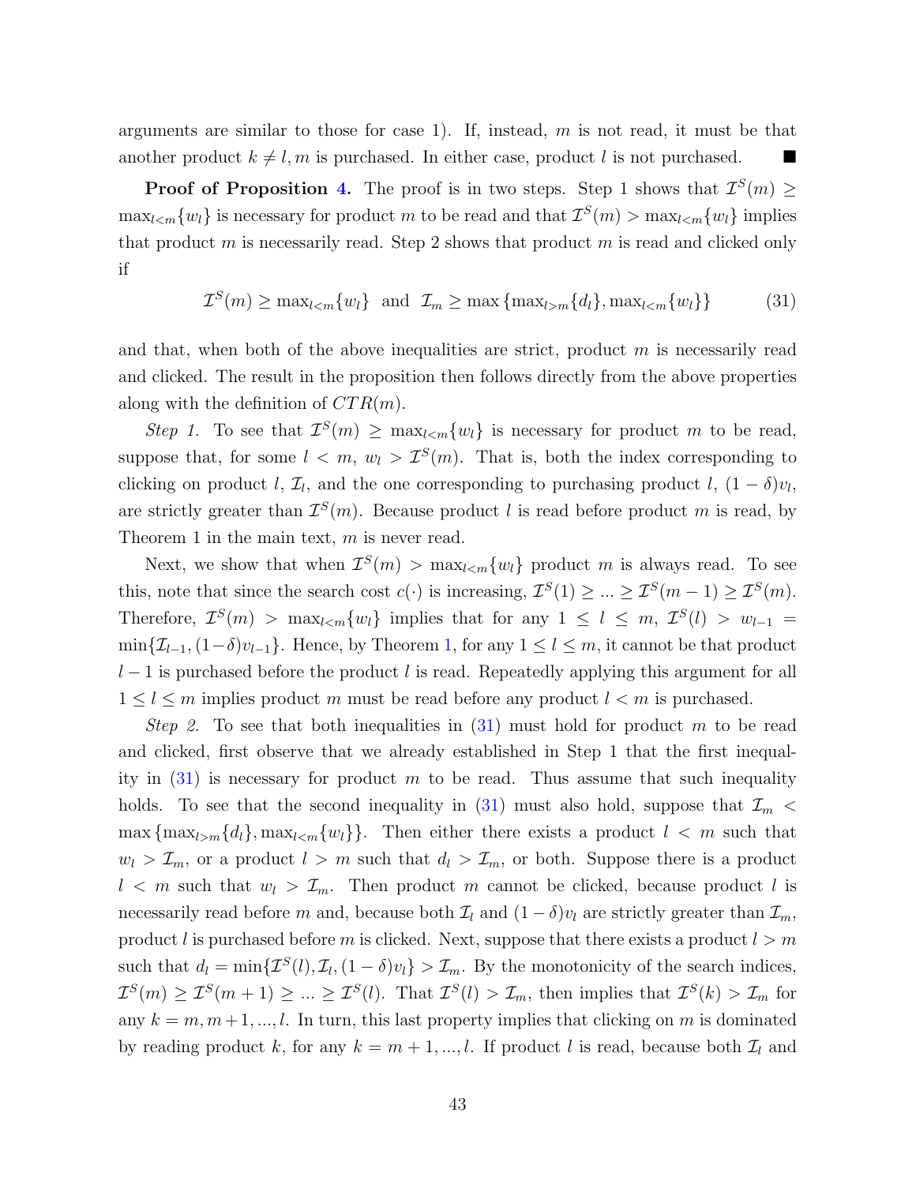arguments are similar to those for case 1). If, instead, $m$ is not read, it must be that another product $k \neq l, m$ is purchased. In either case, product $l$ is not purchased. ■

**Proof of Proposition 4.** The proof is in two steps. Step 1 shows that $\mathcal{I}^S(m) \geq \max_{l<m}\{w_l\}$ is necessary for product $m$ to be read and that $\mathcal{I}^S(m) > \max_{l<m}\{w_l\}$ implies that product $m$ is necessarily read. Step 2 shows that product $m$ is read and clicked only if

$$\mathcal{I}^S(m) \geq \max_{l<m}\{w_l\} \;\text{ and }\; \mathcal{I}_m \geq \max\left\{\max_{l>m}\{d_l\}, \max_{l<m}\{w_l\}\right\} \tag{31}$$

and that, when both of the above inequalities are strict, product $m$ is necessarily read and clicked. The result in the proposition then follows directly from the above properties along with the definition of $CTR(m)$.

*Step 1.* To see that $\mathcal{I}^S(m) \geq \max_{l<m}\{w_l\}$ is necessary for product $m$ to be read, suppose that, for some $l < m$, $w_l > \mathcal{I}^S(m)$. That is, both the index corresponding to clicking on product $l$, $\mathcal{I}_l$, and the one corresponding to purchasing product $l$, $(1-\delta)v_l$, are strictly greater than $\mathcal{I}^S(m)$. Because product $l$ is read before product $m$ is read, by Theorem 1 in the main text, $m$ is never read.

Next, we show that when $\mathcal{I}^S(m) > \max_{l<m}\{w_l\}$ product $m$ is always read. To see this, note that since the search cost $c(\cdot)$ is increasing, $\mathcal{I}^S(1) \geq ... \geq \mathcal{I}^S(m-1) \geq \mathcal{I}^S(m)$. Therefore, $\mathcal{I}^S(m) > \max_{l<m}\{w_l\}$ implies that for any $1 \leq l \leq m$, $\mathcal{I}^S(l) > w_{l-1} = \min\{\mathcal{I}_{l-1}, (1-\delta)v_{l-1}\}$. Hence, by Theorem 1, for any $1 \leq l \leq m$, it cannot be that product $l-1$ is purchased before the product $l$ is read. Repeatedly applying this argument for all $1 \leq l \leq m$ implies product $m$ must be read before any product $l < m$ is purchased.

*Step 2.* To see that both inequalities in (31) must hold for product $m$ to be read and clicked, first observe that we already established in Step 1 that the first inequality in (31) is necessary for product $m$ to be read. Thus assume that such inequality holds. To see that the second inequality in (31) must also hold, suppose that $\mathcal{I}_m < \max\left\{\max_{l>m}\{d_l\}, \max_{l<m}\{w_l\}\right\}$. Then either there exists a product $l < m$ such that $w_l > \mathcal{I}_m$, or a product $l > m$ such that $d_l > \mathcal{I}_m$, or both. Suppose there is a product $l < m$ such that $w_l > \mathcal{I}_m$. Then product $m$ cannot be clicked, because product $l$ is necessarily read before $m$ and, because both $\mathcal{I}_l$ and $(1-\delta)v_l$ are strictly greater than $\mathcal{I}_m$, product $l$ is purchased before $m$ is clicked. Next, suppose that there exists a product $l > m$ such that $d_l = \min\{\mathcal{I}^S(l), \mathcal{I}_l, (1-\delta)v_l\} > \mathcal{I}_m$. By the monotonicity of the search indices, $\mathcal{I}^S(m) \geq \mathcal{I}^S(m+1) \geq ... \geq \mathcal{I}^S(l)$. That $\mathcal{I}^S(l) > \mathcal{I}_m$, then implies that $\mathcal{I}^S(k) > \mathcal{I}_m$ for any $k = m, m+1, ..., l$. In turn, this last property implies that clicking on $m$ is dominated by reading product $k$, for any $k = m+1, ..., l$. If product $l$ is read, because both $\mathcal{I}_l$ and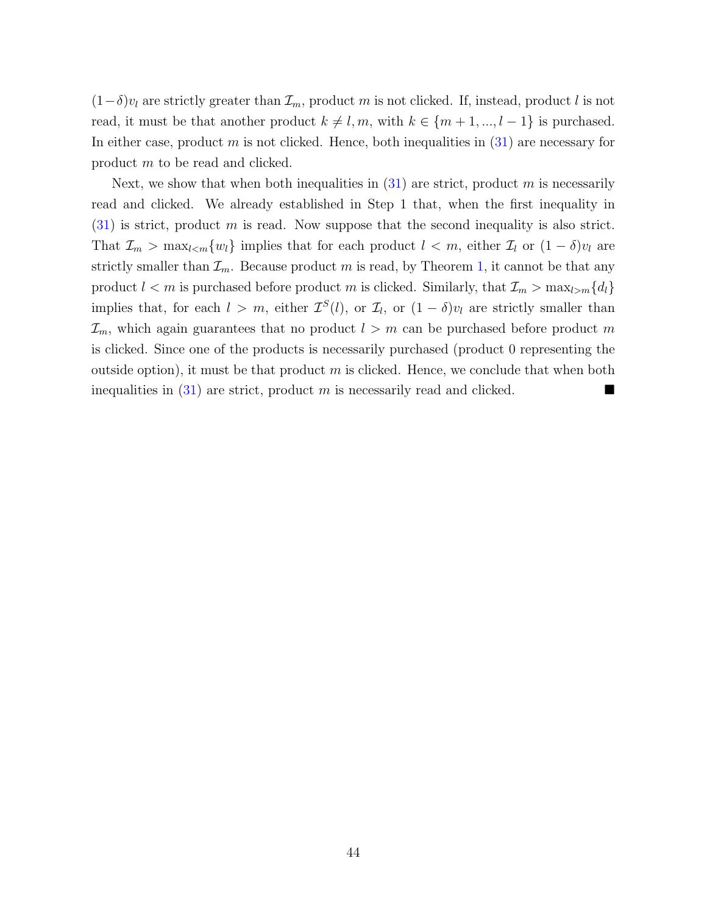$(1-\delta)v_l$ are strictly greater than $\mathcal{I}_m$, product $m$ is not clicked. If, instead, product $l$ is not read, it must be that another product $k \neq l, m$, with $k \in \{m+1, ..., l-1\}$ is purchased. In either case, product $m$ is not clicked. Hence, both inequalities in (31) are necessary for product $m$ to be read and clicked.

Next, we show that when both inequalities in (31) are strict, product $m$ is necessarily read and clicked. We already established in Step 1 that, when the first inequality in (31) is strict, product $m$ is read. Now suppose that the second inequality is also strict. That $\mathcal{I}_m > \max_{l<m}\{w_l\}$ implies that for each product $l < m$, either $\mathcal{I}_l$ or $(1-\delta)v_l$ are strictly smaller than $\mathcal{I}_m$. Because product $m$ is read, by Theorem 1, it cannot be that any product $l < m$ is purchased before product $m$ is clicked. Similarly, that $\mathcal{I}_m > \max_{l>m}\{d_l\}$ implies that, for each $l > m$, either $\mathcal{I}^S(l)$, or $\mathcal{I}_l$, or $(1-\delta)v_l$ are strictly smaller than $\mathcal{I}_m$, which again guarantees that no product $l > m$ can be purchased before product $m$ is clicked. Since one of the products is necessarily purchased (product 0 representing the outside option), it must be that product $m$ is clicked. Hence, we conclude that when both inequalities in (31) are strict, product $m$ is necessarily read and clicked. ■